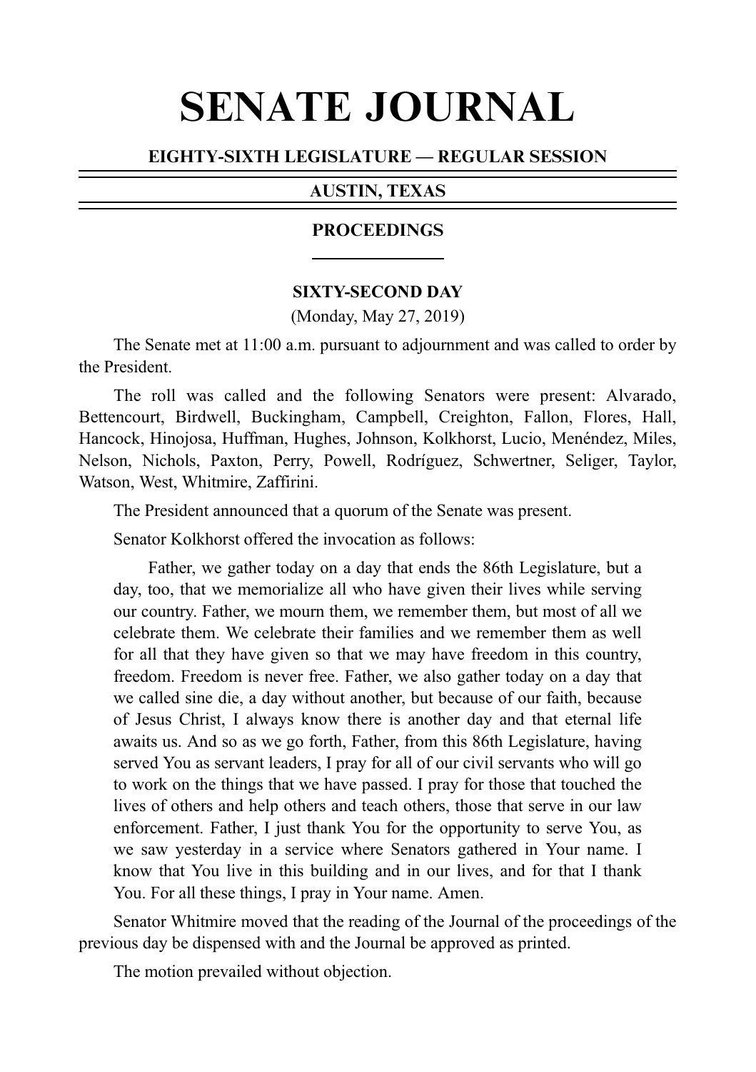# SENATE JOURNAL

**EIGHTY-SIXTH LEGISLATURE — REGULAR SESSION**

**AUSTIN, TEXAS**

**PROCEEDINGS**

**SIXTY-SECOND DAY**

(Monday, May 27, 2019)

The Senate met at 11:00 a.m. pursuant to adjournment and was called to order by the President.

The roll was called and the following Senators were present: Alvarado, Bettencourt, Birdwell, Buckingham, Campbell, Creighton, Fallon, Flores, Hall, Hancock, Hinojosa, Huffman, Hughes, Johnson, Kolkhorst, Lucio, Menéndez, Miles, Nelson, Nichols, Paxton, Perry, Powell, Rodríguez, Schwertner, Seliger, Taylor, Watson, West, Whitmire, Zaffirini.

The President announced that a quorum of the Senate was present.

Senator Kolkhorst offered the invocation as follows:

> Father, we gather today on a day that ends the 86th Legislature, but a day, too, that we memorialize all who have given their lives while serving our country. Father, we mourn them, we remember them, but most of all we celebrate them. We celebrate their families and we remember them as well for all that they have given so that we may have freedom in this country, freedom. Freedom is never free. Father, we also gather today on a day that we called sine die, a day without another, but because of our faith, because of Jesus Christ, I always know there is another day and that eternal life awaits us. And so as we go forth, Father, from this 86th Legislature, having served You as servant leaders, I pray for all of our civil servants who will go to work on the things that we have passed. I pray for those that touched the lives of others and help others and teach others, those that serve in our law enforcement. Father, I just thank You for the opportunity to serve You, as we saw yesterday in a service where Senators gathered in Your name. I know that You live in this building and in our lives, and for that I thank You. For all these things, I pray in Your name. Amen.

Senator Whitmire moved that the reading of the Journal of the proceedings of the previous day be dispensed with and the Journal be approved as printed.

The motion prevailed without objection.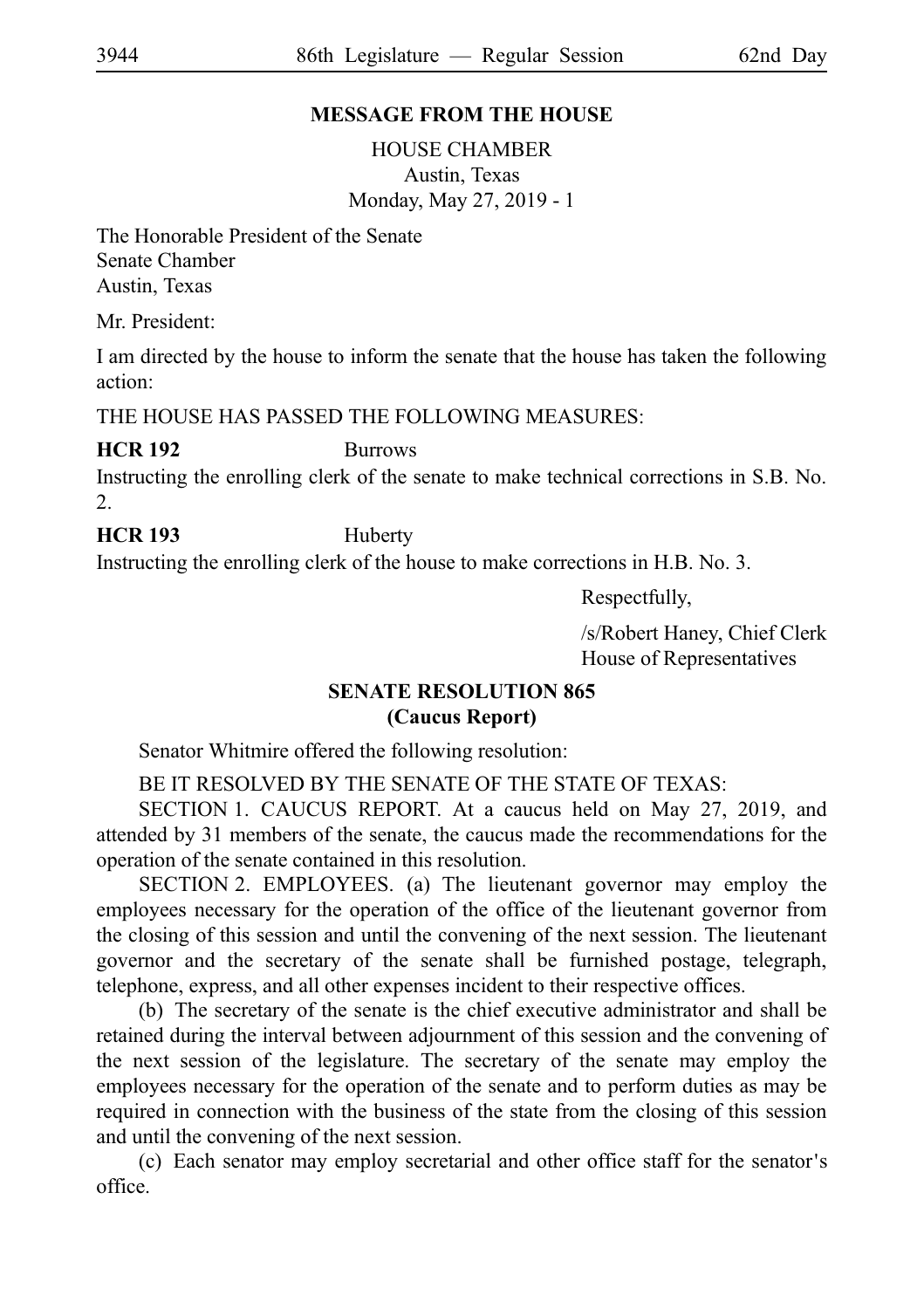## MESSAGE FROM THE HOUSE

HOUSE CHAMBER
Austin, Texas
Monday, May 27, 2019 - 1

The Honorable President of the Senate
Senate Chamber
Austin, Texas

Mr. President:

I am directed by the house to inform the senate that the house has taken the following action:

THE HOUSE HAS PASSED THE FOLLOWING MEASURES:

**HCR 192** Burrows
Instructing the enrolling clerk of the senate to make technical corrections in S.B. No. 2.

**HCR 193** Huberty
Instructing the enrolling clerk of the house to make corrections in H.B. No. 3.

Respectfully,

/s/Robert Haney, Chief Clerk
House of Representatives

## SENATE RESOLUTION 865
## (Caucus Report)

Senator Whitmire offered the following resolution:

BE IT RESOLVED BY THE SENATE OF THE STATE OF TEXAS:

SECTION 1. CAUCUS REPORT. At a caucus held on May 27, 2019, and attended by 31 members of the senate, the caucus made the recommendations for the operation of the senate contained in this resolution.

SECTION 2. EMPLOYEES. (a) The lieutenant governor may employ the employees necessary for the operation of the office of the lieutenant governor from the closing of this session and until the convening of the next session. The lieutenant governor and the secretary of the senate shall be furnished postage, telegraph, telephone, express, and all other expenses incident to their respective offices.

(b) The secretary of the senate is the chief executive administrator and shall be retained during the interval between adjournment of this session and the convening of the next session of the legislature. The secretary of the senate may employ the employees necessary for the operation of the senate and to perform duties as may be required in connection with the business of the state from the closing of this session and until the convening of the next session.

(c) Each senator may employ secretarial and other office staff for the senator's office.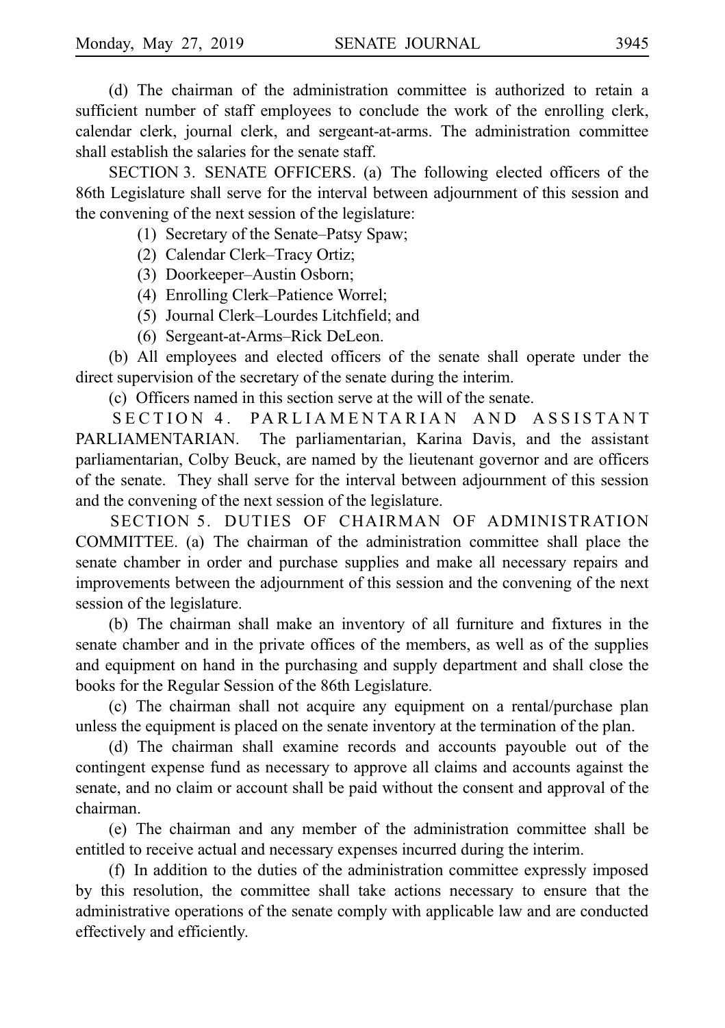(d) The chairman of the administration committee is authorized to retain a sufficient number of staff employees to conclude the work of the enrolling clerk, calendar clerk, journal clerk, and sergeant-at-arms. The administration committee shall establish the salaries for the senate staff.

SECTION 3. SENATE OFFICERS. (a) The following elected officers of the 86th Legislature shall serve for the interval between adjournment of this session and the convening of the next session of the legislature:

(1) Secretary of the Senate–Patsy Spaw;

(2) Calendar Clerk–Tracy Ortiz;

(3) Doorkeeper–Austin Osborn;

(4) Enrolling Clerk–Patience Worrel;

(5) Journal Clerk–Lourdes Litchfield; and

(6) Sergeant-at-Arms–Rick DeLeon.

(b) All employees and elected officers of the senate shall operate under the direct supervision of the secretary of the senate during the interim.

(c) Officers named in this section serve at the will of the senate.

SECTION 4. PARLIAMENTARIAN AND ASSISTANT PARLIAMENTARIAN. The parliamentarian, Karina Davis, and the assistant parliamentarian, Colby Beuck, are named by the lieutenant governor and are officers of the senate. They shall serve for the interval between adjournment of this session and the convening of the next session of the legislature.

SECTION 5. DUTIES OF CHAIRMAN OF ADMINISTRATION COMMITTEE. (a) The chairman of the administration committee shall place the senate chamber in order and purchase supplies and make all necessary repairs and improvements between the adjournment of this session and the convening of the next session of the legislature.

(b) The chairman shall make an inventory of all furniture and fixtures in the senate chamber and in the private offices of the members, as well as of the supplies and equipment on hand in the purchasing and supply department and shall close the books for the Regular Session of the 86th Legislature.

(c) The chairman shall not acquire any equipment on a rental/purchase plan unless the equipment is placed on the senate inventory at the termination of the plan.

(d) The chairman shall examine records and accounts payouble out of the contingent expense fund as necessary to approve all claims and accounts against the senate, and no claim or account shall be paid without the consent and approval of the chairman.

(e) The chairman and any member of the administration committee shall be entitled to receive actual and necessary expenses incurred during the interim.

(f) In addition to the duties of the administration committee expressly imposed by this resolution, the committee shall take actions necessary to ensure that the administrative operations of the senate comply with applicable law and are conducted effectively and efficiently.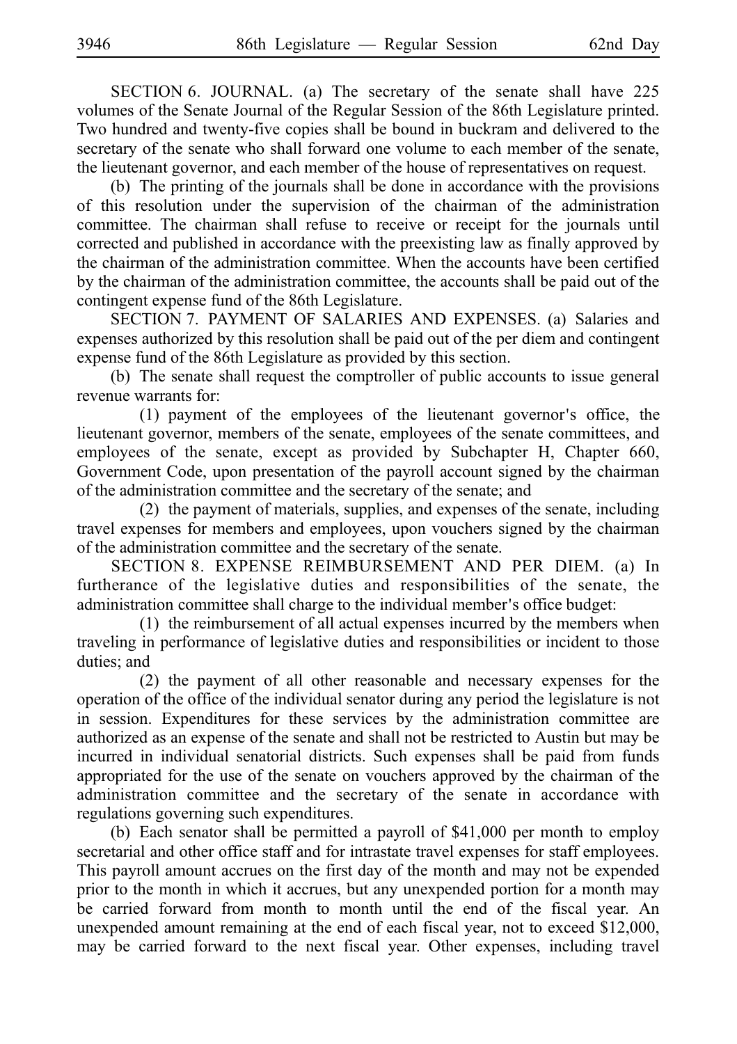SECTION 6. JOURNAL. (a) The secretary of the senate shall have 225 volumes of the Senate Journal of the Regular Session of the 86th Legislature printed. Two hundred and twenty-five copies shall be bound in buckram and delivered to the secretary of the senate who shall forward one volume to each member of the senate, the lieutenant governor, and each member of the house of representatives on request.

(b) The printing of the journals shall be done in accordance with the provisions of this resolution under the supervision of the chairman of the administration committee. The chairman shall refuse to receive or receipt for the journals until corrected and published in accordance with the preexisting law as finally approved by the chairman of the administration committee. When the accounts have been certified by the chairman of the administration committee, the accounts shall be paid out of the contingent expense fund of the 86th Legislature.

SECTION 7. PAYMENT OF SALARIES AND EXPENSES. (a) Salaries and expenses authorized by this resolution shall be paid out of the per diem and contingent expense fund of the 86th Legislature as provided by this section.

(b) The senate shall request the comptroller of public accounts to issue general revenue warrants for:

(1) payment of the employees of the lieutenant governor's office, the lieutenant governor, members of the senate, employees of the senate committees, and employees of the senate, except as provided by Subchapter H, Chapter 660, Government Code, upon presentation of the payroll account signed by the chairman of the administration committee and the secretary of the senate; and

(2) the payment of materials, supplies, and expenses of the senate, including travel expenses for members and employees, upon vouchers signed by the chairman of the administration committee and the secretary of the senate.

SECTION 8. EXPENSE REIMBURSEMENT AND PER DIEM. (a) In furtherance of the legislative duties and responsibilities of the senate, the administration committee shall charge to the individual member's office budget:

(1) the reimbursement of all actual expenses incurred by the members when traveling in performance of legislative duties and responsibilities or incident to those duties; and

(2) the payment of all other reasonable and necessary expenses for the operation of the office of the individual senator during any period the legislature is not in session. Expenditures for these services by the administration committee are authorized as an expense of the senate and shall not be restricted to Austin but may be incurred in individual senatorial districts. Such expenses shall be paid from funds appropriated for the use of the senate on vouchers approved by the chairman of the administration committee and the secretary of the senate in accordance with regulations governing such expenditures.

(b) Each senator shall be permitted a payroll of $41,000 per month to employ secretarial and other office staff and for intrastate travel expenses for staff employees. This payroll amount accrues on the first day of the month and may not be expended prior to the month in which it accrues, but any unexpended portion for a month may be carried forward from month to month until the end of the fiscal year. An unexpended amount remaining at the end of each fiscal year, not to exceed $12,000, may be carried forward to the next fiscal year. Other expenses, including travel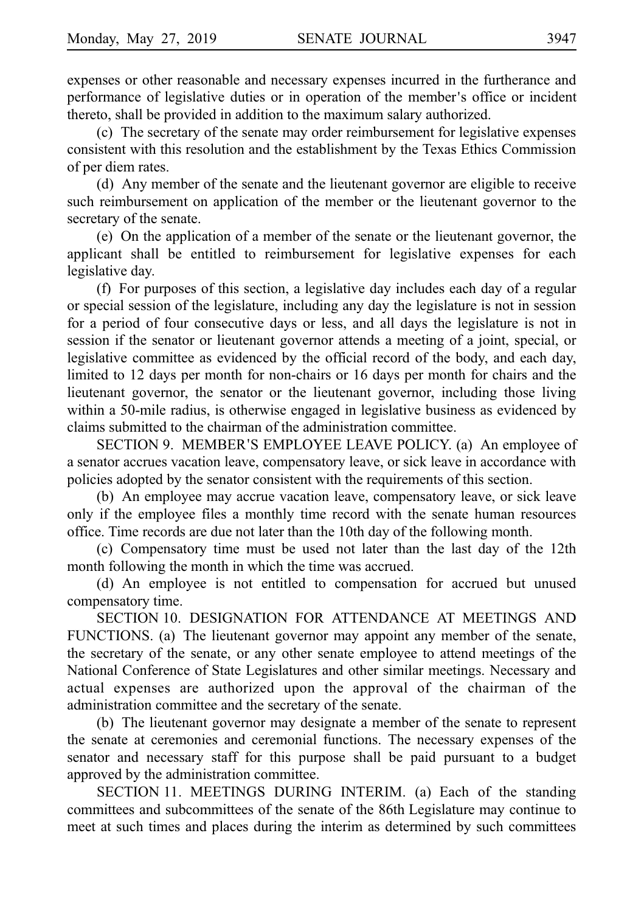expenses or other reasonable and necessary expenses incurred in the furtherance and performance of legislative duties or in operation of the member's office or incident thereto, shall be provided in addition to the maximum salary authorized.

(c) The secretary of the senate may order reimbursement for legislative expenses consistent with this resolution and the establishment by the Texas Ethics Commission of per diem rates.

(d) Any member of the senate and the lieutenant governor are eligible to receive such reimbursement on application of the member or the lieutenant governor to the secretary of the senate.

(e) On the application of a member of the senate or the lieutenant governor, the applicant shall be entitled to reimbursement for legislative expenses for each legislative day.

(f) For purposes of this section, a legislative day includes each day of a regular or special session of the legislature, including any day the legislature is not in session for a period of four consecutive days or less, and all days the legislature is not in session if the senator or lieutenant governor attends a meeting of a joint, special, or legislative committee as evidenced by the official record of the body, and each day, limited to 12 days per month for non-chairs or 16 days per month for chairs and the lieutenant governor, the senator or the lieutenant governor, including those living within a 50-mile radius, is otherwise engaged in legislative business as evidenced by claims submitted to the chairman of the administration committee.

SECTION 9. MEMBER'S EMPLOYEE LEAVE POLICY. (a) An employee of a senator accrues vacation leave, compensatory leave, or sick leave in accordance with policies adopted by the senator consistent with the requirements of this section.

(b) An employee may accrue vacation leave, compensatory leave, or sick leave only if the employee files a monthly time record with the senate human resources office. Time records are due not later than the 10th day of the following month.

(c) Compensatory time must be used not later than the last day of the 12th month following the month in which the time was accrued.

(d) An employee is not entitled to compensation for accrued but unused compensatory time.

SECTION 10. DESIGNATION FOR ATTENDANCE AT MEETINGS AND FUNCTIONS. (a) The lieutenant governor may appoint any member of the senate, the secretary of the senate, or any other senate employee to attend meetings of the National Conference of State Legislatures and other similar meetings. Necessary and actual expenses are authorized upon the approval of the chairman of the administration committee and the secretary of the senate.

(b) The lieutenant governor may designate a member of the senate to represent the senate at ceremonies and ceremonial functions. The necessary expenses of the senator and necessary staff for this purpose shall be paid pursuant to a budget approved by the administration committee.

SECTION 11. MEETINGS DURING INTERIM. (a) Each of the standing committees and subcommittees of the senate of the 86th Legislature may continue to meet at such times and places during the interim as determined by such committees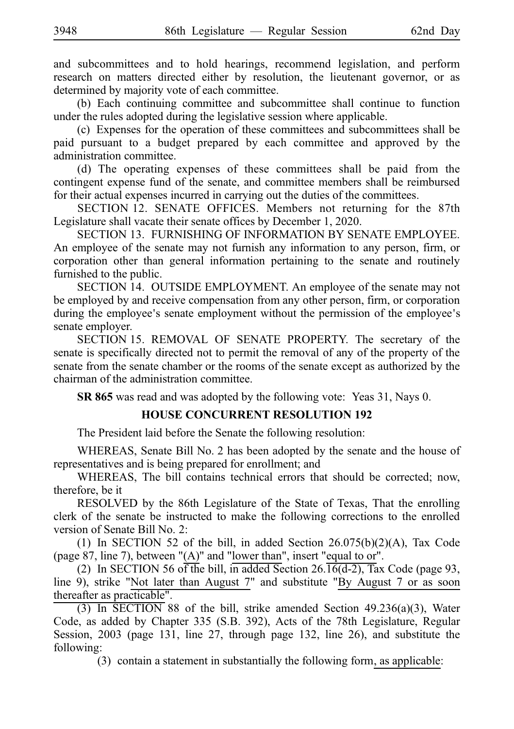and subcommittees and to hold hearings, recommend legislation, and perform research on matters directed either by resolution, the lieutenant governor, or as determined by majority vote of each committee.

(b) Each continuing committee and subcommittee shall continue to function under the rules adopted during the legislative session where applicable.

(c) Expenses for the operation of these committees and subcommittees shall be paid pursuant to a budget prepared by each committee and approved by the administration committee.

(d) The operating expenses of these committees shall be paid from the contingent expense fund of the senate, and committee members shall be reimbursed for their actual expenses incurred in carrying out the duties of the committees.

SECTION 12. SENATE OFFICES. Members not returning for the 87th Legislature shall vacate their senate offices by December 1, 2020.

SECTION 13. FURNISHING OF INFORMATION BY SENATE EMPLOYEE. An employee of the senate may not furnish any information to any person, firm, or corporation other than general information pertaining to the senate and routinely furnished to the public.

SECTION 14. OUTSIDE EMPLOYMENT. An employee of the senate may not be employed by and receive compensation from any other person, firm, or corporation during the employee's senate employment without the permission of the employee's senate employer.

SECTION 15. REMOVAL OF SENATE PROPERTY. The secretary of the senate is specifically directed not to permit the removal of any of the property of the senate from the senate chamber or the rooms of the senate except as authorized by the chairman of the administration committee.

**SR 865** was read and was adopted by the following vote: Yeas 31, Nays 0.

## HOUSE CONCURRENT RESOLUTION 192

The President laid before the Senate the following resolution:

WHEREAS, Senate Bill No. 2 has been adopted by the senate and the house of representatives and is being prepared for enrollment; and

WHEREAS, The bill contains technical errors that should be corrected; now, therefore, be it

RESOLVED by the 86th Legislature of the State of Texas, That the enrolling clerk of the senate be instructed to make the following corrections to the enrolled version of Senate Bill No. 2:

(1) In SECTION 52 of the bill, in added Section 26.075(b)(2)(A), Tax Code (page 87, line 7), between "(A)" and "lower than", insert "equal to or".

(2) In SECTION 56 of the bill, in added Section 26.16(d-2), Tax Code (page 93, line 9), strike "Not later than August 7" and substitute "By August 7 or as soon thereafter as practicable".

(3) In SECTION 88 of the bill, strike amended Section 49.236(a)(3), Water Code, as added by Chapter 335 (S.B. 392), Acts of the 78th Legislature, Regular Session, 2003 (page 131, line 27, through page 132, line 26), and substitute the following:

(3) contain a statement in substantially the following form, as applicable: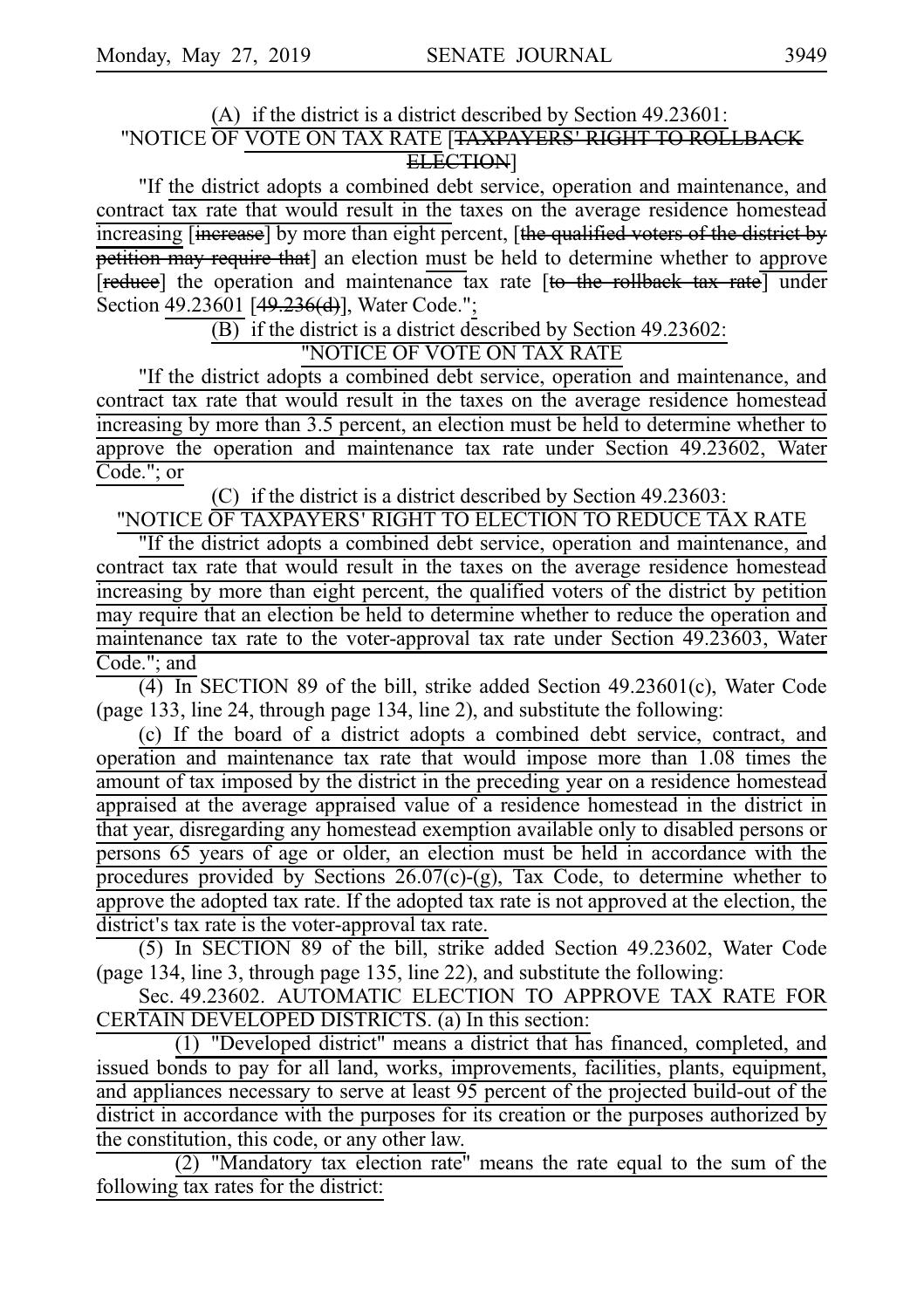(A) if the district is a district described by Section 49.23601:

"NOTICE OF VOTE ON TAX RATE [TAXPAYERS' RIGHT TO ROLLBACK ELECTION]

"If the district adopts a combined debt service, operation and maintenance, and contract tax rate that would result in the taxes on the average residence homestead increasing [increase] by more than eight percent, [the qualified voters of the district by petition may require that] an election must be held to determine whether to approve [reduce] the operation and maintenance tax rate [to the rollback tax rate] under Section 49.23601 [49.236(d)], Water Code.";

(B) if the district is a district described by Section 49.23602:

"NOTICE OF VOTE ON TAX RATE

"If the district adopts a combined debt service, operation and maintenance, and contract tax rate that would result in the taxes on the average residence homestead increasing by more than 3.5 percent, an election must be held to determine whether to approve the operation and maintenance tax rate under Section 49.23602, Water Code."; or

(C) if the district is a district described by Section 49.23603:

"NOTICE OF TAXPAYERS' RIGHT TO ELECTION TO REDUCE TAX RATE

"If the district adopts a combined debt service, operation and maintenance, and contract tax rate that would result in the taxes on the average residence homestead increasing by more than eight percent, the qualified voters of the district by petition may require that an election be held to determine whether to reduce the operation and maintenance tax rate to the voter-approval tax rate under Section 49.23603, Water Code."; and

(4) In SECTION 89 of the bill, strike added Section 49.23601(c), Water Code (page 133, line 24, through page 134, line 2), and substitute the following:

(c) If the board of a district adopts a combined debt service, contract, and operation and maintenance tax rate that would impose more than 1.08 times the amount of tax imposed by the district in the preceding year on a residence homestead appraised at the average appraised value of a residence homestead in the district in that year, disregarding any homestead exemption available only to disabled persons or persons 65 years of age or older, an election must be held in accordance with the procedures provided by Sections 26.07(c)-(g), Tax Code, to determine whether to approve the adopted tax rate. If the adopted tax rate is not approved at the election, the district's tax rate is the voter-approval tax rate.

(5) In SECTION 89 of the bill, strike added Section 49.23602, Water Code (page 134, line 3, through page 135, line 22), and substitute the following:

Sec. 49.23602. AUTOMATIC ELECTION TO APPROVE TAX RATE FOR CERTAIN DEVELOPED DISTRICTS. (a) In this section:

(1) "Developed district" means a district that has financed, completed, and issued bonds to pay for all land, works, improvements, facilities, plants, equipment, and appliances necessary to serve at least 95 percent of the projected build-out of the district in accordance with the purposes for its creation or the purposes authorized by the constitution, this code, or any other law.

(2) "Mandatory tax election rate" means the rate equal to the sum of the following tax rates for the district: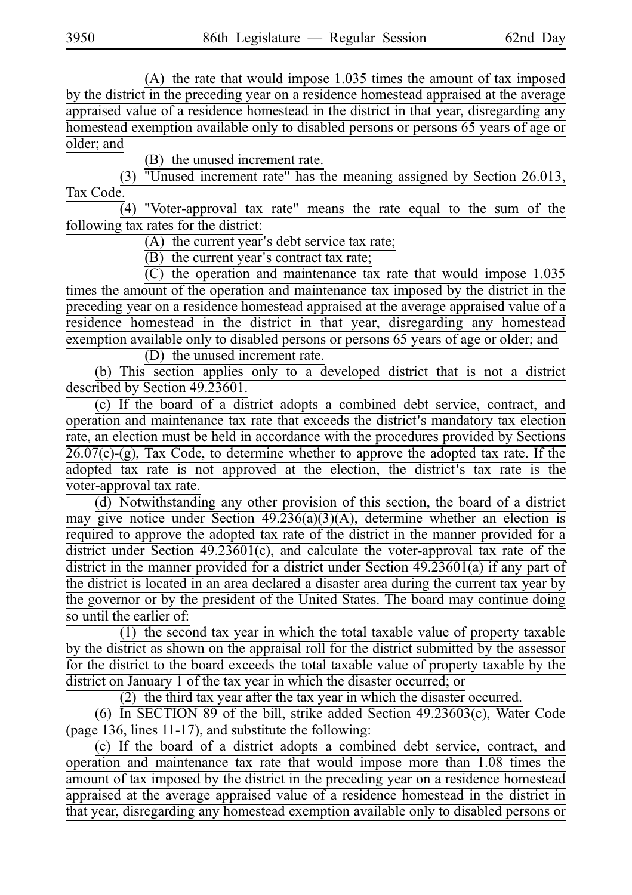(A) the rate that would impose 1.035 times the amount of tax imposed by the district in the preceding year on a residence homestead appraised at the average appraised value of a residence homestead in the district in that year, disregarding any homestead exemption available only to disabled persons or persons 65 years of age or older; and

(B) the unused increment rate.

(3) "Unused increment rate" has the meaning assigned by Section 26.013, Tax Code.

(4) "Voter-approval tax rate" means the rate equal to the sum of the following tax rates for the district:

(A) the current year's debt service tax rate;

(B) the current year's contract tax rate;

(C) the operation and maintenance tax rate that would impose 1.035 times the amount of the operation and maintenance tax imposed by the district in the preceding year on a residence homestead appraised at the average appraised value of a residence homestead in the district in that year, disregarding any homestead exemption available only to disabled persons or persons 65 years of age or older; and

(D) the unused increment rate.

(b) This section applies only to a developed district that is not a district described by Section 49.23601.

(c) If the board of a district adopts a combined debt service, contract, and operation and maintenance tax rate that exceeds the district's mandatory tax election rate, an election must be held in accordance with the procedures provided by Sections 26.07(c)-(g), Tax Code, to determine whether to approve the adopted tax rate. If the adopted tax rate is not approved at the election, the district's tax rate is the voter-approval tax rate.

(d) Notwithstanding any other provision of this section, the board of a district may give notice under Section 49.236(a)(3)(A), determine whether an election is required to approve the adopted tax rate of the district in the manner provided for a district under Section 49.23601(c), and calculate the voter-approval tax rate of the district in the manner provided for a district under Section 49.23601(a) if any part of the district is located in an area declared a disaster area during the current tax year by the governor or by the president of the United States. The board may continue doing so until the earlier of:

(1) the second tax year in which the total taxable value of property taxable by the district as shown on the appraisal roll for the district submitted by the assessor for the district to the board exceeds the total taxable value of property taxable by the district on January 1 of the tax year in which the disaster occurred; or

(2) the third tax year after the tax year in which the disaster occurred.

(6) In SECTION 89 of the bill, strike added Section 49.23603(c), Water Code (page 136, lines 11-17), and substitute the following:

(c) If the board of a district adopts a combined debt service, contract, and operation and maintenance tax rate that would impose more than 1.08 times the amount of tax imposed by the district in the preceding year on a residence homestead appraised at the average appraised value of a residence homestead in the district in that year, disregarding any homestead exemption available only to disabled persons or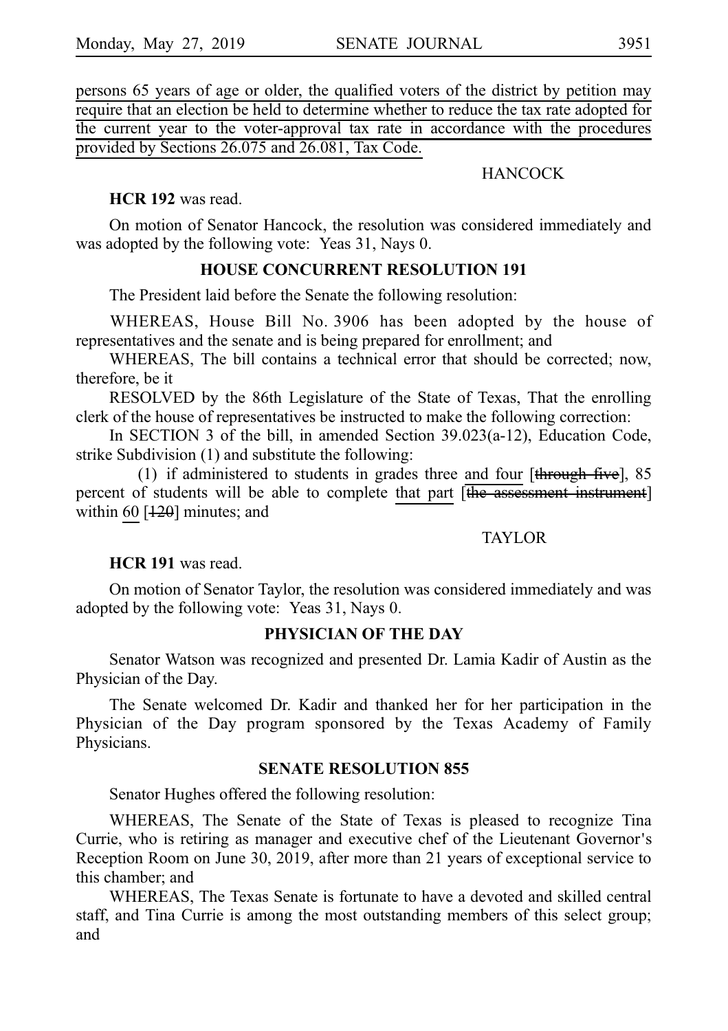<u>persons 65 years of age or older, the qualified voters of the district by petition may require that an election be held to determine whether to reduce the tax rate adopted for the current year to the voter-approval tax rate in accordance with the procedures provided by Sections 26.075 and 26.081, Tax Code.</u>

HANCOCK

**HCR 192** was read.

On motion of Senator Hancock, the resolution was considered immediately and was adopted by the following vote: Yeas 31, Nays 0.

### HOUSE CONCURRENT RESOLUTION 191

The President laid before the Senate the following resolution:

WHEREAS, House Bill No. 3906 has been adopted by the house of representatives and the senate and is being prepared for enrollment; and

WHEREAS, The bill contains a technical error that should be corrected; now, therefore, be it

RESOLVED by the 86th Legislature of the State of Texas, That the enrolling clerk of the house of representatives be instructed to make the following correction:

In SECTION 3 of the bill, in amended Section 39.023(a-12), Education Code, strike Subdivision (1) and substitute the following:

(1) if administered to students in grades three <u>and four</u> [~~through five~~], 85 percent of students will be able to complete <u>that part</u> [~~the assessment instrument~~] within <u>60</u> [~~120~~] minutes; and

TAYLOR

**HCR 191** was read.

On motion of Senator Taylor, the resolution was considered immediately and was adopted by the following vote: Yeas 31, Nays 0.

### PHYSICIAN OF THE DAY

Senator Watson was recognized and presented Dr. Lamia Kadir of Austin as the Physician of the Day.

The Senate welcomed Dr. Kadir and thanked her for her participation in the Physician of the Day program sponsored by the Texas Academy of Family Physicians.

### SENATE RESOLUTION 855

Senator Hughes offered the following resolution:

WHEREAS, The Senate of the State of Texas is pleased to recognize Tina Currie, who is retiring as manager and executive chef of the Lieutenant Governor's Reception Room on June 30, 2019, after more than 21 years of exceptional service to this chamber; and

WHEREAS, The Texas Senate is fortunate to have a devoted and skilled central staff, and Tina Currie is among the most outstanding members of this select group; and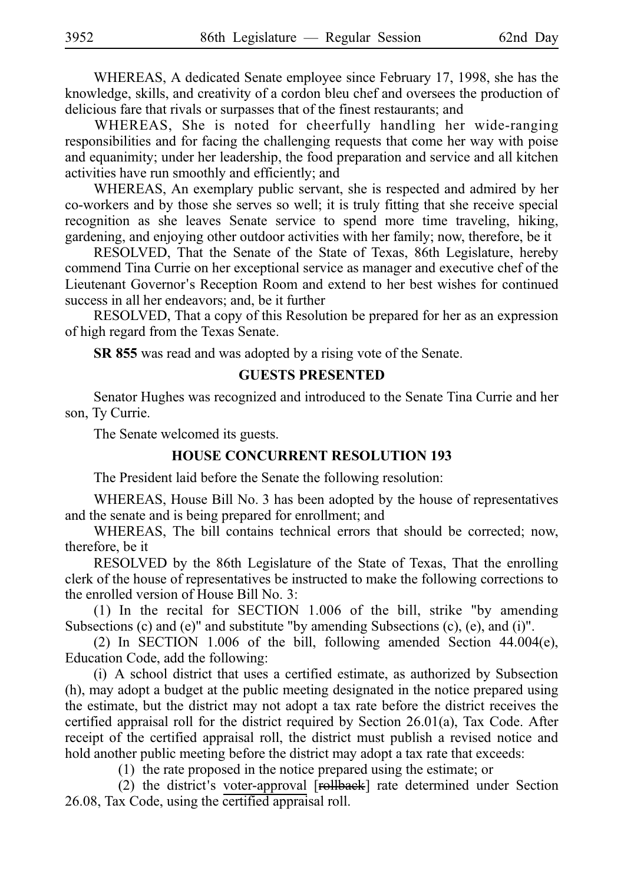WHEREAS, A dedicated Senate employee since February 17, 1998, she has the knowledge, skills, and creativity of a cordon bleu chef and oversees the production of delicious fare that rivals or surpasses that of the finest restaurants; and

WHEREAS, She is noted for cheerfully handling her wide-ranging responsibilities and for facing the challenging requests that come her way with poise and equanimity; under her leadership, the food preparation and service and all kitchen activities have run smoothly and efficiently; and

WHEREAS, An exemplary public servant, she is respected and admired by her co-workers and by those she serves so well; it is truly fitting that she receive special recognition as she leaves Senate service to spend more time traveling, hiking, gardening, and enjoying other outdoor activities with her family; now, therefore, be it

RESOLVED, That the Senate of the State of Texas, 86th Legislature, hereby commend Tina Currie on her exceptional service as manager and executive chef of the Lieutenant Governor's Reception Room and extend to her best wishes for continued success in all her endeavors; and, be it further

RESOLVED, That a copy of this Resolution be prepared for her as an expression of high regard from the Texas Senate.

**SR 855** was read and was adopted by a rising vote of the Senate.

## GUESTS PRESENTED

Senator Hughes was recognized and introduced to the Senate Tina Currie and her son, Ty Currie.

The Senate welcomed its guests.

## HOUSE CONCURRENT RESOLUTION 193

The President laid before the Senate the following resolution:

WHEREAS, House Bill No. 3 has been adopted by the house of representatives and the senate and is being prepared for enrollment; and

WHEREAS, The bill contains technical errors that should be corrected; now, therefore, be it

RESOLVED by the 86th Legislature of the State of Texas, That the enrolling clerk of the house of representatives be instructed to make the following corrections to the enrolled version of House Bill No. 3:

(1) In the recital for SECTION 1.006 of the bill, strike "by amending Subsections (c) and (e)" and substitute "by amending Subsections (c), (e), and (i)".

(2) In SECTION 1.006 of the bill, following amended Section 44.004(e), Education Code, add the following:

(i) A school district that uses a certified estimate, as authorized by Subsection (h), may adopt a budget at the public meeting designated in the notice prepared using the estimate, but the district may not adopt a tax rate before the district receives the certified appraisal roll for the district required by Section 26.01(a), Tax Code. After receipt of the certified appraisal roll, the district must publish a revised notice and hold another public meeting before the district may adopt a tax rate that exceeds:

(1) the rate proposed in the notice prepared using the estimate; or

(2) the district's voter-approval [~~rollback~~] rate determined under Section 26.08, Tax Code, using the certified appraisal roll.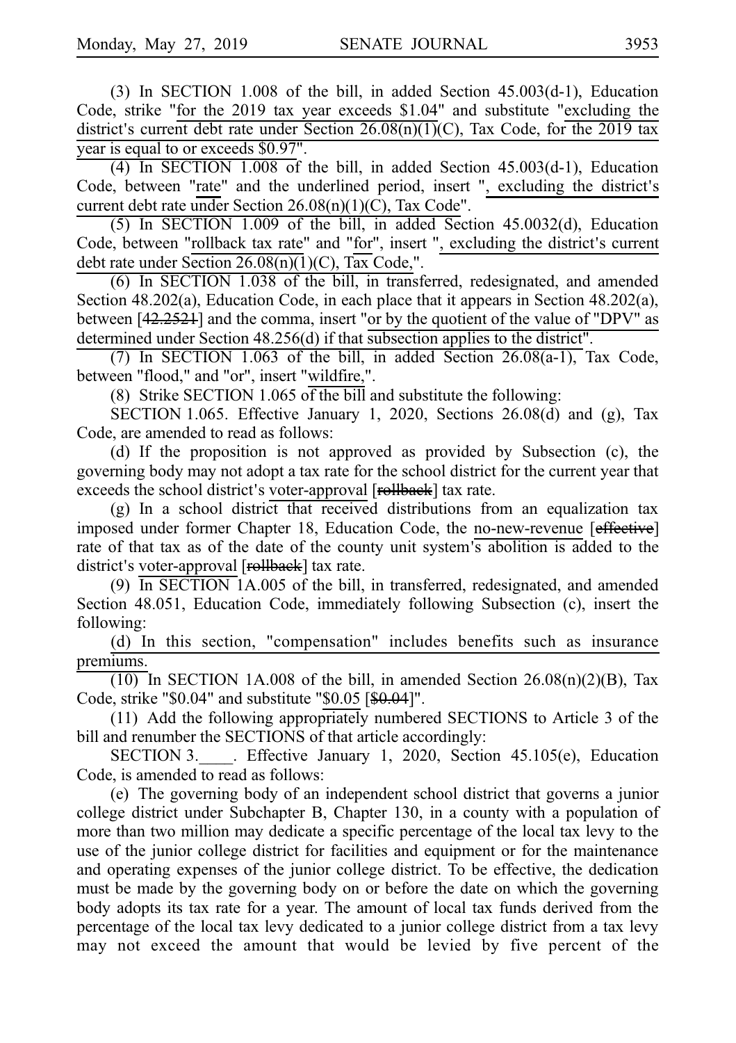(3) In SECTION 1.008 of the bill, in added Section 45.003(d-1), Education Code, strike "for the 2019 tax year exceeds $1.04" and substitute "excluding the district's current debt rate under Section 26.08(n)(1)(C), Tax Code, for the 2019 tax year is equal to or exceeds $0.97".

(4) In SECTION 1.008 of the bill, in added Section 45.003(d-1), Education Code, between "rate" and the underlined period, insert ", excluding the district's current debt rate under Section 26.08(n)(1)(C), Tax Code".

(5) In SECTION 1.009 of the bill, in added Section 45.0032(d), Education Code, between "rollback tax rate" and "for", insert ", excluding the district's current debt rate under Section 26.08(n)(1)(C), Tax Code,".

(6) In SECTION 1.038 of the bill, in transferred, redesignated, and amended Section 48.202(a), Education Code, in each place that it appears in Section 48.202(a), between [~~42.2521~~] and the comma, insert "or by the quotient of the value of "DPV" as determined under Section 48.256(d) if that subsection applies to the district".

(7) In SECTION 1.063 of the bill, in added Section 26.08(a-1), Tax Code, between "flood," and "or", insert "wildfire,".

(8) Strike SECTION 1.065 of the bill and substitute the following:

SECTION 1.065. Effective January 1, 2020, Sections 26.08(d) and (g), Tax Code, are amended to read as follows:

(d) If the proposition is not approved as provided by Subsection (c), the governing body may not adopt a tax rate for the school district for the current year that exceeds the school district's voter-approval [~~rollback~~] tax rate.

(g) In a school district that received distributions from an equalization tax imposed under former Chapter 18, Education Code, the no-new-revenue [~~effective~~] rate of that tax as of the date of the county unit system's abolition is added to the district's voter-approval [~~rollback~~] tax rate.

(9) In SECTION 1A.005 of the bill, in transferred, redesignated, and amended Section 48.051, Education Code, immediately following Subsection (c), insert the following:

(d) In this section, "compensation" includes benefits such as insurance premiums.

(10) In SECTION 1A.008 of the bill, in amended Section 26.08(n)(2)(B), Tax Code, strike "$0.04" and substitute "$0.05 [~~$0.04~~]".

(11) Add the following appropriately numbered SECTIONS to Article 3 of the bill and renumber the SECTIONS of that article accordingly:

SECTION 3.____. Effective January 1, 2020, Section 45.105(e), Education Code, is amended to read as follows:

(e) The governing body of an independent school district that governs a junior college district under Subchapter B, Chapter 130, in a county with a population of more than two million may dedicate a specific percentage of the local tax levy to the use of the junior college district for facilities and equipment or for the maintenance and operating expenses of the junior college district. To be effective, the dedication must be made by the governing body on or before the date on which the governing body adopts its tax rate for a year. The amount of local tax funds derived from the percentage of the local tax levy dedicated to a junior college district from a tax levy may not exceed the amount that would be levied by five percent of the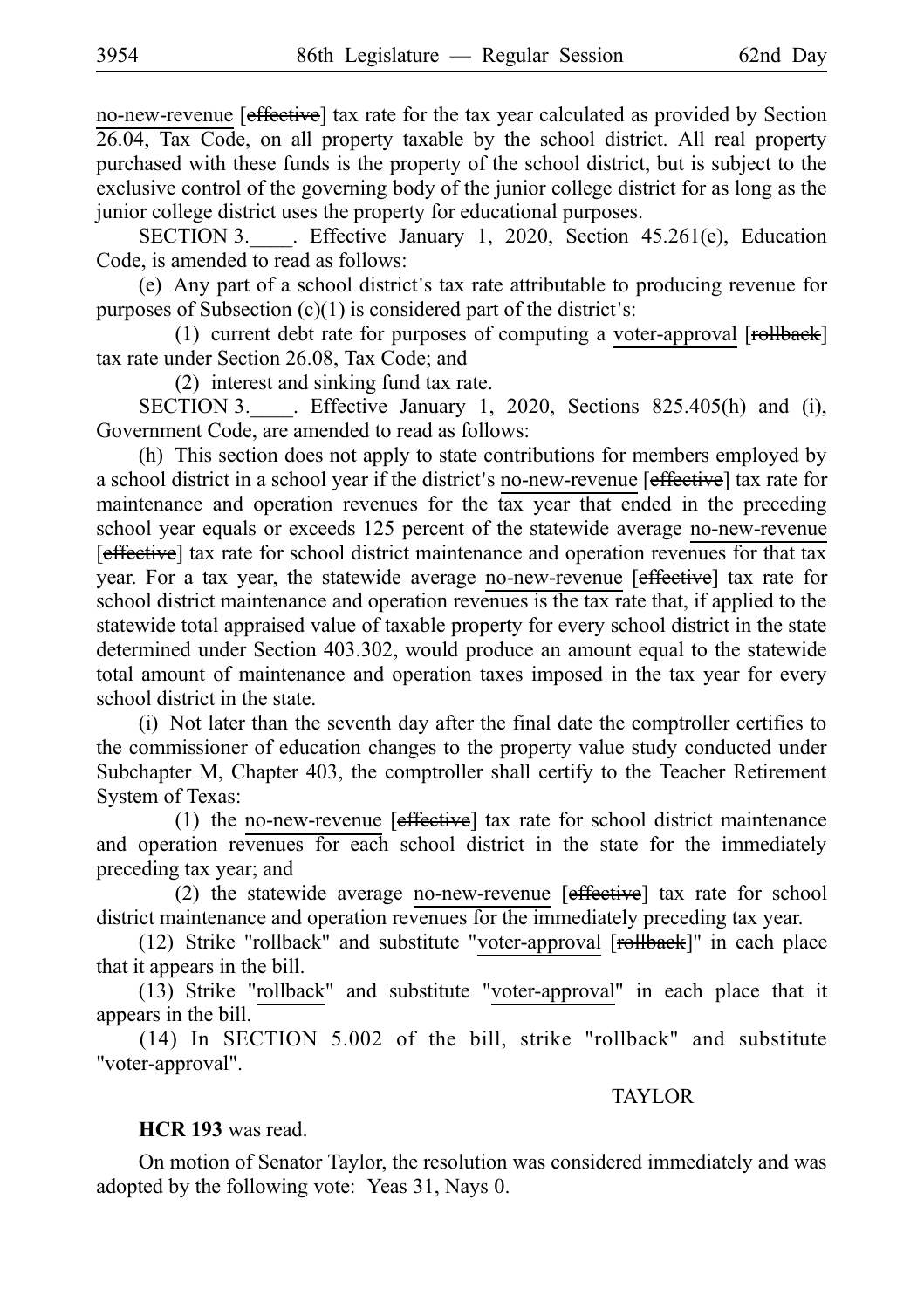no-new-revenue [effective] tax rate for the tax year calculated as provided by Section 26.04, Tax Code, on all property taxable by the school district. All real property purchased with these funds is the property of the school district, but is subject to the exclusive control of the governing body of the junior college district for as long as the junior college district uses the property for educational purposes.

SECTION 3.____. Effective January 1, 2020, Section 45.261(e), Education Code, is amended to read as follows:

(e) Any part of a school district's tax rate attributable to producing revenue for purposes of Subsection (c)(1) is considered part of the district's:

(1) current debt rate for purposes of computing a voter-approval [rollback] tax rate under Section 26.08, Tax Code; and

(2) interest and sinking fund tax rate.

SECTION 3.____. Effective January 1, 2020, Sections 825.405(h) and (i), Government Code, are amended to read as follows:

(h) This section does not apply to state contributions for members employed by a school district in a school year if the district's no-new-revenue [effective] tax rate for maintenance and operation revenues for the tax year that ended in the preceding school year equals or exceeds 125 percent of the statewide average no-new-revenue [effective] tax rate for school district maintenance and operation revenues for that tax year. For a tax year, the statewide average no-new-revenue [effective] tax rate for school district maintenance and operation revenues is the tax rate that, if applied to the statewide total appraised value of taxable property for every school district in the state determined under Section 403.302, would produce an amount equal to the statewide total amount of maintenance and operation taxes imposed in the tax year for every school district in the state.

(i) Not later than the seventh day after the final date the comptroller certifies to the commissioner of education changes to the property value study conducted under Subchapter M, Chapter 403, the comptroller shall certify to the Teacher Retirement System of Texas:

(1) the no-new-revenue [effective] tax rate for school district maintenance and operation revenues for each school district in the state for the immediately preceding tax year; and

(2) the statewide average no-new-revenue [effective] tax rate for school district maintenance and operation revenues for the immediately preceding tax year.

(12) Strike "rollback" and substitute "voter-approval [rollback]" in each place that it appears in the bill.

(13) Strike "rollback" and substitute "voter-approval" in each place that it appears in the bill.

(14) In SECTION 5.002 of the bill, strike "rollback" and substitute "voter-approval".

TAYLOR

**HCR 193** was read.

On motion of Senator Taylor, the resolution was considered immediately and was adopted by the following vote: Yeas 31, Nays 0.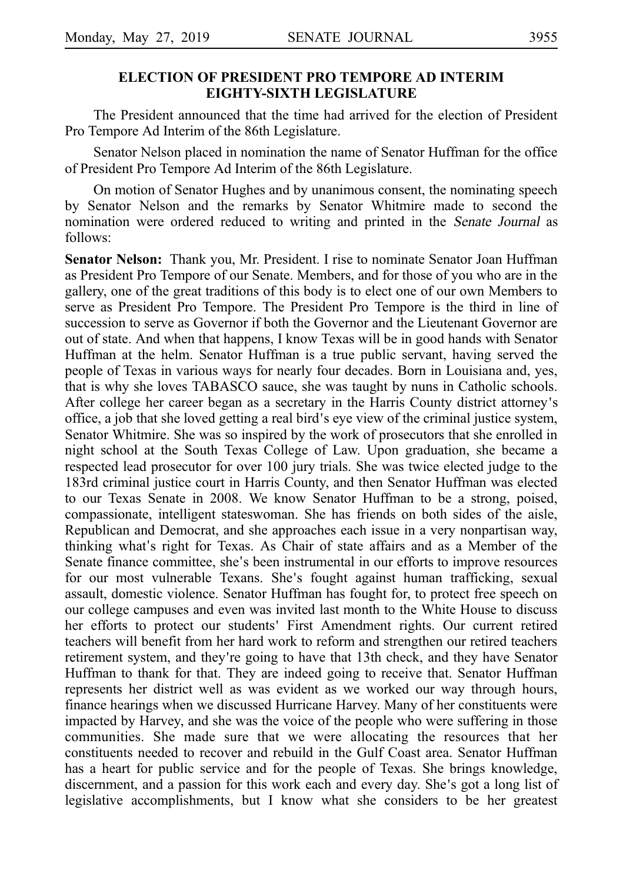## ELECTION OF PRESIDENT PRO TEMPORE AD INTERIM EIGHTY-SIXTH LEGISLATURE

The President announced that the time had arrived for the election of President Pro Tempore Ad Interim of the 86th Legislature.

Senator Nelson placed in nomination the name of Senator Huffman for the office of President Pro Tempore Ad Interim of the 86th Legislature.

On motion of Senator Hughes and by unanimous consent, the nominating speech by Senator Nelson and the remarks by Senator Whitmire made to second the nomination were ordered reduced to writing and printed in the *Senate Journal* as follows:

**Senator Nelson:** Thank you, Mr. President. I rise to nominate Senator Joan Huffman as President Pro Tempore of our Senate. Members, and for those of you who are in the gallery, one of the great traditions of this body is to elect one of our own Members to serve as President Pro Tempore. The President Pro Tempore is the third in line of succession to serve as Governor if both the Governor and the Lieutenant Governor are out of state. And when that happens, I know Texas will be in good hands with Senator Huffman at the helm. Senator Huffman is a true public servant, having served the people of Texas in various ways for nearly four decades. Born in Louisiana and, yes, that is why she loves TABASCO sauce, she was taught by nuns in Catholic schools. After college her career began as a secretary in the Harris County district attorney's office, a job that she loved getting a real bird's eye view of the criminal justice system, Senator Whitmire. She was so inspired by the work of prosecutors that she enrolled in night school at the South Texas College of Law. Upon graduation, she became a respected lead prosecutor for over 100 jury trials. She was twice elected judge to the 183rd criminal justice court in Harris County, and then Senator Huffman was elected to our Texas Senate in 2008. We know Senator Huffman to be a strong, poised, compassionate, intelligent stateswoman. She has friends on both sides of the aisle, Republican and Democrat, and she approaches each issue in a very nonpartisan way, thinking what's right for Texas. As Chair of state affairs and as a Member of the Senate finance committee, she's been instrumental in our efforts to improve resources for our most vulnerable Texans. She's fought against human trafficking, sexual assault, domestic violence. Senator Huffman has fought for, to protect free speech on our college campuses and even was invited last month to the White House to discuss her efforts to protect our students' First Amendment rights. Our current retired teachers will benefit from her hard work to reform and strengthen our retired teachers retirement system, and they're going to have that 13th check, and they have Senator Huffman to thank for that. They are indeed going to receive that. Senator Huffman represents her district well as was evident as we worked our way through hours, finance hearings when we discussed Hurricane Harvey. Many of her constituents were impacted by Harvey, and she was the voice of the people who were suffering in those communities. She made sure that we were allocating the resources that her constituents needed to recover and rebuild in the Gulf Coast area. Senator Huffman has a heart for public service and for the people of Texas. She brings knowledge, discernment, and a passion for this work each and every day. She's got a long list of legislative accomplishments, but I know what she considers to be her greatest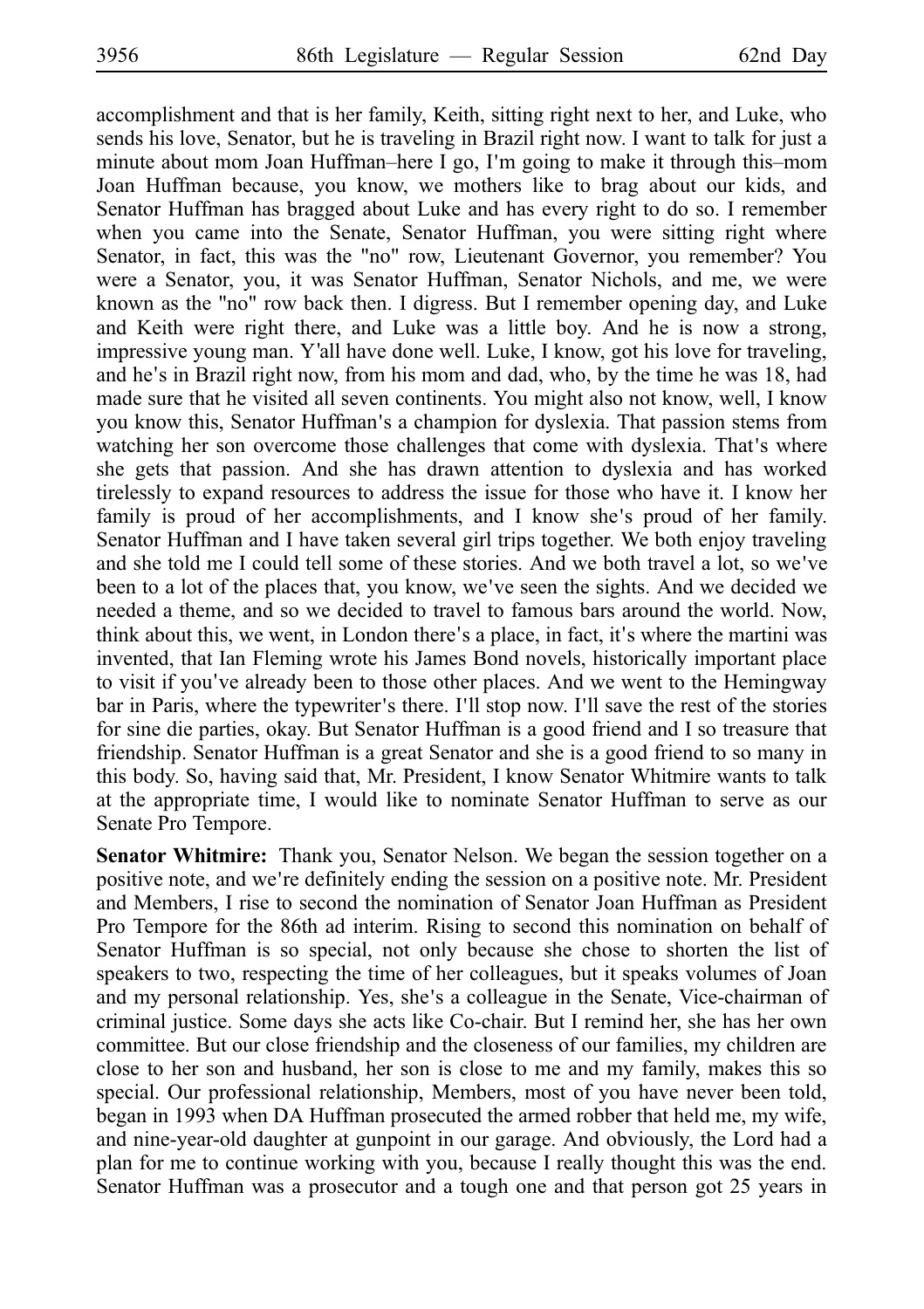accomplishment and that is her family, Keith, sitting right next to her, and Luke, who sends his love, Senator, but he is traveling in Brazil right now. I want to talk for just a minute about mom Joan Huffman–here I go, I'm going to make it through this–mom Joan Huffman because, you know, we mothers like to brag about our kids, and Senator Huffman has bragged about Luke and has every right to do so. I remember when you came into the Senate, Senator Huffman, you were sitting right where Senator, in fact, this was the "no" row, Lieutenant Governor, you remember? You were a Senator, you, it was Senator Huffman, Senator Nichols, and me, we were known as the "no" row back then. I digress. But I remember opening day, and Luke and Keith were right there, and Luke was a little boy. And he is now a strong, impressive young man. Y'all have done well. Luke, I know, got his love for traveling, and he's in Brazil right now, from his mom and dad, who, by the time he was 18, had made sure that he visited all seven continents. You might also not know, well, I know you know this, Senator Huffman's a champion for dyslexia. That passion stems from watching her son overcome those challenges that come with dyslexia. That's where she gets that passion. And she has drawn attention to dyslexia and has worked tirelessly to expand resources to address the issue for those who have it. I know her family is proud of her accomplishments, and I know she's proud of her family. Senator Huffman and I have taken several girl trips together. We both enjoy traveling and she told me I could tell some of these stories. And we both travel a lot, so we've been to a lot of the places that, you know, we've seen the sights. And we decided we needed a theme, and so we decided to travel to famous bars around the world. Now, think about this, we went, in London there's a place, in fact, it's where the martini was invented, that Ian Fleming wrote his James Bond novels, historically important place to visit if you've already been to those other places. And we went to the Hemingway bar in Paris, where the typewriter's there. I'll stop now. I'll save the rest of the stories for sine die parties, okay. But Senator Huffman is a good friend and I so treasure that friendship. Senator Huffman is a great Senator and she is a good friend to so many in this body. So, having said that, Mr. President, I know Senator Whitmire wants to talk at the appropriate time, I would like to nominate Senator Huffman to serve as our Senate Pro Tempore.

**Senator Whitmire:** Thank you, Senator Nelson. We began the session together on a positive note, and we're definitely ending the session on a positive note. Mr. President and Members, I rise to second the nomination of Senator Joan Huffman as President Pro Tempore for the 86th ad interim. Rising to second this nomination on behalf of Senator Huffman is so special, not only because she chose to shorten the list of speakers to two, respecting the time of her colleagues, but it speaks volumes of Joan and my personal relationship. Yes, she's a colleague in the Senate, Vice-chairman of criminal justice. Some days she acts like Co-chair. But I remind her, she has her own committee. But our close friendship and the closeness of our families, my children are close to her son and husband, her son is close to me and my family, makes this so special. Our professional relationship, Members, most of you have never been told, began in 1993 when DA Huffman prosecuted the armed robber that held me, my wife, and nine-year-old daughter at gunpoint in our garage. And obviously, the Lord had a plan for me to continue working with you, because I really thought this was the end. Senator Huffman was a prosecutor and a tough one and that person got 25 years in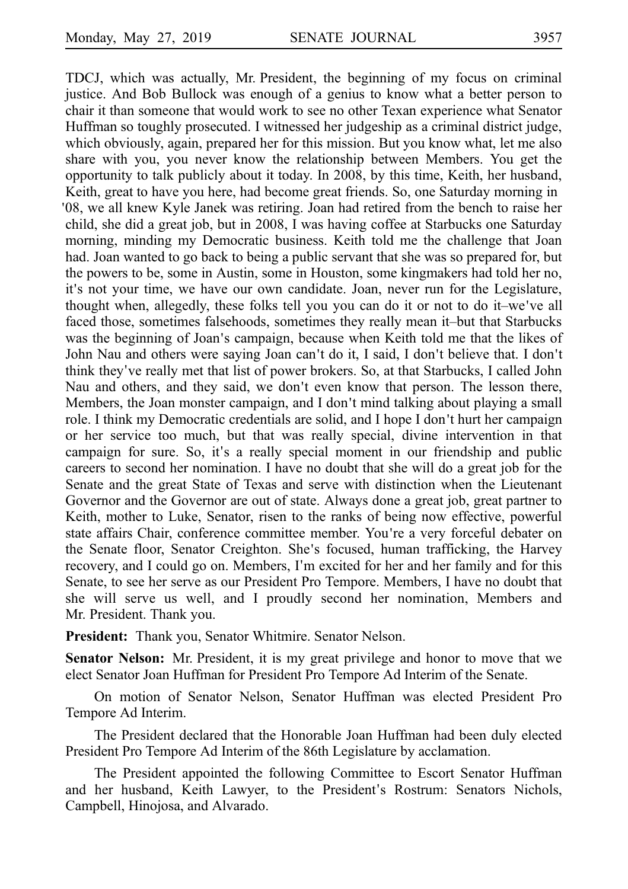TDCJ, which was actually, Mr. President, the beginning of my focus on criminal justice. And Bob Bullock was enough of a genius to know what a better person to chair it than someone that would work to see no other Texan experience what Senator Huffman so toughly prosecuted. I witnessed her judgeship as a criminal district judge, which obviously, again, prepared her for this mission. But you know what, let me also share with you, you never know the relationship between Members. You get the opportunity to talk publicly about it today. In 2008, by this time, Keith, her husband, Keith, great to have you here, had become great friends. So, one Saturday morning in '08, we all knew Kyle Janek was retiring. Joan had retired from the bench to raise her child, she did a great job, but in 2008, I was having coffee at Starbucks one Saturday morning, minding my Democratic business. Keith told me the challenge that Joan had. Joan wanted to go back to being a public servant that she was so prepared for, but the powers to be, some in Austin, some in Houston, some kingmakers had told her no, it's not your time, we have our own candidate. Joan, never run for the Legislature, thought when, allegedly, these folks tell you you can do it or not to do it–we've all faced those, sometimes falsehoods, sometimes they really mean it–but that Starbucks was the beginning of Joan's campaign, because when Keith told me that the likes of John Nau and others were saying Joan can't do it, I said, I don't believe that. I don't think they've really met that list of power brokers. So, at that Starbucks, I called John Nau and others, and they said, we don't even know that person. The lesson there, Members, the Joan monster campaign, and I don't mind talking about playing a small role. I think my Democratic credentials are solid, and I hope I don't hurt her campaign or her service too much, but that was really special, divine intervention in that campaign for sure. So, it's a really special moment in our friendship and public careers to second her nomination. I have no doubt that she will do a great job for the Senate and the great State of Texas and serve with distinction when the Lieutenant Governor and the Governor are out of state. Always done a great job, great partner to Keith, mother to Luke, Senator, risen to the ranks of being now effective, powerful state affairs Chair, conference committee member. You're a very forceful debater on the Senate floor, Senator Creighton. She's focused, human trafficking, the Harvey recovery, and I could go on. Members, I'm excited for her and her family and for this Senate, to see her serve as our President Pro Tempore. Members, I have no doubt that she will serve us well, and I proudly second her nomination, Members and Mr. President. Thank you.

**President:** Thank you, Senator Whitmire. Senator Nelson.

**Senator Nelson:** Mr. President, it is my great privilege and honor to move that we elect Senator Joan Huffman for President Pro Tempore Ad Interim of the Senate.

On motion of Senator Nelson, Senator Huffman was elected President Pro Tempore Ad Interim.

The President declared that the Honorable Joan Huffman had been duly elected President Pro Tempore Ad Interim of the 86th Legislature by acclamation.

The President appointed the following Committee to Escort Senator Huffman and her husband, Keith Lawyer, to the President's Rostrum: Senators Nichols, Campbell, Hinojosa, and Alvarado.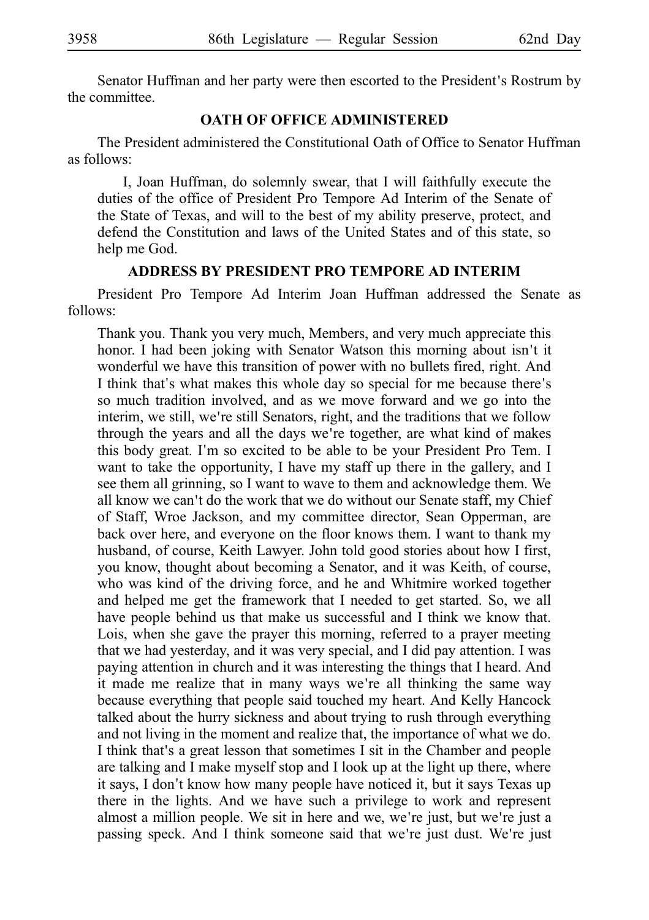Senator Huffman and her party were then escorted to the President's Rostrum by the committee.

## OATH OF OFFICE ADMINISTERED

The President administered the Constitutional Oath of Office to Senator Huffman as follows:

> I, Joan Huffman, do solemnly swear, that I will faithfully execute the duties of the office of President Pro Tempore Ad Interim of the Senate of the State of Texas, and will to the best of my ability preserve, protect, and defend the Constitution and laws of the United States and of this state, so help me God.

## ADDRESS BY PRESIDENT PRO TEMPORE AD INTERIM

President Pro Tempore Ad Interim Joan Huffman addressed the Senate as follows:

> Thank you. Thank you very much, Members, and very much appreciate this honor. I had been joking with Senator Watson this morning about isn't it wonderful we have this transition of power with no bullets fired, right. And I think that's what makes this whole day so special for me because there's so much tradition involved, and as we move forward and we go into the interim, we still, we're still Senators, right, and the traditions that we follow through the years and all the days we're together, are what kind of makes this body great. I'm so excited to be able to be your President Pro Tem. I want to take the opportunity, I have my staff up there in the gallery, and I see them all grinning, so I want to wave to them and acknowledge them. We all know we can't do the work that we do without our Senate staff, my Chief of Staff, Wroe Jackson, and my committee director, Sean Opperman, are back over here, and everyone on the floor knows them. I want to thank my husband, of course, Keith Lawyer. John told good stories about how I first, you know, thought about becoming a Senator, and it was Keith, of course, who was kind of the driving force, and he and Whitmire worked together and helped me get the framework that I needed to get started. So, we all have people behind us that make us successful and I think we know that. Lois, when she gave the prayer this morning, referred to a prayer meeting that we had yesterday, and it was very special, and I did pay attention. I was paying attention in church and it was interesting the things that I heard. And it made me realize that in many ways we're all thinking the same way because everything that people said touched my heart. And Kelly Hancock talked about the hurry sickness and about trying to rush through everything and not living in the moment and realize that, the importance of what we do. I think that's a great lesson that sometimes I sit in the Chamber and people are talking and I make myself stop and I look up at the light up there, where it says, I don't know how many people have noticed it, but it says Texas up there in the lights. And we have such a privilege to work and represent almost a million people. We sit in here and we, we're just, but we're just a passing speck. And I think someone said that we're just dust. We're just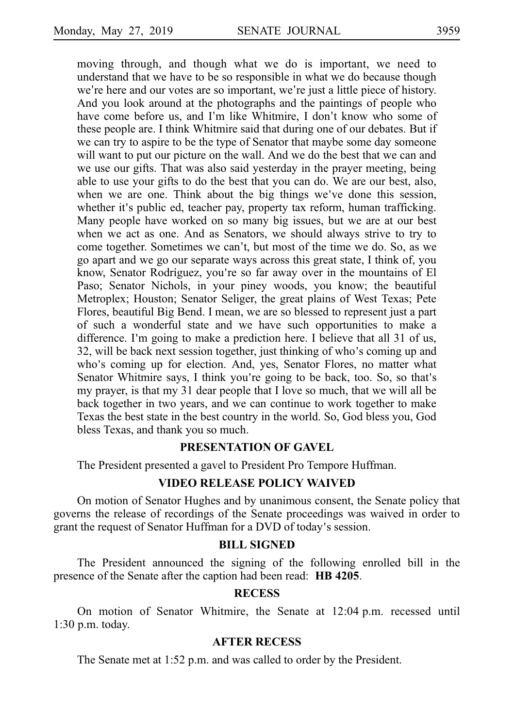moving through, and though what we do is important, we need to understand that we have to be so responsible in what we do because though we're here and our votes are so important, we're just a little piece of history. And you look around at the photographs and the paintings of people who have come before us, and I'm like Whitmire, I don't know who some of these people are. I think Whitmire said that during one of our debates. But if we can try to aspire to be the type of Senator that maybe some day someone will want to put our picture on the wall. And we do the best that we can and we use our gifts. That was also said yesterday in the prayer meeting, being able to use your gifts to do the best that you can do. We are our best, also, when we are one. Think about the big things we've done this session, whether it's public ed, teacher pay, property tax reform, human trafficking. Many people have worked on so many big issues, but we are at our best when we act as one. And as Senators, we should always strive to try to come together. Sometimes we can't, but most of the time we do. So, as we go apart and we go our separate ways across this great state, I think of, you know, Senator Rodríguez, you're so far away over in the mountains of El Paso; Senator Nichols, in your piney woods, you know; the beautiful Metroplex; Houston; Senator Seliger, the great plains of West Texas; Pete Flores, beautiful Big Bend. I mean, we are so blessed to represent just a part of such a wonderful state and we have such opportunities to make a difference. I'm going to make a prediction here. I believe that all 31 of us, 32, will be back next session together, just thinking of who's coming up and who's coming up for election. And, yes, Senator Flores, no matter what Senator Whitmire says, I think you're going to be back, too. So, so that's my prayer, is that my 31 dear people that I love so much, that we will all be back together in two years, and we can continue to work together to make Texas the best state in the best country in the world. So, God bless you, God bless Texas, and thank you so much.

## PRESENTATION OF GAVEL

The President presented a gavel to President Pro Tempore Huffman.

## VIDEO RELEASE POLICY WAIVED

On motion of Senator Hughes and by unanimous consent, the Senate policy that governs the release of recordings of the Senate proceedings was waived in order to grant the request of Senator Huffman for a DVD of today's session.

## BILL SIGNED

The President announced the signing of the following enrolled bill in the presence of the Senate after the caption had been read: **HB 4205**.

## RECESS

On motion of Senator Whitmire, the Senate at 12:04 p.m. recessed until 1:30 p.m. today.

## AFTER RECESS

The Senate met at 1:52 p.m. and was called to order by the President.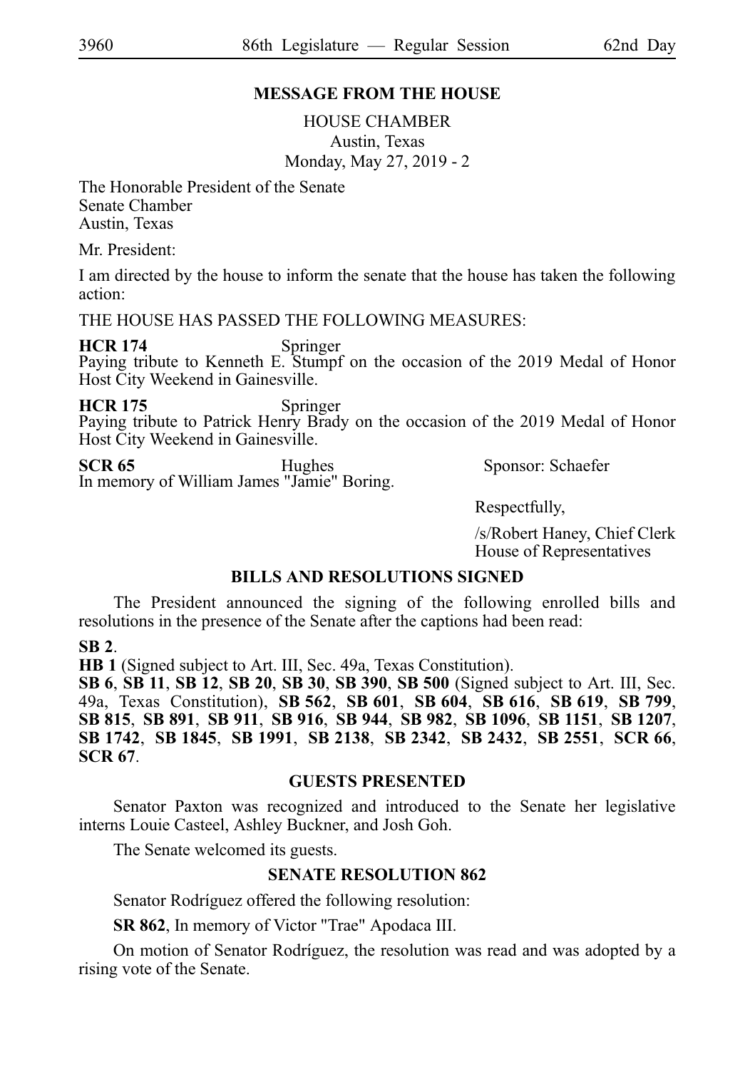## MESSAGE FROM THE HOUSE

HOUSE CHAMBER
Austin, Texas
Monday, May 27, 2019 - 2

The Honorable President of the Senate
Senate Chamber
Austin, Texas

Mr. President:

I am directed by the house to inform the senate that the house has taken the following action:

THE HOUSE HAS PASSED THE FOLLOWING MEASURES:

**HCR 174** Springer
Paying tribute to Kenneth E. Stumpf on the occasion of the 2019 Medal of Honor Host City Weekend in Gainesville.

**HCR 175** Springer
Paying tribute to Patrick Henry Brady on the occasion of the 2019 Medal of Honor Host City Weekend in Gainesville.

**SCR 65** Hughes Sponsor: Schaefer
In memory of William James "Jamie" Boring.

Respectfully,

/s/Robert Haney, Chief Clerk
House of Representatives

## BILLS AND RESOLUTIONS SIGNED

The President announced the signing of the following enrolled bills and resolutions in the presence of the Senate after the captions had been read:

**SB 2**.

**HB 1** (Signed subject to Art. III, Sec. 49a, Texas Constitution).

**SB 6**, **SB 11**, **SB 12**, **SB 20**, **SB 30**, **SB 390**, **SB 500** (Signed subject to Art. III, Sec. 49a, Texas Constitution), **SB 562**, **SB 601**, **SB 604**, **SB 616**, **SB 619**, **SB 799**, **SB 815**, **SB 891**, **SB 911**, **SB 916**, **SB 944**, **SB 982**, **SB 1096**, **SB 1151**, **SB 1207**, **SB 1742**, **SB 1845**, **SB 1991**, **SB 2138**, **SB 2342**, **SB 2432**, **SB 2551**, **SCR 66**, **SCR 67**.

## GUESTS PRESENTED

Senator Paxton was recognized and introduced to the Senate her legislative interns Louie Casteel, Ashley Buckner, and Josh Goh.

The Senate welcomed its guests.

## SENATE RESOLUTION 862

Senator Rodríguez offered the following resolution:

**SR 862**, In memory of Victor "Trae" Apodaca III.

On motion of Senator Rodríguez, the resolution was read and was adopted by a rising vote of the Senate.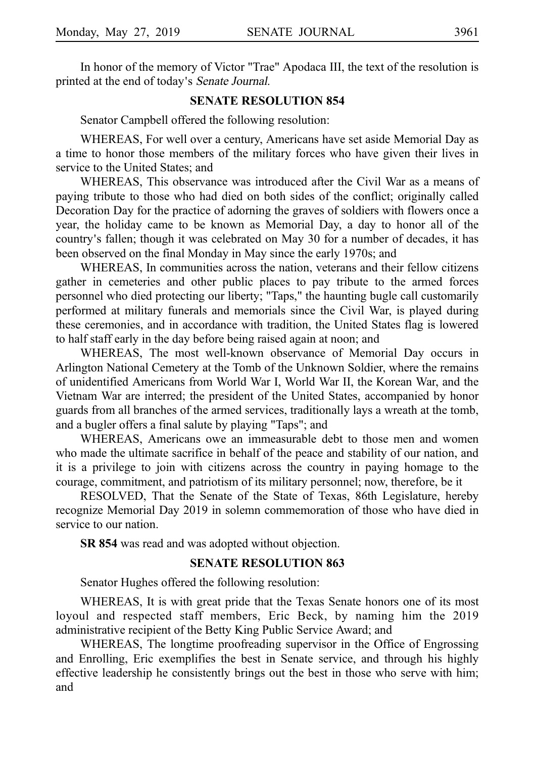In honor of the memory of Victor "Trae" Apodaca III, the text of the resolution is printed at the end of today's *Senate Journal*.

## SENATE RESOLUTION 854

Senator Campbell offered the following resolution:

WHEREAS, For well over a century, Americans have set aside Memorial Day as a time to honor those members of the military forces who have given their lives in service to the United States; and

WHEREAS, This observance was introduced after the Civil War as a means of paying tribute to those who had died on both sides of the conflict; originally called Decoration Day for the practice of adorning the graves of soldiers with flowers once a year, the holiday came to be known as Memorial Day, a day to honor all of the country's fallen; though it was celebrated on May 30 for a number of decades, it has been observed on the final Monday in May since the early 1970s; and

WHEREAS, In communities across the nation, veterans and their fellow citizens gather in cemeteries and other public places to pay tribute to the armed forces personnel who died protecting our liberty; "Taps," the haunting bugle call customarily performed at military funerals and memorials since the Civil War, is played during these ceremonies, and in accordance with tradition, the United States flag is lowered to half staff early in the day before being raised again at noon; and

WHEREAS, The most well-known observance of Memorial Day occurs in Arlington National Cemetery at the Tomb of the Unknown Soldier, where the remains of unidentified Americans from World War I, World War II, the Korean War, and the Vietnam War are interred; the president of the United States, accompanied by honor guards from all branches of the armed services, traditionally lays a wreath at the tomb, and a bugler offers a final salute by playing "Taps"; and

WHEREAS, Americans owe an immeasurable debt to those men and women who made the ultimate sacrifice in behalf of the peace and stability of our nation, and it is a privilege to join with citizens across the country in paying homage to the courage, commitment, and patriotism of its military personnel; now, therefore, be it

RESOLVED, That the Senate of the State of Texas, 86th Legislature, hereby recognize Memorial Day 2019 in solemn commemoration of those who have died in service to our nation.

**SR 854** was read and was adopted without objection.

## SENATE RESOLUTION 863

Senator Hughes offered the following resolution:

WHEREAS, It is with great pride that the Texas Senate honors one of its most loyoul and respected staff members, Eric Beck, by naming him the 2019 administrative recipient of the Betty King Public Service Award; and

WHEREAS, The longtime proofreading supervisor in the Office of Engrossing and Enrolling, Eric exemplifies the best in Senate service, and through his highly effective leadership he consistently brings out the best in those who serve with him; and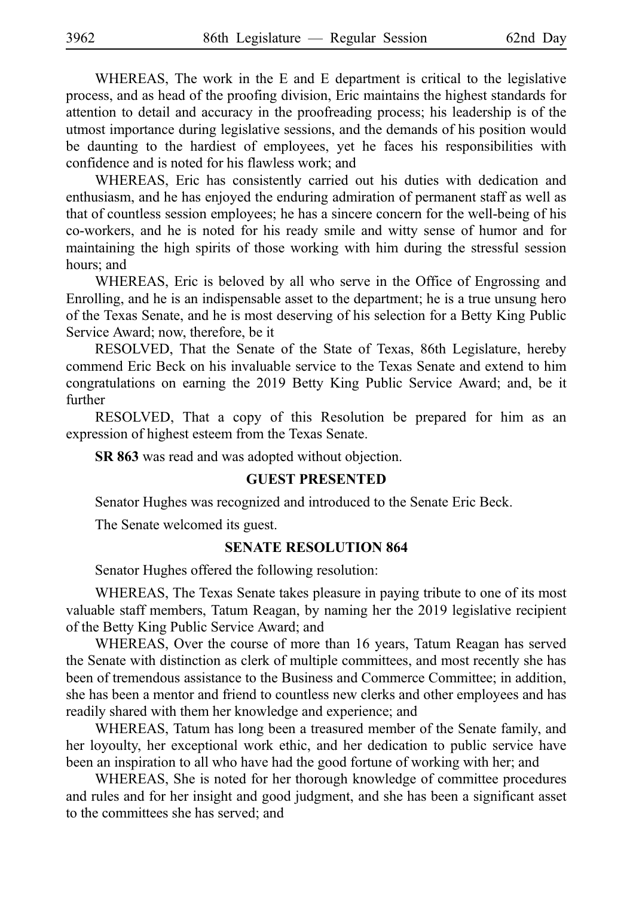WHEREAS, The work in the E and E department is critical to the legislative process, and as head of the proofing division, Eric maintains the highest standards for attention to detail and accuracy in the proofreading process; his leadership is of the utmost importance during legislative sessions, and the demands of his position would be daunting to the hardiest of employees, yet he faces his responsibilities with confidence and is noted for his flawless work; and

WHEREAS, Eric has consistently carried out his duties with dedication and enthusiasm, and he has enjoyed the enduring admiration of permanent staff as well as that of countless session employees; he has a sincere concern for the well-being of his co-workers, and he is noted for his ready smile and witty sense of humor and for maintaining the high spirits of those working with him during the stressful session hours; and

WHEREAS, Eric is beloved by all who serve in the Office of Engrossing and Enrolling, and he is an indispensable asset to the department; he is a true unsung hero of the Texas Senate, and he is most deserving of his selection for a Betty King Public Service Award; now, therefore, be it

RESOLVED, That the Senate of the State of Texas, 86th Legislature, hereby commend Eric Beck on his invaluable service to the Texas Senate and extend to him congratulations on earning the 2019 Betty King Public Service Award; and, be it further

RESOLVED, That a copy of this Resolution be prepared for him as an expression of highest esteem from the Texas Senate.

**SR 863** was read and was adopted without objection.

**GUEST PRESENTED**

Senator Hughes was recognized and introduced to the Senate Eric Beck.

The Senate welcomed its guest.

**SENATE RESOLUTION 864**

Senator Hughes offered the following resolution:

WHEREAS, The Texas Senate takes pleasure in paying tribute to one of its most valuable staff members, Tatum Reagan, by naming her the 2019 legislative recipient of the Betty King Public Service Award; and

WHEREAS, Over the course of more than 16 years, Tatum Reagan has served the Senate with distinction as clerk of multiple committees, and most recently she has been of tremendous assistance to the Business and Commerce Committee; in addition, she has been a mentor and friend to countless new clerks and other employees and has readily shared with them her knowledge and experience; and

WHEREAS, Tatum has long been a treasured member of the Senate family, and her loyoulty, her exceptional work ethic, and her dedication to public service have been an inspiration to all who have had the good fortune of working with her; and

WHEREAS, She is noted for her thorough knowledge of committee procedures and rules and for her insight and good judgment, and she has been a significant asset to the committees she has served; and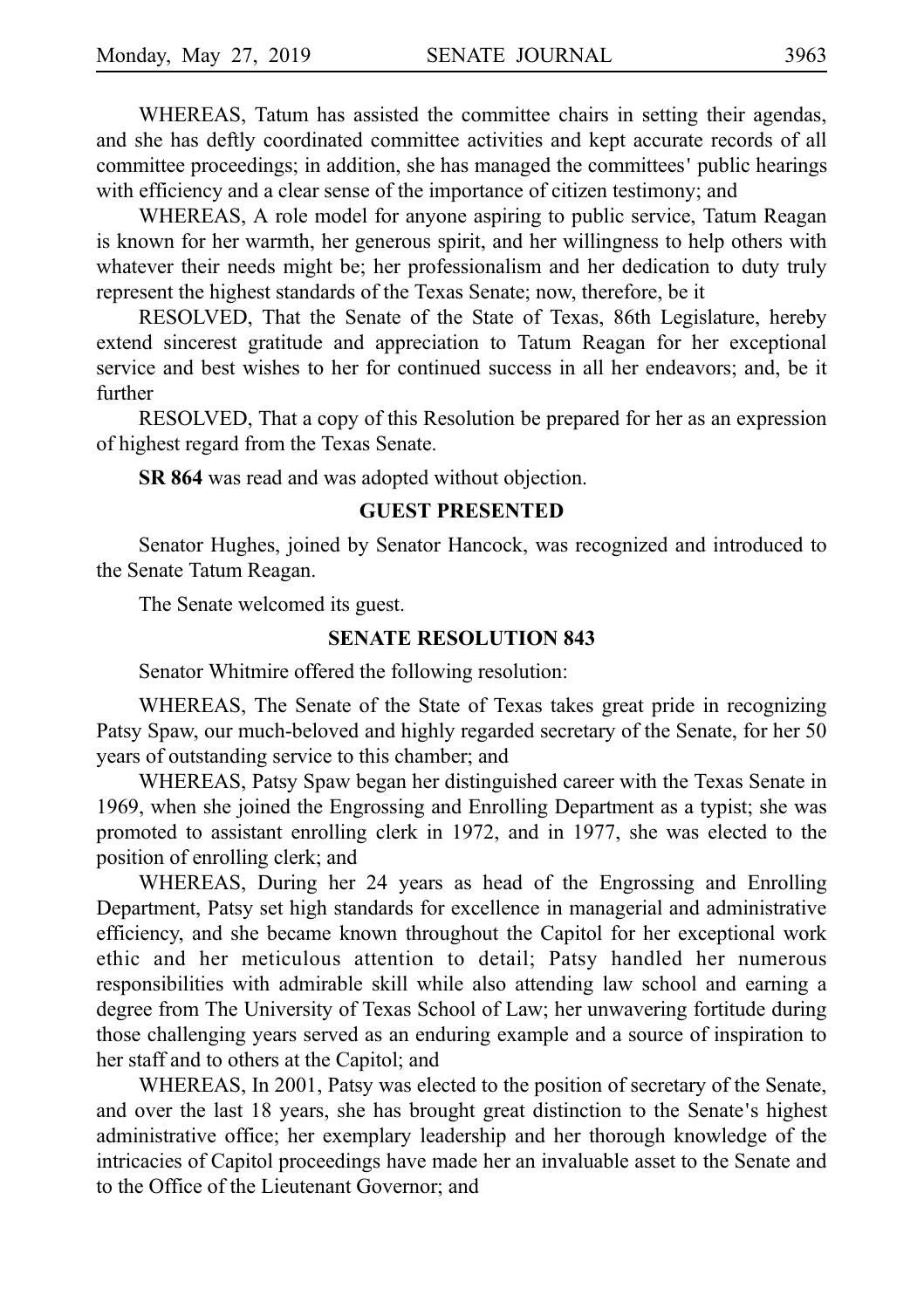WHEREAS, Tatum has assisted the committee chairs in setting their agendas, and she has deftly coordinated committee activities and kept accurate records of all committee proceedings; in addition, she has managed the committees' public hearings with efficiency and a clear sense of the importance of citizen testimony; and

WHEREAS, A role model for anyone aspiring to public service, Tatum Reagan is known for her warmth, her generous spirit, and her willingness to help others with whatever their needs might be; her professionalism and her dedication to duty truly represent the highest standards of the Texas Senate; now, therefore, be it

RESOLVED, That the Senate of the State of Texas, 86th Legislature, hereby extend sincerest gratitude and appreciation to Tatum Reagan for her exceptional service and best wishes to her for continued success in all her endeavors; and, be it further

RESOLVED, That a copy of this Resolution be prepared for her as an expression of highest regard from the Texas Senate.

**SR 864** was read and was adopted without objection.

### GUEST PRESENTED

Senator Hughes, joined by Senator Hancock, was recognized and introduced to the Senate Tatum Reagan.

The Senate welcomed its guest.

### SENATE RESOLUTION 843

Senator Whitmire offered the following resolution:

WHEREAS, The Senate of the State of Texas takes great pride in recognizing Patsy Spaw, our much-beloved and highly regarded secretary of the Senate, for her 50 years of outstanding service to this chamber; and

WHEREAS, Patsy Spaw began her distinguished career with the Texas Senate in 1969, when she joined the Engrossing and Enrolling Department as a typist; she was promoted to assistant enrolling clerk in 1972, and in 1977, she was elected to the position of enrolling clerk; and

WHEREAS, During her 24 years as head of the Engrossing and Enrolling Department, Patsy set high standards for excellence in managerial and administrative efficiency, and she became known throughout the Capitol for her exceptional work ethic and her meticulous attention to detail; Patsy handled her numerous responsibilities with admirable skill while also attending law school and earning a degree from The University of Texas School of Law; her unwavering fortitude during those challenging years served as an enduring example and a source of inspiration to her staff and to others at the Capitol; and

WHEREAS, In 2001, Patsy was elected to the position of secretary of the Senate, and over the last 18 years, she has brought great distinction to the Senate's highest administrative office; her exemplary leadership and her thorough knowledge of the intricacies of Capitol proceedings have made her an invaluable asset to the Senate and to the Office of the Lieutenant Governor; and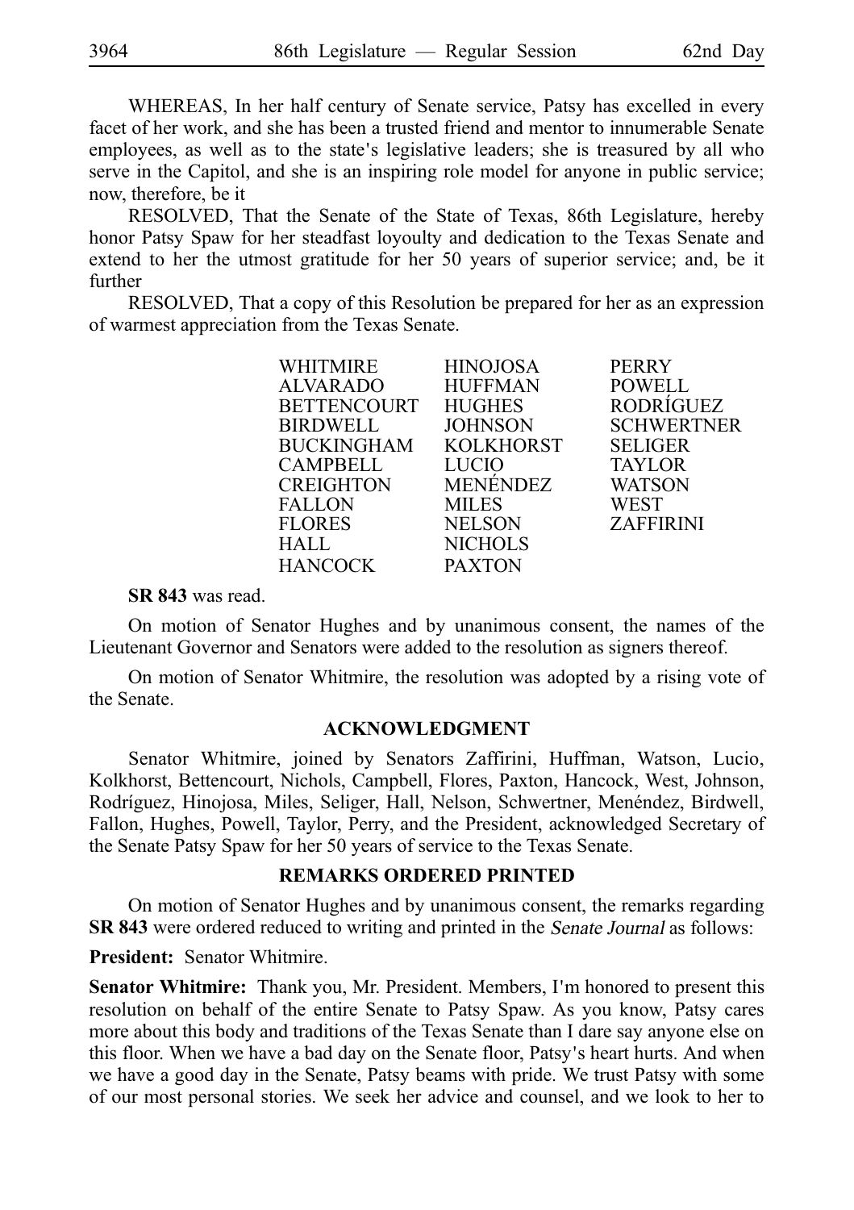WHEREAS, In her half century of Senate service, Patsy has excelled in every facet of her work, and she has been a trusted friend and mentor to innumerable Senate employees, as well as to the state's legislative leaders; she is treasured by all who serve in the Capitol, and she is an inspiring role model for anyone in public service; now, therefore, be it

RESOLVED, That the Senate of the State of Texas, 86th Legislature, hereby honor Patsy Spaw for her steadfast loyoulty and dedication to the Texas Senate and extend to her the utmost gratitude for her 50 years of superior service; and, be it further

RESOLVED, That a copy of this Resolution be prepared for her as an expression of warmest appreciation from the Texas Senate.

| | | |
|---|---|---|
| WHITMIRE | HINOJOSA | PERRY |
| ALVARADO | HUFFMAN | POWELL |
| BETTENCOURT | HUGHES | RODRÍGUEZ |
| BIRDWELL | JOHNSON | SCHWERTNER |
| BUCKINGHAM | KOLKHORST | SELIGER |
| CAMPBELL | LUCIO | TAYLOR |
| CREIGHTON | MENÉNDEZ | WATSON |
| FALLON | MILES | WEST |
| FLORES | NELSON | ZAFFIRINI |
| HALL | NICHOLS | |
| HANCOCK | PAXTON | |

**SR 843** was read.

On motion of Senator Hughes and by unanimous consent, the names of the Lieutenant Governor and Senators were added to the resolution as signers thereof.

On motion of Senator Whitmire, the resolution was adopted by a rising vote of the Senate.

## ACKNOWLEDGMENT

Senator Whitmire, joined by Senators Zaffirini, Huffman, Watson, Lucio, Kolkhorst, Bettencourt, Nichols, Campbell, Flores, Paxton, Hancock, West, Johnson, Rodríguez, Hinojosa, Miles, Seliger, Hall, Nelson, Schwertner, Menéndez, Birdwell, Fallon, Hughes, Powell, Taylor, Perry, and the President, acknowledged Secretary of the Senate Patsy Spaw for her 50 years of service to the Texas Senate.

## REMARKS ORDERED PRINTED

On motion of Senator Hughes and by unanimous consent, the remarks regarding **SR 843** were ordered reduced to writing and printed in the *Senate Journal* as follows:

**President:** Senator Whitmire.

**Senator Whitmire:** Thank you, Mr. President. Members, I'm honored to present this resolution on behalf of the entire Senate to Patsy Spaw. As you know, Patsy cares more about this body and traditions of the Texas Senate than I dare say anyone else on this floor. When we have a bad day on the Senate floor, Patsy's heart hurts. And when we have a good day in the Senate, Patsy beams with pride. We trust Patsy with some of our most personal stories. We seek her advice and counsel, and we look to her to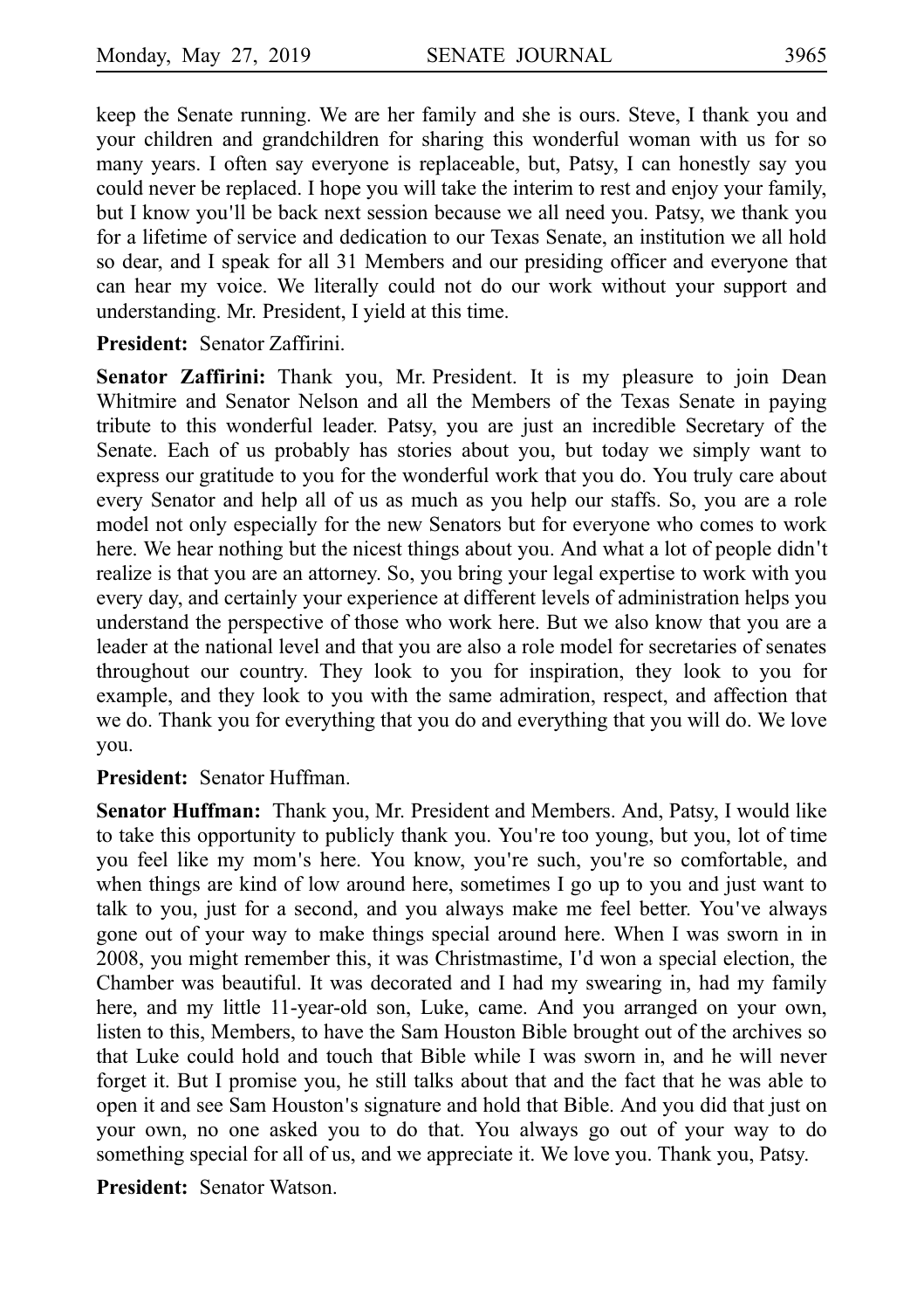keep the Senate running. We are her family and she is ours. Steve, I thank you and your children and grandchildren for sharing this wonderful woman with us for so many years. I often say everyone is replaceable, but, Patsy, I can honestly say you could never be replaced. I hope you will take the interim to rest and enjoy your family, but I know you'll be back next session because we all need you. Patsy, we thank you for a lifetime of service and dedication to our Texas Senate, an institution we all hold so dear, and I speak for all 31 Members and our presiding officer and everyone that can hear my voice. We literally could not do our work without your support and understanding. Mr. President, I yield at this time.

**President:** Senator Zaffirini.

**Senator Zaffirini:** Thank you, Mr. President. It is my pleasure to join Dean Whitmire and Senator Nelson and all the Members of the Texas Senate in paying tribute to this wonderful leader. Patsy, you are just an incredible Secretary of the Senate. Each of us probably has stories about you, but today we simply want to express our gratitude to you for the wonderful work that you do. You truly care about every Senator and help all of us as much as you help our staffs. So, you are a role model not only especially for the new Senators but for everyone who comes to work here. We hear nothing but the nicest things about you. And what a lot of people didn't realize is that you are an attorney. So, you bring your legal expertise to work with you every day, and certainly your experience at different levels of administration helps you understand the perspective of those who work here. But we also know that you are a leader at the national level and that you are also a role model for secretaries of senates throughout our country. They look to you for inspiration, they look to you for example, and they look to you with the same admiration, respect, and affection that we do. Thank you for everything that you do and everything that you will do. We love you.

**President:** Senator Huffman.

**Senator Huffman:** Thank you, Mr. President and Members. And, Patsy, I would like to take this opportunity to publicly thank you. You're too young, but you, lot of time you feel like my mom's here. You know, you're such, you're so comfortable, and when things are kind of low around here, sometimes I go up to you and just want to talk to you, just for a second, and you always make me feel better. You've always gone out of your way to make things special around here. When I was sworn in in 2008, you might remember this, it was Christmastime, I'd won a special election, the Chamber was beautiful. It was decorated and I had my swearing in, had my family here, and my little 11-year-old son, Luke, came. And you arranged on your own, listen to this, Members, to have the Sam Houston Bible brought out of the archives so that Luke could hold and touch that Bible while I was sworn in, and he will never forget it. But I promise you, he still talks about that and the fact that he was able to open it and see Sam Houston's signature and hold that Bible. And you did that just on your own, no one asked you to do that. You always go out of your way to do something special for all of us, and we appreciate it. We love you. Thank you, Patsy.

**President:** Senator Watson.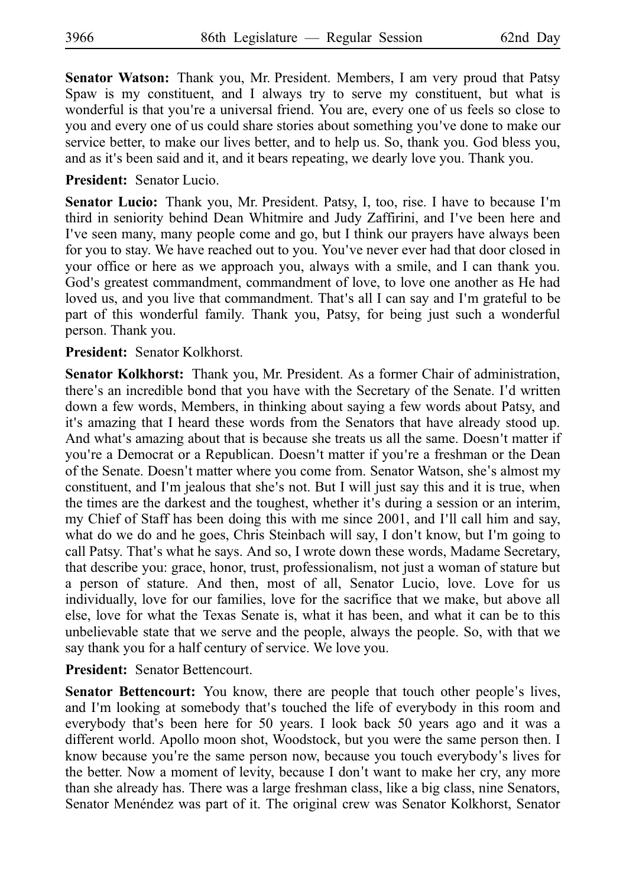**Senator Watson:** Thank you, Mr. President. Members, I am very proud that Patsy Spaw is my constituent, and I always try to serve my constituent, but what is wonderful is that you're a universal friend. You are, every one of us feels so close to you and every one of us could share stories about something you've done to make our service better, to make our lives better, and to help us. So, thank you. God bless you, and as it's been said and it, and it bears repeating, we dearly love you. Thank you.

**President:** Senator Lucio.

**Senator Lucio:** Thank you, Mr. President. Patsy, I, too, rise. I have to because I'm third in seniority behind Dean Whitmire and Judy Zaffirini, and I've been here and I've seen many, many people come and go, but I think our prayers have always been for you to stay. We have reached out to you. You've never ever had that door closed in your office or here as we approach you, always with a smile, and I can thank you. God's greatest commandment, commandment of love, to love one another as He had loved us, and you live that commandment. That's all I can say and I'm grateful to be part of this wonderful family. Thank you, Patsy, for being just such a wonderful person. Thank you.

**President:** Senator Kolkhorst.

**Senator Kolkhorst:** Thank you, Mr. President. As a former Chair of administration, there's an incredible bond that you have with the Secretary of the Senate. I'd written down a few words, Members, in thinking about saying a few words about Patsy, and it's amazing that I heard these words from the Senators that have already stood up. And what's amazing about that is because she treats us all the same. Doesn't matter if you're a Democrat or a Republican. Doesn't matter if you're a freshman or the Dean of the Senate. Doesn't matter where you come from. Senator Watson, she's almost my constituent, and I'm jealous that she's not. But I will just say this and it is true, when the times are the darkest and the toughest, whether it's during a session or an interim, my Chief of Staff has been doing this with me since 2001, and I'll call him and say, what do we do and he goes, Chris Steinbach will say, I don't know, but I'm going to call Patsy. That's what he says. And so, I wrote down these words, Madame Secretary, that describe you: grace, honor, trust, professionalism, not just a woman of stature but a person of stature. And then, most of all, Senator Lucio, love. Love for us individually, love for our families, love for the sacrifice that we make, but above all else, love for what the Texas Senate is, what it has been, and what it can be to this unbelievable state that we serve and the people, always the people. So, with that we say thank you for a half century of service. We love you.

**President:** Senator Bettencourt.

**Senator Bettencourt:** You know, there are people that touch other people's lives, and I'm looking at somebody that's touched the life of everybody in this room and everybody that's been here for 50 years. I look back 50 years ago and it was a different world. Apollo moon shot, Woodstock, but you were the same person then. I know because you're the same person now, because you touch everybody's lives for the better. Now a moment of levity, because I don't want to make her cry, any more than she already has. There was a large freshman class, like a big class, nine Senators, Senator Menéndez was part of it. The original crew was Senator Kolkhorst, Senator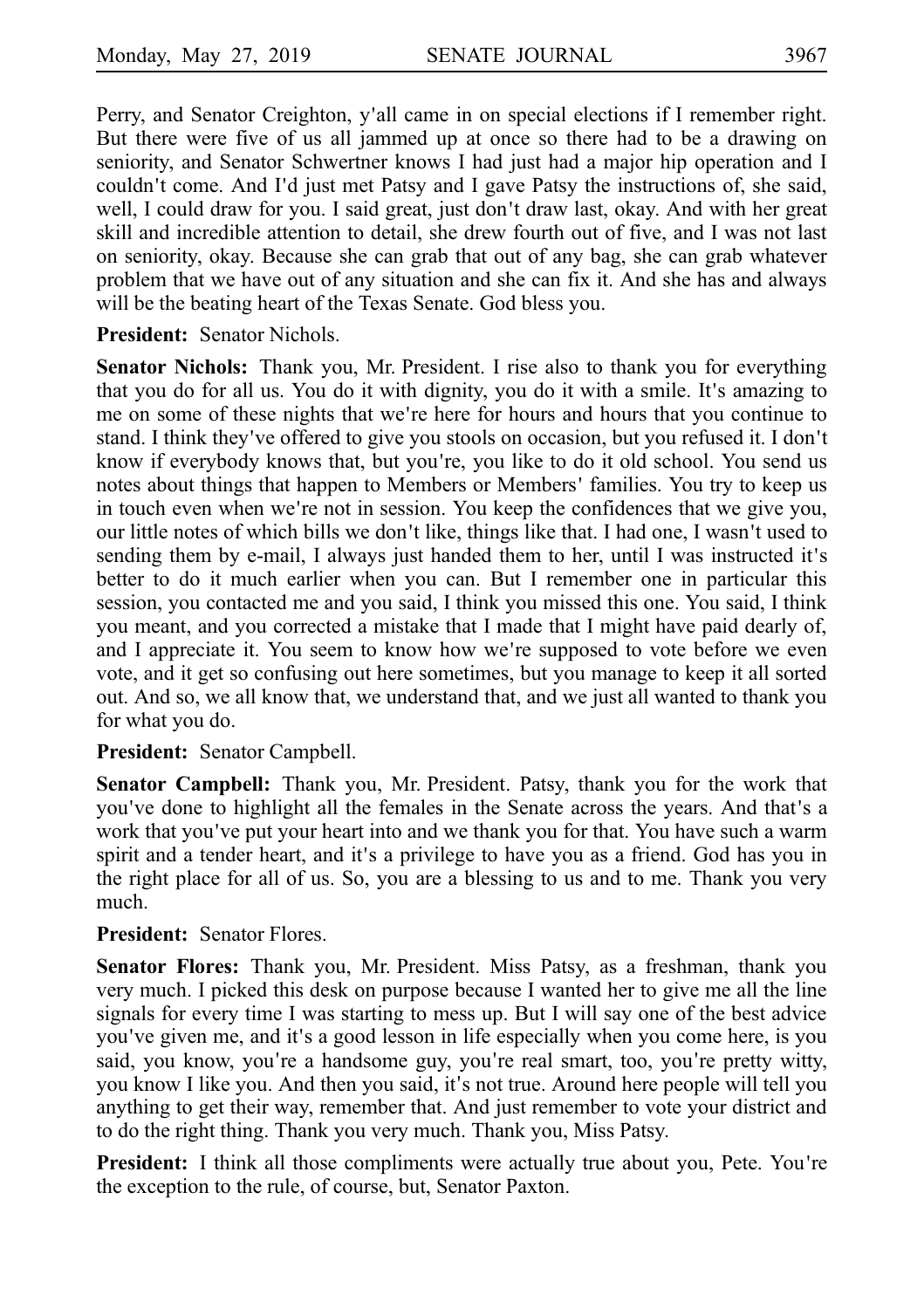Perry, and Senator Creighton, y'all came in on special elections if I remember right. But there were five of us all jammed up at once so there had to be a drawing on seniority, and Senator Schwertner knows I had just had a major hip operation and I couldn't come. And I'd just met Patsy and I gave Patsy the instructions of, she said, well, I could draw for you. I said great, just don't draw last, okay. And with her great skill and incredible attention to detail, she drew fourth out of five, and I was not last on seniority, okay. Because she can grab that out of any bag, she can grab whatever problem that we have out of any situation and she can fix it. And she has and always will be the beating heart of the Texas Senate. God bless you.

**President:** Senator Nichols.

**Senator Nichols:** Thank you, Mr. President. I rise also to thank you for everything that you do for all us. You do it with dignity, you do it with a smile. It's amazing to me on some of these nights that we're here for hours and hours that you continue to stand. I think they've offered to give you stools on occasion, but you refused it. I don't know if everybody knows that, but you're, you like to do it old school. You send us notes about things that happen to Members or Members' families. You try to keep us in touch even when we're not in session. You keep the confidences that we give you, our little notes of which bills we don't like, things like that. I had one, I wasn't used to sending them by e-mail, I always just handed them to her, until I was instructed it's better to do it much earlier when you can. But I remember one in particular this session, you contacted me and you said, I think you missed this one. You said, I think you meant, and you corrected a mistake that I made that I might have paid dearly of, and I appreciate it. You seem to know how we're supposed to vote before we even vote, and it get so confusing out here sometimes, but you manage to keep it all sorted out. And so, we all know that, we understand that, and we just all wanted to thank you for what you do.

**President:** Senator Campbell.

**Senator Campbell:** Thank you, Mr. President. Patsy, thank you for the work that you've done to highlight all the females in the Senate across the years. And that's a work that you've put your heart into and we thank you for that. You have such a warm spirit and a tender heart, and it's a privilege to have you as a friend. God has you in the right place for all of us. So, you are a blessing to us and to me. Thank you very much.

**President:** Senator Flores.

**Senator Flores:** Thank you, Mr. President. Miss Patsy, as a freshman, thank you very much. I picked this desk on purpose because I wanted her to give me all the line signals for every time I was starting to mess up. But I will say one of the best advice you've given me, and it's a good lesson in life especially when you come here, is you said, you know, you're a handsome guy, you're real smart, too, you're pretty witty, you know I like you. And then you said, it's not true. Around here people will tell you anything to get their way, remember that. And just remember to vote your district and to do the right thing. Thank you very much. Thank you, Miss Patsy.

**President:** I think all those compliments were actually true about you, Pete. You're the exception to the rule, of course, but, Senator Paxton.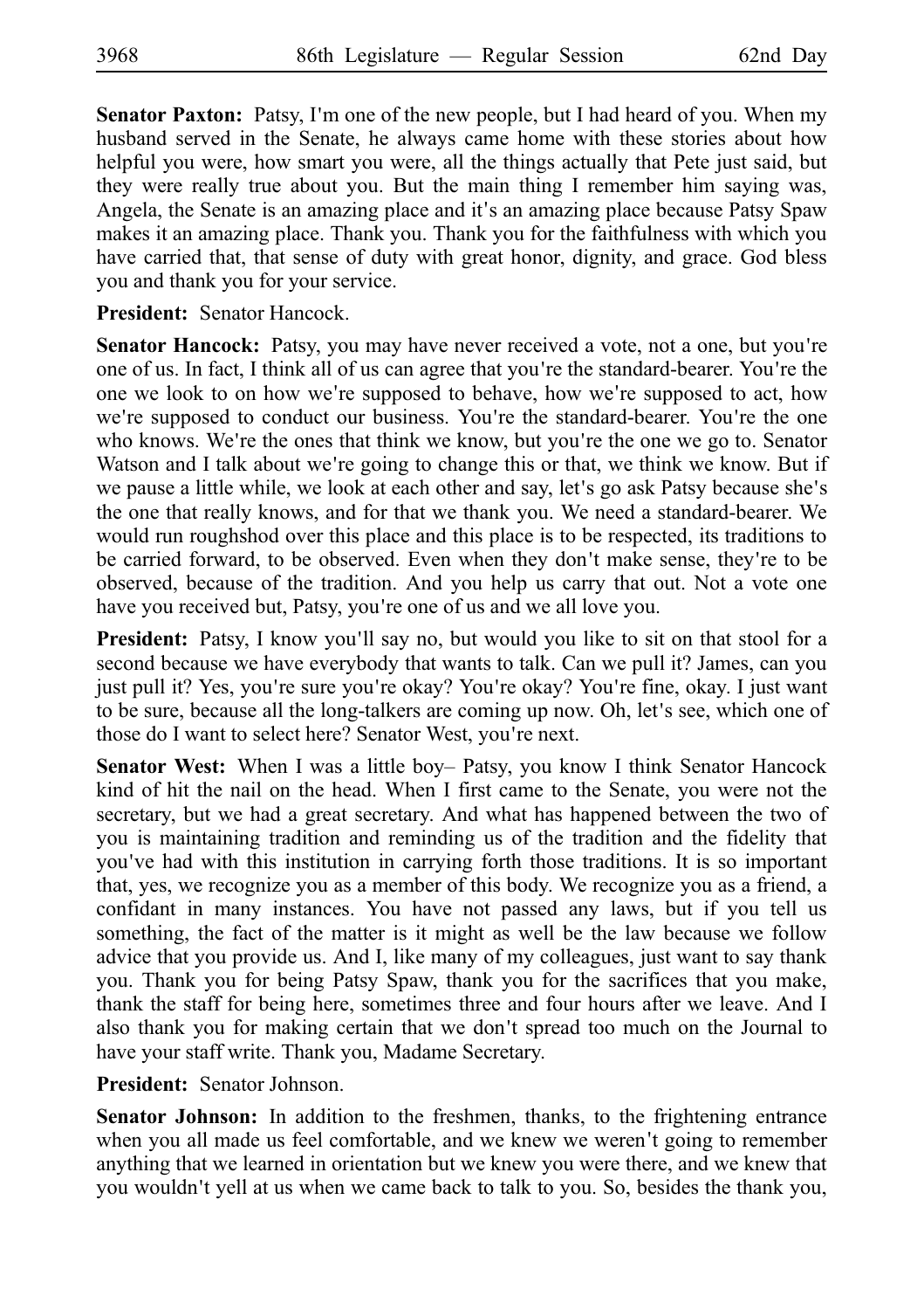**Senator Paxton:** Patsy, I'm one of the new people, but I had heard of you. When my husband served in the Senate, he always came home with these stories about how helpful you were, how smart you were, all the things actually that Pete just said, but they were really true about you. But the main thing I remember him saying was, Angela, the Senate is an amazing place and it's an amazing place because Patsy Spaw makes it an amazing place. Thank you. Thank you for the faithfulness with which you have carried that, that sense of duty with great honor, dignity, and grace. God bless you and thank you for your service.

**President:** Senator Hancock.

**Senator Hancock:** Patsy, you may have never received a vote, not a one, but you're one of us. In fact, I think all of us can agree that you're the standard-bearer. You're the one we look to on how we're supposed to behave, how we're supposed to act, how we're supposed to conduct our business. You're the standard-bearer. You're the one who knows. We're the ones that think we know, but you're the one we go to. Senator Watson and I talk about we're going to change this or that, we think we know. But if we pause a little while, we look at each other and say, let's go ask Patsy because she's the one that really knows, and for that we thank you. We need a standard-bearer. We would run roughshod over this place and this place is to be respected, its traditions to be carried forward, to be observed. Even when they don't make sense, they're to be observed, because of the tradition. And you help us carry that out. Not a vote one have you received but, Patsy, you're one of us and we all love you.

**President:** Patsy, I know you'll say no, but would you like to sit on that stool for a second because we have everybody that wants to talk. Can we pull it? James, can you just pull it? Yes, you're sure you're okay? You're okay? You're fine, okay. I just want to be sure, because all the long-talkers are coming up now. Oh, let's see, which one of those do I want to select here? Senator West, you're next.

**Senator West:** When I was a little boy– Patsy, you know I think Senator Hancock kind of hit the nail on the head. When I first came to the Senate, you were not the secretary, but we had a great secretary. And what has happened between the two of you is maintaining tradition and reminding us of the tradition and the fidelity that you've had with this institution in carrying forth those traditions. It is so important that, yes, we recognize you as a member of this body. We recognize you as a friend, a confidant in many instances. You have not passed any laws, but if you tell us something, the fact of the matter is it might as well be the law because we follow advice that you provide us. And I, like many of my colleagues, just want to say thank you. Thank you for being Patsy Spaw, thank you for the sacrifices that you make, thank the staff for being here, sometimes three and four hours after we leave. And I also thank you for making certain that we don't spread too much on the Journal to have your staff write. Thank you, Madame Secretary.

**President:** Senator Johnson.

**Senator Johnson:** In addition to the freshmen, thanks, to the frightening entrance when you all made us feel comfortable, and we knew we weren't going to remember anything that we learned in orientation but we knew you were there, and we knew that you wouldn't yell at us when we came back to talk to you. So, besides the thank you,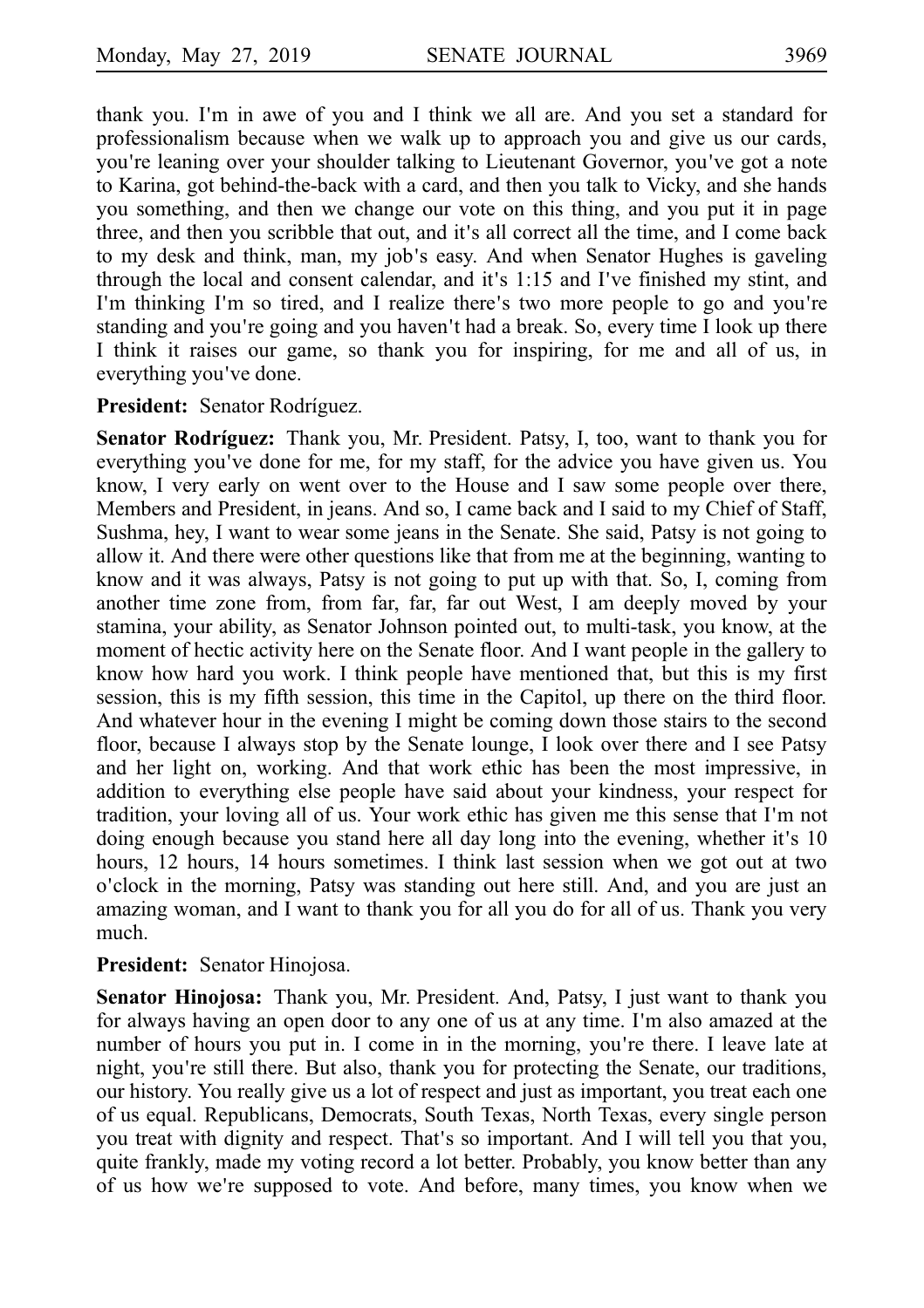thank you. I'm in awe of you and I think we all are. And you set a standard for professionalism because when we walk up to approach you and give us our cards, you're leaning over your shoulder talking to Lieutenant Governor, you've got a note to Karina, got behind-the-back with a card, and then you talk to Vicky, and she hands you something, and then we change our vote on this thing, and you put it in page three, and then you scribble that out, and it's all correct all the time, and I come back to my desk and think, man, my job's easy. And when Senator Hughes is gaveling through the local and consent calendar, and it's 1:15 and I've finished my stint, and I'm thinking I'm so tired, and I realize there's two more people to go and you're standing and you're going and you haven't had a break. So, every time I look up there I think it raises our game, so thank you for inspiring, for me and all of us, in everything you've done.

**President:** Senator Rodríguez.

**Senator Rodríguez:** Thank you, Mr. President. Patsy, I, too, want to thank you for everything you've done for me, for my staff, for the advice you have given us. You know, I very early on went over to the House and I saw some people over there, Members and President, in jeans. And so, I came back and I said to my Chief of Staff, Sushma, hey, I want to wear some jeans in the Senate. She said, Patsy is not going to allow it. And there were other questions like that from me at the beginning, wanting to know and it was always, Patsy is not going to put up with that. So, I, coming from another time zone from, from far, far, far out West, I am deeply moved by your stamina, your ability, as Senator Johnson pointed out, to multi-task, you know, at the moment of hectic activity here on the Senate floor. And I want people in the gallery to know how hard you work. I think people have mentioned that, but this is my first session, this is my fifth session, this time in the Capitol, up there on the third floor. And whatever hour in the evening I might be coming down those stairs to the second floor, because I always stop by the Senate lounge, I look over there and I see Patsy and her light on, working. And that work ethic has been the most impressive, in addition to everything else people have said about your kindness, your respect for tradition, your loving all of us. Your work ethic has given me this sense that I'm not doing enough because you stand here all day long into the evening, whether it's 10 hours, 12 hours, 14 hours sometimes. I think last session when we got out at two o'clock in the morning, Patsy was standing out here still. And, and you are just an amazing woman, and I want to thank you for all you do for all of us. Thank you very much.

**President:** Senator Hinojosa.

**Senator Hinojosa:** Thank you, Mr. President. And, Patsy, I just want to thank you for always having an open door to any one of us at any time. I'm also amazed at the number of hours you put in. I come in in the morning, you're there. I leave late at night, you're still there. But also, thank you for protecting the Senate, our traditions, our history. You really give us a lot of respect and just as important, you treat each one of us equal. Republicans, Democrats, South Texas, North Texas, every single person you treat with dignity and respect. That's so important. And I will tell you that you, quite frankly, made my voting record a lot better. Probably, you know better than any of us how we're supposed to vote. And before, many times, you know when we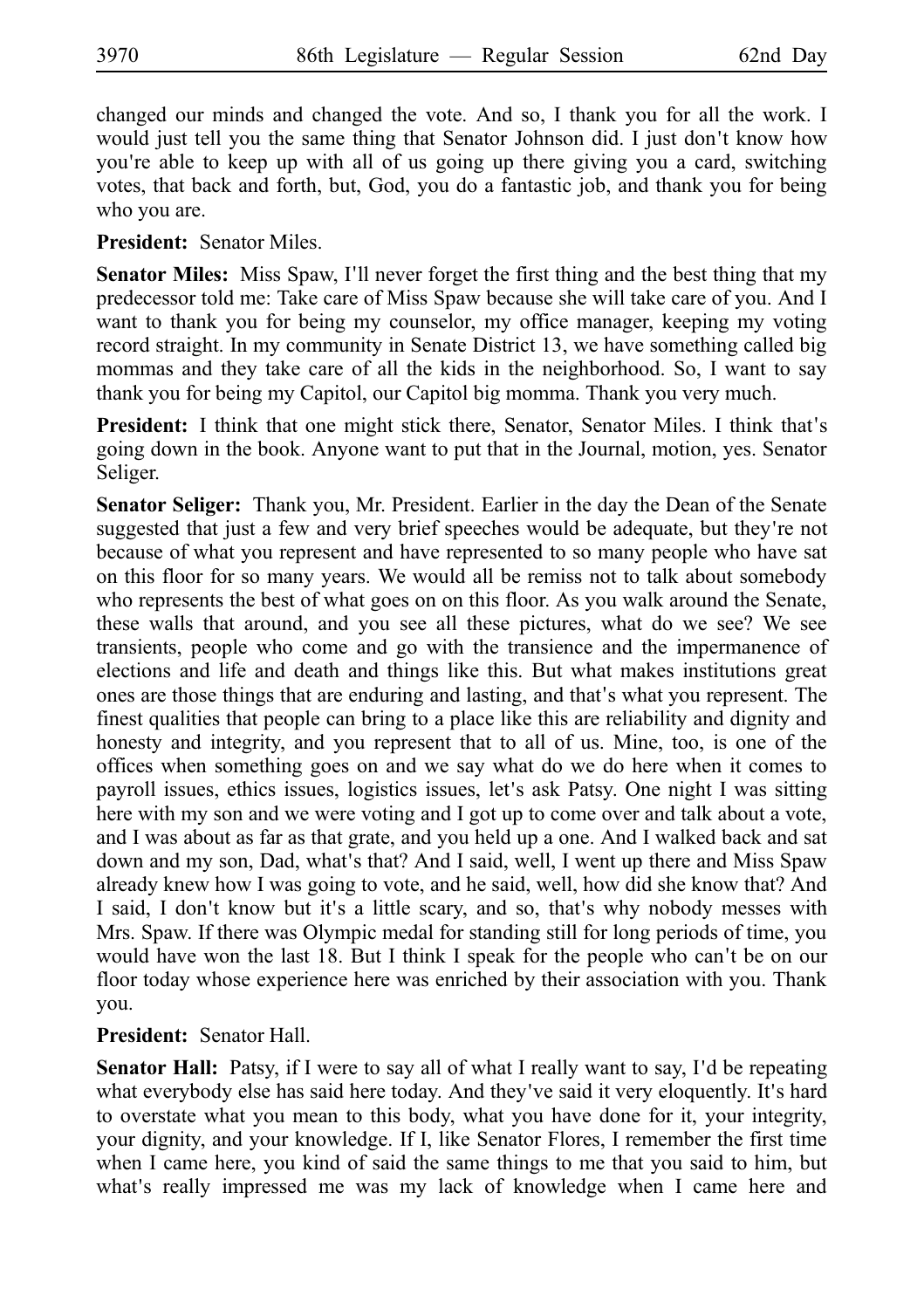changed our minds and changed the vote. And so, I thank you for all the work. I would just tell you the same thing that Senator Johnson did. I just don't know how you're able to keep up with all of us going up there giving you a card, switching votes, that back and forth, but, God, you do a fantastic job, and thank you for being who you are.

**President:** Senator Miles.

**Senator Miles:** Miss Spaw, I'll never forget the first thing and the best thing that my predecessor told me: Take care of Miss Spaw because she will take care of you. And I want to thank you for being my counselor, my office manager, keeping my voting record straight. In my community in Senate District 13, we have something called big mommas and they take care of all the kids in the neighborhood. So, I want to say thank you for being my Capitol, our Capitol big momma. Thank you very much.

**President:** I think that one might stick there, Senator, Senator Miles. I think that's going down in the book. Anyone want to put that in the Journal, motion, yes. Senator Seliger.

**Senator Seliger:** Thank you, Mr. President. Earlier in the day the Dean of the Senate suggested that just a few and very brief speeches would be adequate, but they're not because of what you represent and have represented to so many people who have sat on this floor for so many years. We would all be remiss not to talk about somebody who represents the best of what goes on on this floor. As you walk around the Senate, these walls that around, and you see all these pictures, what do we see? We see transients, people who come and go with the transience and the impermanence of elections and life and death and things like this. But what makes institutions great ones are those things that are enduring and lasting, and that's what you represent. The finest qualities that people can bring to a place like this are reliability and dignity and honesty and integrity, and you represent that to all of us. Mine, too, is one of the offices when something goes on and we say what do we do here when it comes to payroll issues, ethics issues, logistics issues, let's ask Patsy. One night I was sitting here with my son and we were voting and I got up to come over and talk about a vote, and I was about as far as that grate, and you held up a one. And I walked back and sat down and my son, Dad, what's that? And I said, well, I went up there and Miss Spaw already knew how I was going to vote, and he said, well, how did she know that? And I said, I don't know but it's a little scary, and so, that's why nobody messes with Mrs. Spaw. If there was Olympic medal for standing still for long periods of time, you would have won the last 18. But I think I speak for the people who can't be on our floor today whose experience here was enriched by their association with you. Thank you.

**President:** Senator Hall.

**Senator Hall:** Patsy, if I were to say all of what I really want to say, I'd be repeating what everybody else has said here today. And they've said it very eloquently. It's hard to overstate what you mean to this body, what you have done for it, your integrity, your dignity, and your knowledge. If I, like Senator Flores, I remember the first time when I came here, you kind of said the same things to me that you said to him, but what's really impressed me was my lack of knowledge when I came here and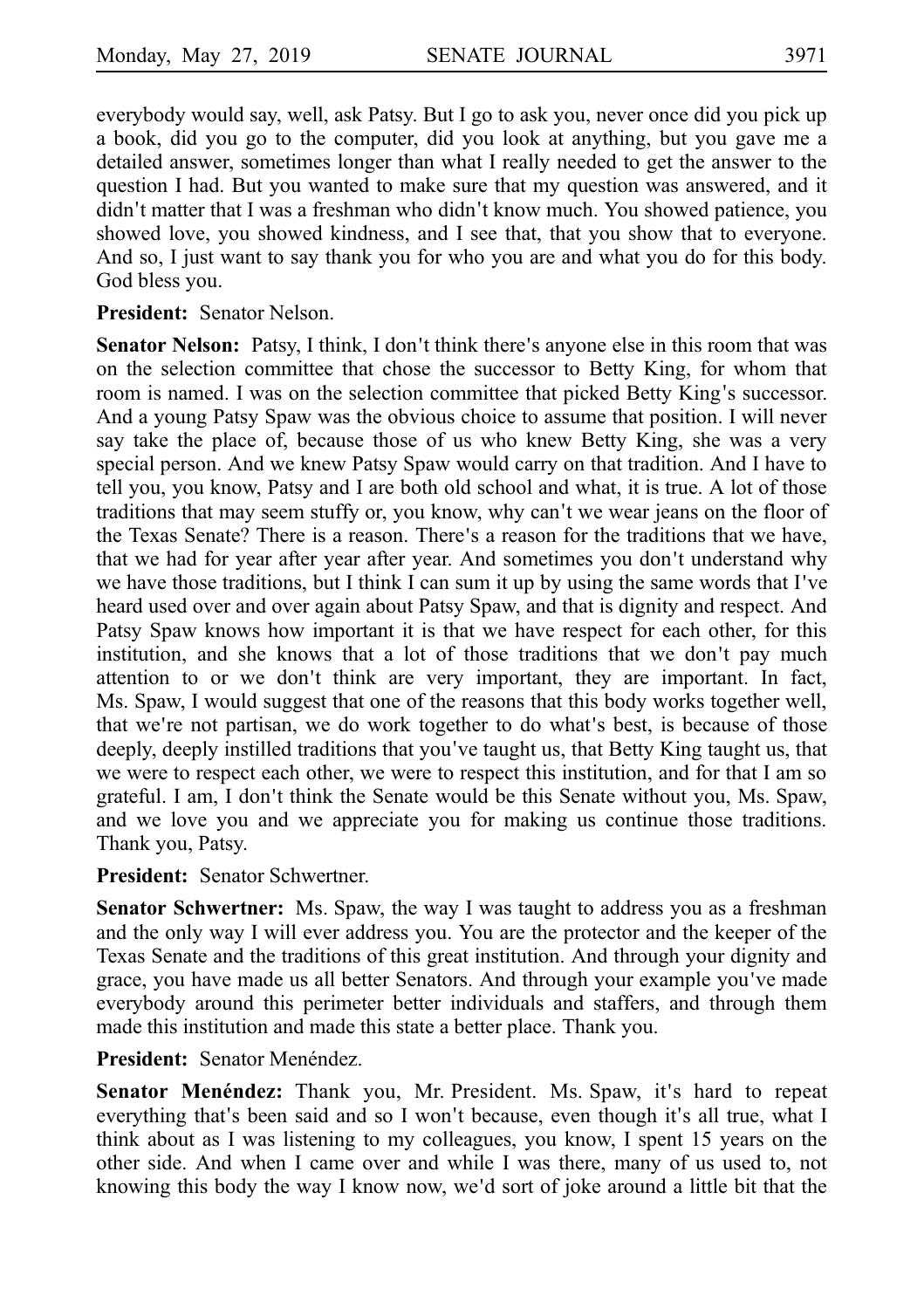everybody would say, well, ask Patsy. But I go to ask you, never once did you pick up a book, did you go to the computer, did you look at anything, but you gave me a detailed answer, sometimes longer than what I really needed to get the answer to the question I had. But you wanted to make sure that my question was answered, and it didn't matter that I was a freshman who didn't know much. You showed patience, you showed love, you showed kindness, and I see that, that you show that to everyone. And so, I just want to say thank you for who you are and what you do for this body. God bless you.

**President:** Senator Nelson.

**Senator Nelson:** Patsy, I think, I don't think there's anyone else in this room that was on the selection committee that chose the successor to Betty King, for whom that room is named. I was on the selection committee that picked Betty King's successor. And a young Patsy Spaw was the obvious choice to assume that position. I will never say take the place of, because those of us who knew Betty King, she was a very special person. And we knew Patsy Spaw would carry on that tradition. And I have to tell you, you know, Patsy and I are both old school and what, it is true. A lot of those traditions that may seem stuffy or, you know, why can't we wear jeans on the floor of the Texas Senate? There is a reason. There's a reason for the traditions that we have, that we had for year after year after year. And sometimes you don't understand why we have those traditions, but I think I can sum it up by using the same words that I've heard used over and over again about Patsy Spaw, and that is dignity and respect. And Patsy Spaw knows how important it is that we have respect for each other, for this institution, and she knows that a lot of those traditions that we don't pay much attention to or we don't think are very important, they are important. In fact, Ms. Spaw, I would suggest that one of the reasons that this body works together well, that we're not partisan, we do work together to do what's best, is because of those deeply, deeply instilled traditions that you've taught us, that Betty King taught us, that we were to respect each other, we were to respect this institution, and for that I am so grateful. I am, I don't think the Senate would be this Senate without you, Ms. Spaw, and we love you and we appreciate you for making us continue those traditions. Thank you, Patsy.

**President:** Senator Schwertner.

**Senator Schwertner:** Ms. Spaw, the way I was taught to address you as a freshman and the only way I will ever address you. You are the protector and the keeper of the Texas Senate and the traditions of this great institution. And through your dignity and grace, you have made us all better Senators. And through your example you've made everybody around this perimeter better individuals and staffers, and through them made this institution and made this state a better place. Thank you.

**President:** Senator Menéndez.

**Senator Menéndez:** Thank you, Mr. President. Ms. Spaw, it's hard to repeat everything that's been said and so I won't because, even though it's all true, what I think about as I was listening to my colleagues, you know, I spent 15 years on the other side. And when I came over and while I was there, many of us used to, not knowing this body the way I know now, we'd sort of joke around a little bit that the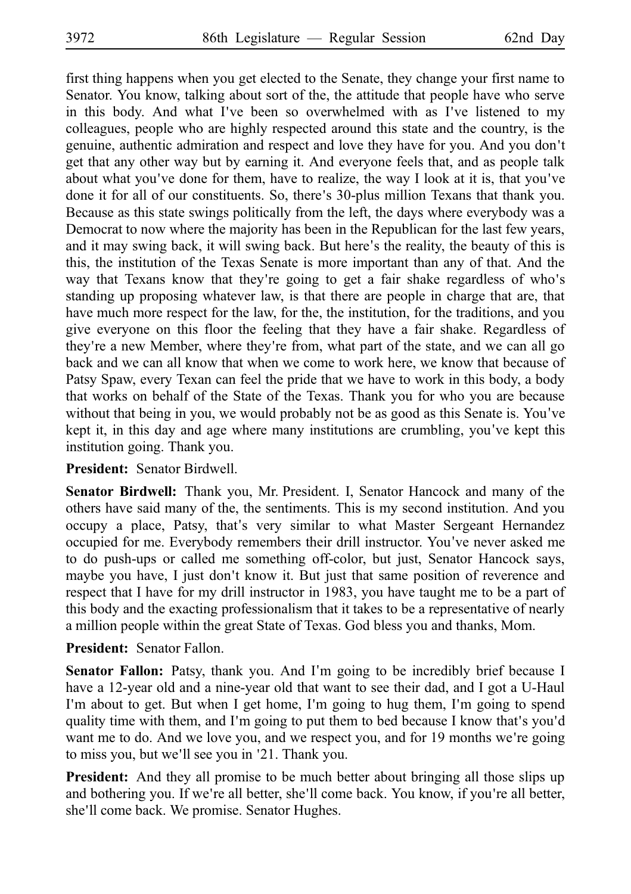first thing happens when you get elected to the Senate, they change your first name to Senator. You know, talking about sort of the, the attitude that people have who serve in this body. And what I've been so overwhelmed with as I've listened to my colleagues, people who are highly respected around this state and the country, is the genuine, authentic admiration and respect and love they have for you. And you don't get that any other way but by earning it. And everyone feels that, and as people talk about what you've done for them, have to realize, the way I look at it is, that you've done it for all of our constituents. So, there's 30-plus million Texans that thank you. Because as this state swings politically from the left, the days where everybody was a Democrat to now where the majority has been in the Republican for the last few years, and it may swing back, it will swing back. But here's the reality, the beauty of this is this, the institution of the Texas Senate is more important than any of that. And the way that Texans know that they're going to get a fair shake regardless of who's standing up proposing whatever law, is that there are people in charge that are, that have much more respect for the law, for the, the institution, for the traditions, and you give everyone on this floor the feeling that they have a fair shake. Regardless of they're a new Member, where they're from, what part of the state, and we can all go back and we can all know that when we come to work here, we know that because of Patsy Spaw, every Texan can feel the pride that we have to work in this body, a body that works on behalf of the State of the Texas. Thank you for who you are because without that being in you, we would probably not be as good as this Senate is. You've kept it, in this day and age where many institutions are crumbling, you've kept this institution going. Thank you.

**President:** Senator Birdwell.

**Senator Birdwell:** Thank you, Mr. President. I, Senator Hancock and many of the others have said many of the, the sentiments. This is my second institution. And you occupy a place, Patsy, that's very similar to what Master Sergeant Hernandez occupied for me. Everybody remembers their drill instructor. You've never asked me to do push-ups or called me something off-color, but just, Senator Hancock says, maybe you have, I just don't know it. But just that same position of reverence and respect that I have for my drill instructor in 1983, you have taught me to be a part of this body and the exacting professionalism that it takes to be a representative of nearly a million people within the great State of Texas. God bless you and thanks, Mom.

**President:** Senator Fallon.

**Senator Fallon:** Patsy, thank you. And I'm going to be incredibly brief because I have a 12-year old and a nine-year old that want to see their dad, and I got a U-Haul I'm about to get. But when I get home, I'm going to hug them, I'm going to spend quality time with them, and I'm going to put them to bed because I know that's you'd want me to do. And we love you, and we respect you, and for 19 months we're going to miss you, but we'll see you in '21. Thank you.

**President:** And they all promise to be much better about bringing all those slips up and bothering you. If we're all better, she'll come back. You know, if you're all better, she'll come back. We promise. Senator Hughes.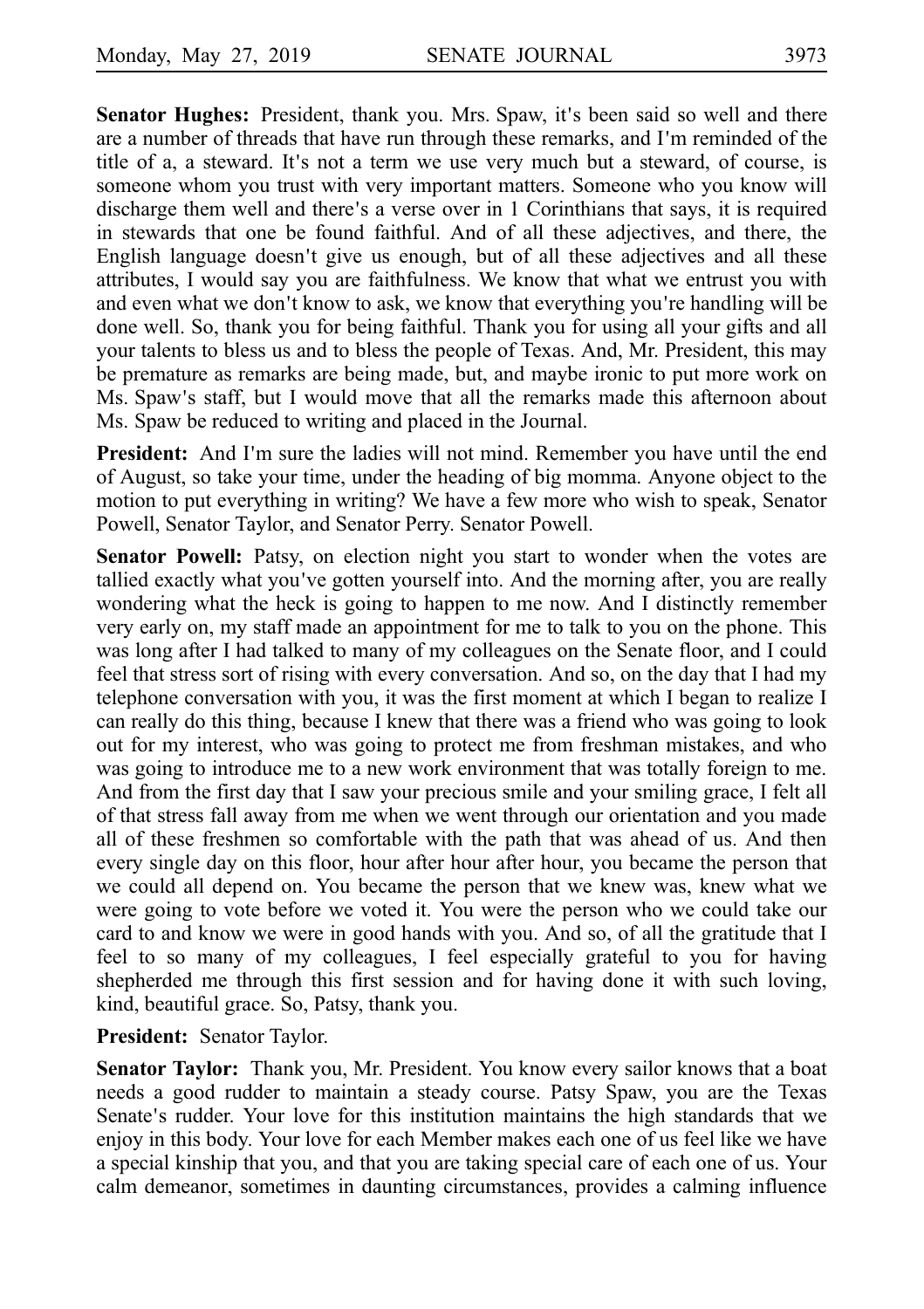**Senator Hughes:** President, thank you. Mrs. Spaw, it's been said so well and there are a number of threads that have run through these remarks, and I'm reminded of the title of a, a steward. It's not a term we use very much but a steward, of course, is someone whom you trust with very important matters. Someone who you know will discharge them well and there's a verse over in 1 Corinthians that says, it is required in stewards that one be found faithful. And of all these adjectives, and there, the English language doesn't give us enough, but of all these adjectives and all these attributes, I would say you are faithfulness. We know that what we entrust you with and even what we don't know to ask, we know that everything you're handling will be done well. So, thank you for being faithful. Thank you for using all your gifts and all your talents to bless us and to bless the people of Texas. And, Mr. President, this may be premature as remarks are being made, but, and maybe ironic to put more work on Ms. Spaw's staff, but I would move that all the remarks made this afternoon about Ms. Spaw be reduced to writing and placed in the Journal.

**President:** And I'm sure the ladies will not mind. Remember you have until the end of August, so take your time, under the heading of big momma. Anyone object to the motion to put everything in writing? We have a few more who wish to speak, Senator Powell, Senator Taylor, and Senator Perry. Senator Powell.

**Senator Powell:** Patsy, on election night you start to wonder when the votes are tallied exactly what you've gotten yourself into. And the morning after, you are really wondering what the heck is going to happen to me now. And I distinctly remember very early on, my staff made an appointment for me to talk to you on the phone. This was long after I had talked to many of my colleagues on the Senate floor, and I could feel that stress sort of rising with every conversation. And so, on the day that I had my telephone conversation with you, it was the first moment at which I began to realize I can really do this thing, because I knew that there was a friend who was going to look out for my interest, who was going to protect me from freshman mistakes, and who was going to introduce me to a new work environment that was totally foreign to me. And from the first day that I saw your precious smile and your smiling grace, I felt all of that stress fall away from me when we went through our orientation and you made all of these freshmen so comfortable with the path that was ahead of us. And then every single day on this floor, hour after hour after hour, you became the person that we could all depend on. You became the person that we knew was, knew what we were going to vote before we voted it. You were the person who we could take our card to and know we were in good hands with you. And so, of all the gratitude that I feel to so many of my colleagues, I feel especially grateful to you for having shepherded me through this first session and for having done it with such loving, kind, beautiful grace. So, Patsy, thank you.

**President:** Senator Taylor.

**Senator Taylor:** Thank you, Mr. President. You know every sailor knows that a boat needs a good rudder to maintain a steady course. Patsy Spaw, you are the Texas Senate's rudder. Your love for this institution maintains the high standards that we enjoy in this body. Your love for each Member makes each one of us feel like we have a special kinship that you, and that you are taking special care of each one of us. Your calm demeanor, sometimes in daunting circumstances, provides a calming influence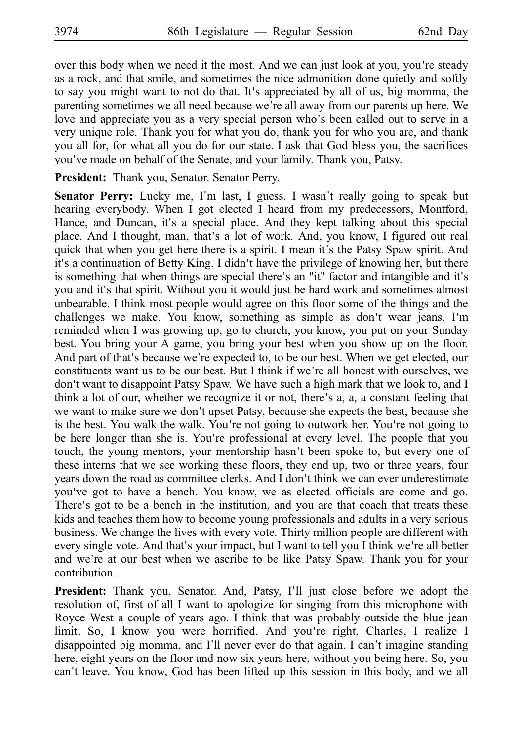over this body when we need it the most. And we can just look at you, you're steady as a rock, and that smile, and sometimes the nice admonition done quietly and softly to say you might want to not do that. It's appreciated by all of us, big momma, the parenting sometimes we all need because we're all away from our parents up here. We love and appreciate you as a very special person who's been called out to serve in a very unique role. Thank you for what you do, thank you for who you are, and thank you all for, for what all you do for our state. I ask that God bless you, the sacrifices you've made on behalf of the Senate, and your family. Thank you, Patsy.

**President:** Thank you, Senator. Senator Perry.

**Senator Perry:** Lucky me, I'm last, I guess. I wasn't really going to speak but hearing everybody. When I got elected I heard from my predecessors, Montford, Hance, and Duncan, it's a special place. And they kept talking about this special place. And I thought, man, that's a lot of work. And, you know, I figured out real quick that when you get here there is a spirit. I mean it's the Patsy Spaw spirit. And it's a continuation of Betty King. I didn't have the privilege of knowing her, but there is something that when things are special there's an "it" factor and intangible and it's you and it's that spirit. Without you it would just be hard work and sometimes almost unbearable. I think most people would agree on this floor some of the things and the challenges we make. You know, something as simple as don't wear jeans. I'm reminded when I was growing up, go to church, you know, you put on your Sunday best. You bring your A game, you bring your best when you show up on the floor. And part of that's because we're expected to, to be our best. When we get elected, our constituents want us to be our best. But I think if we're all honest with ourselves, we don't want to disappoint Patsy Spaw. We have such a high mark that we look to, and I think a lot of our, whether we recognize it or not, there's a, a, a constant feeling that we want to make sure we don't upset Patsy, because she expects the best, because she is the best. You walk the walk. You're not going to outwork her. You're not going to be here longer than she is. You're professional at every level. The people that you touch, the young mentors, your mentorship hasn't been spoke to, but every one of these interns that we see working these floors, they end up, two or three years, four years down the road as committee clerks. And I don't think we can ever underestimate you've got to have a bench. You know, we as elected officials are come and go. There's got to be a bench in the institution, and you are that coach that treats these kids and teaches them how to become young professionals and adults in a very serious business. We change the lives with every vote. Thirty million people are different with every single vote. And that's your impact, but I want to tell you I think we're all better and we're at our best when we ascribe to be like Patsy Spaw. Thank you for your contribution.

**President:** Thank you, Senator. And, Patsy, I'll just close before we adopt the resolution of, first of all I want to apologize for singing from this microphone with Royce West a couple of years ago. I think that was probably outside the blue jean limit. So, I know you were horrified. And you're right, Charles, I realize I disappointed big momma, and I'll never ever do that again. I can't imagine standing here, eight years on the floor and now six years here, without you being here. So, you can't leave. You know, God has been lifted up this session in this body, and we all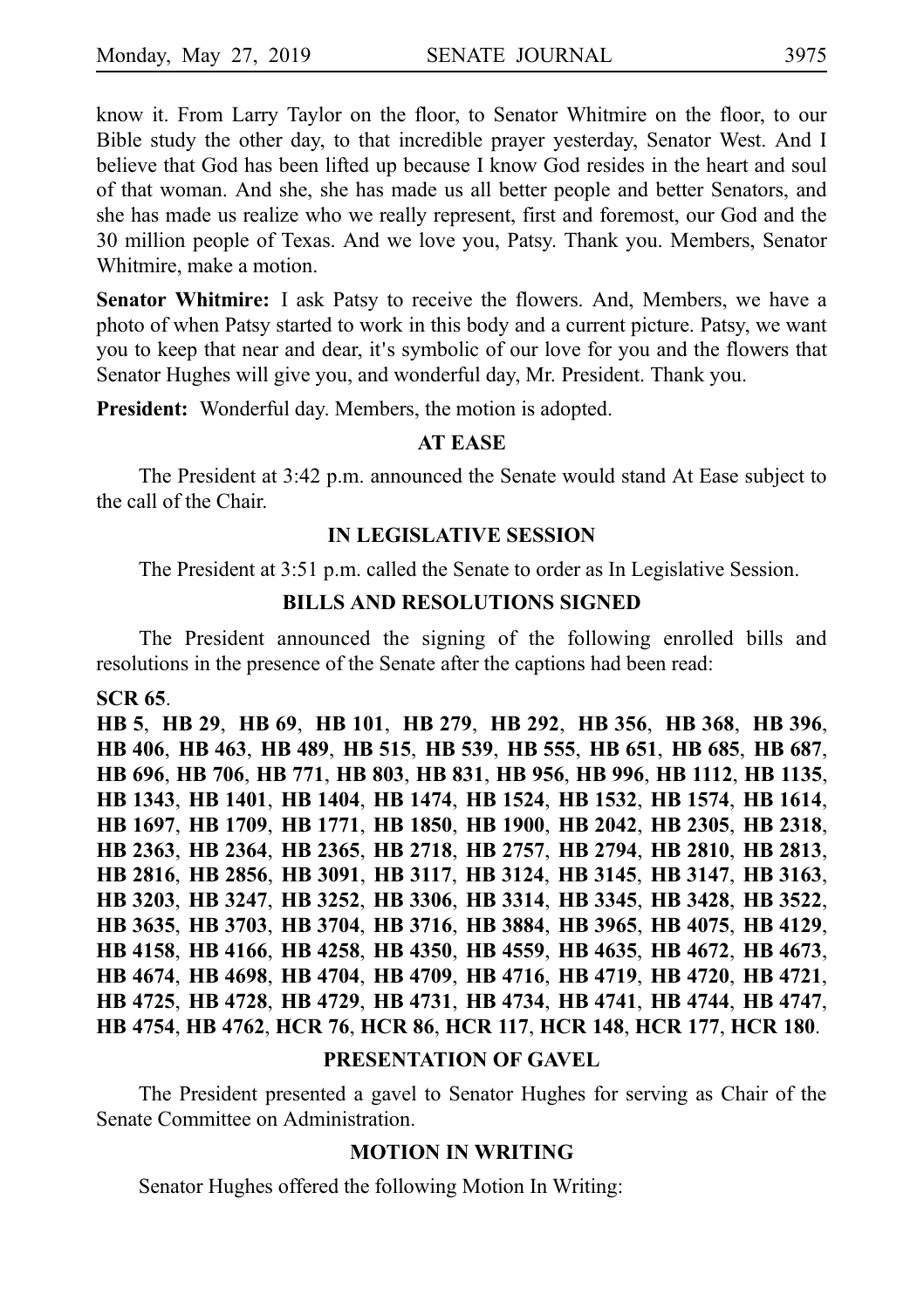know it. From Larry Taylor on the floor, to Senator Whitmire on the floor, to our Bible study the other day, to that incredible prayer yesterday, Senator West. And I believe that God has been lifted up because I know God resides in the heart and soul of that woman. And she, she has made us all better people and better Senators, and she has made us realize who we really represent, first and foremost, our God and the 30 million people of Texas. And we love you, Patsy. Thank you. Members, Senator Whitmire, make a motion.

**Senator Whitmire:** I ask Patsy to receive the flowers. And, Members, we have a photo of when Patsy started to work in this body and a current picture. Patsy, we want you to keep that near and dear, it's symbolic of our love for you and the flowers that Senator Hughes will give you, and wonderful day, Mr. President. Thank you.

**President:** Wonderful day. Members, the motion is adopted.

## AT EASE

The President at 3:42 p.m. announced the Senate would stand At Ease subject to the call of the Chair.

## IN LEGISLATIVE SESSION

The President at 3:51 p.m. called the Senate to order as In Legislative Session.

## BILLS AND RESOLUTIONS SIGNED

The President announced the signing of the following enrolled bills and resolutions in the presence of the Senate after the captions had been read:

**SCR 65**.

**HB 5**, **HB 29**, **HB 69**, **HB 101**, **HB 279**, **HB 292**, **HB 356**, **HB 368**, **HB 396**, **HB 406**, **HB 463**, **HB 489**, **HB 515**, **HB 539**, **HB 555**, **HB 651**, **HB 685**, **HB 687**, **HB 696**, **HB 706**, **HB 771**, **HB 803**, **HB 831**, **HB 956**, **HB 996**, **HB 1112**, **HB 1135**, **HB 1343**, **HB 1401**, **HB 1404**, **HB 1474**, **HB 1524**, **HB 1532**, **HB 1574**, **HB 1614**, **HB 1697**, **HB 1709**, **HB 1771**, **HB 1850**, **HB 1900**, **HB 2042**, **HB 2305**, **HB 2318**, **HB 2363**, **HB 2364**, **HB 2365**, **HB 2718**, **HB 2757**, **HB 2794**, **HB 2810**, **HB 2813**, **HB 2816**, **HB 2856**, **HB 3091**, **HB 3117**, **HB 3124**, **HB 3145**, **HB 3147**, **HB 3163**, **HB 3203**, **HB 3247**, **HB 3252**, **HB 3306**, **HB 3314**, **HB 3345**, **HB 3428**, **HB 3522**, **HB 3635**, **HB 3703**, **HB 3704**, **HB 3716**, **HB 3884**, **HB 3965**, **HB 4075**, **HB 4129**, **HB 4158**, **HB 4166**, **HB 4258**, **HB 4350**, **HB 4559**, **HB 4635**, **HB 4672**, **HB 4673**, **HB 4674**, **HB 4698**, **HB 4704**, **HB 4709**, **HB 4716**, **HB 4719**, **HB 4720**, **HB 4721**, **HB 4725**, **HB 4728**, **HB 4729**, **HB 4731**, **HB 4734**, **HB 4741**, **HB 4744**, **HB 4747**, **HB 4754**, **HB 4762**, **HCR 76**, **HCR 86**, **HCR 117**, **HCR 148**, **HCR 177**, **HCR 180**.

## PRESENTATION OF GAVEL

The President presented a gavel to Senator Hughes for serving as Chair of the Senate Committee on Administration.

## MOTION IN WRITING

Senator Hughes offered the following Motion In Writing: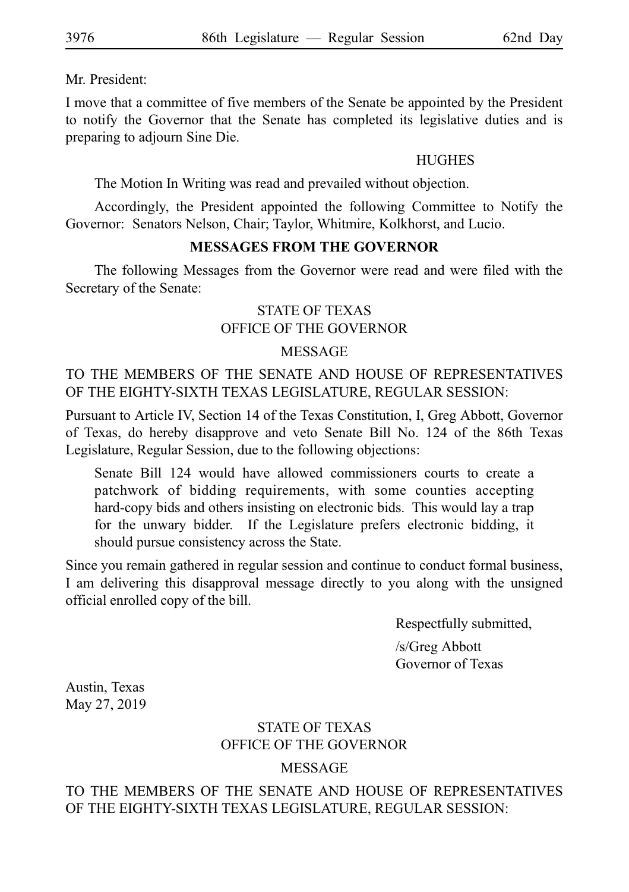Mr. President:

I move that a committee of five members of the Senate be appointed by the President to notify the Governor that the Senate has completed its legislative duties and is preparing to adjourn Sine Die.

HUGHES

The Motion In Writing was read and prevailed without objection.

Accordingly, the President appointed the following Committee to Notify the Governor: Senators Nelson, Chair; Taylor, Whitmire, Kolkhorst, and Lucio.

## MESSAGES FROM THE GOVERNOR

The following Messages from the Governor were read and were filed with the Secretary of the Senate:

STATE OF TEXAS
OFFICE OF THE GOVERNOR

MESSAGE

TO THE MEMBERS OF THE SENATE AND HOUSE OF REPRESENTATIVES OF THE EIGHTY-SIXTH TEXAS LEGISLATURE, REGULAR SESSION:

Pursuant to Article IV, Section 14 of the Texas Constitution, I, Greg Abbott, Governor of Texas, do hereby disapprove and veto Senate Bill No. 124 of the 86th Texas Legislature, Regular Session, due to the following objections:

> Senate Bill 124 would have allowed commissioners courts to create a patchwork of bidding requirements, with some counties accepting hard-copy bids and others insisting on electronic bids. This would lay a trap for the unwary bidder. If the Legislature prefers electronic bidding, it should pursue consistency across the State.

Since you remain gathered in regular session and continue to conduct formal business, I am delivering this disapproval message directly to you along with the unsigned official enrolled copy of the bill.

Respectfully submitted,

/s/Greg Abbott
Governor of Texas

Austin, Texas
May 27, 2019

STATE OF TEXAS
OFFICE OF THE GOVERNOR

MESSAGE

TO THE MEMBERS OF THE SENATE AND HOUSE OF REPRESENTATIVES OF THE EIGHTY-SIXTH TEXAS LEGISLATURE, REGULAR SESSION: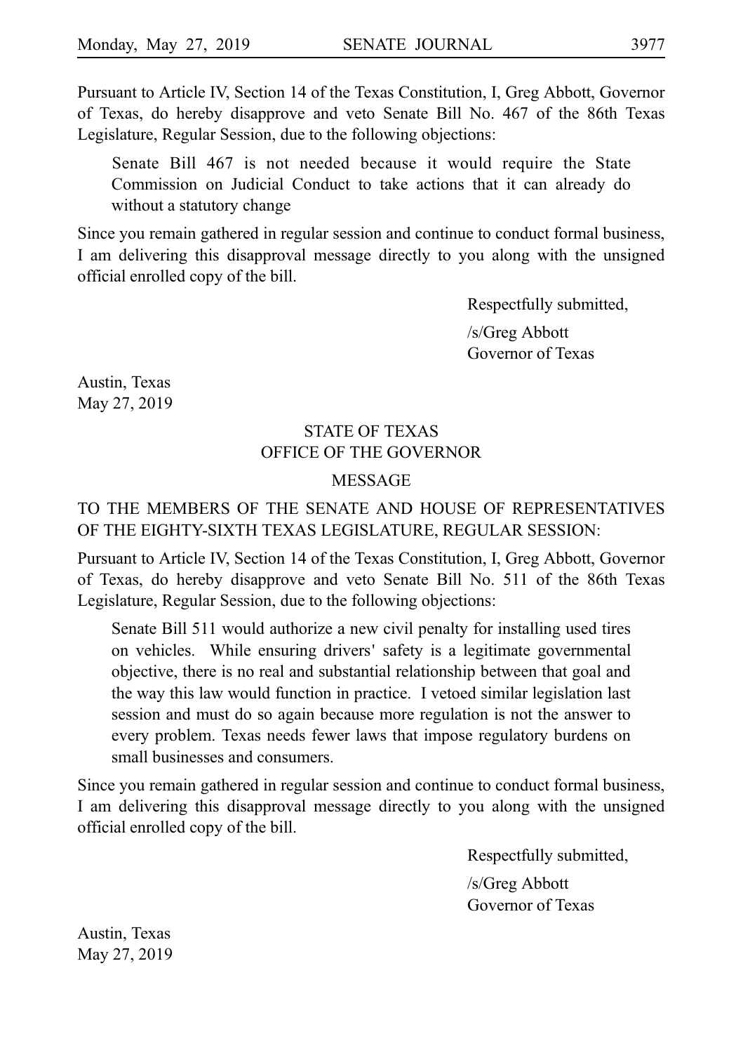Pursuant to Article IV, Section 14 of the Texas Constitution, I, Greg Abbott, Governor of Texas, do hereby disapprove and veto Senate Bill No. 467 of the 86th Texas Legislature, Regular Session, due to the following objections:

> Senate Bill 467 is not needed because it would require the State Commission on Judicial Conduct to take actions that it can already do without a statutory change

Since you remain gathered in regular session and continue to conduct formal business, I am delivering this disapproval message directly to you along with the unsigned official enrolled copy of the bill.

Respectfully submitted,

/s/Greg Abbott
Governor of Texas

Austin, Texas
May 27, 2019

STATE OF TEXAS
OFFICE OF THE GOVERNOR

MESSAGE

TO THE MEMBERS OF THE SENATE AND HOUSE OF REPRESENTATIVES OF THE EIGHTY-SIXTH TEXAS LEGISLATURE, REGULAR SESSION:

Pursuant to Article IV, Section 14 of the Texas Constitution, I, Greg Abbott, Governor of Texas, do hereby disapprove and veto Senate Bill No. 511 of the 86th Texas Legislature, Regular Session, due to the following objections:

> Senate Bill 511 would authorize a new civil penalty for installing used tires on vehicles. While ensuring drivers' safety is a legitimate governmental objective, there is no real and substantial relationship between that goal and the way this law would function in practice. I vetoed similar legislation last session and must do so again because more regulation is not the answer to every problem. Texas needs fewer laws that impose regulatory burdens on small businesses and consumers.

Since you remain gathered in regular session and continue to conduct formal business, I am delivering this disapproval message directly to you along with the unsigned official enrolled copy of the bill.

Respectfully submitted,

/s/Greg Abbott
Governor of Texas

Austin, Texas
May 27, 2019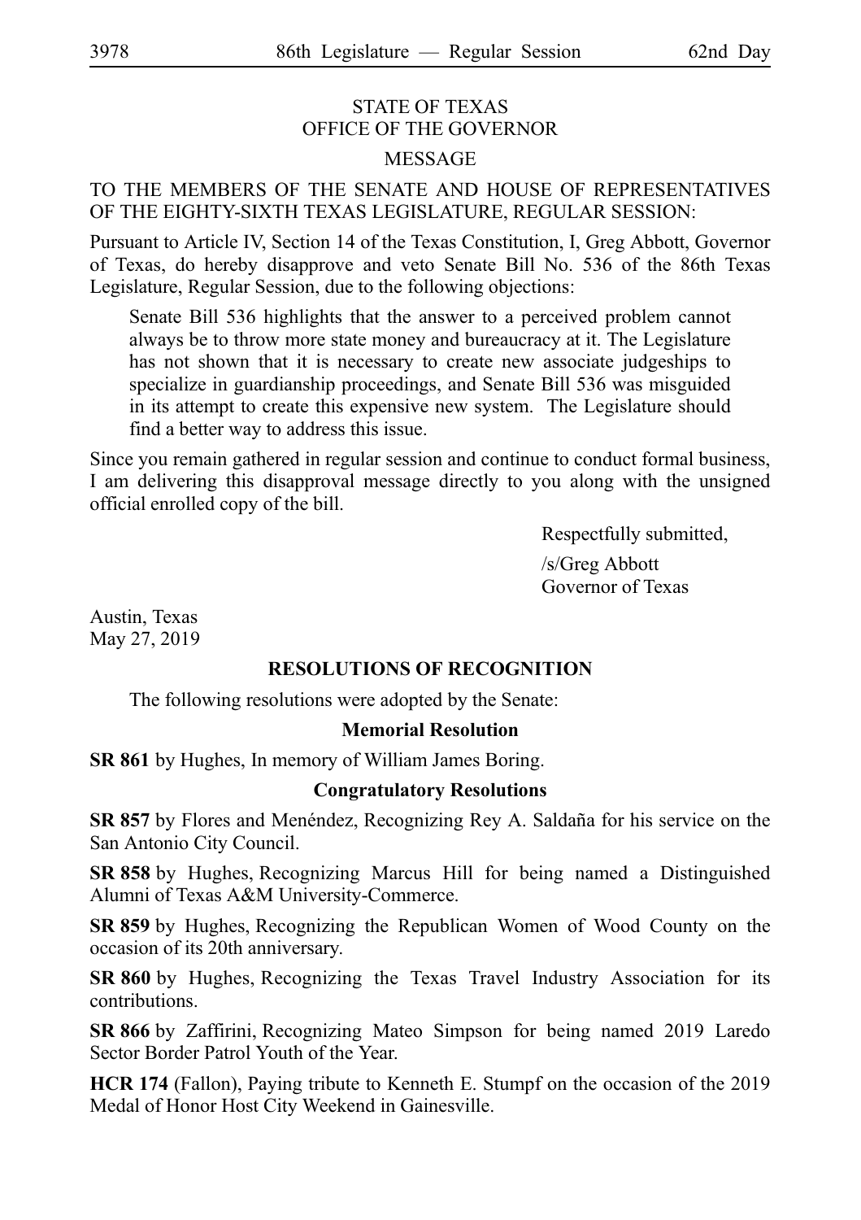STATE OF TEXAS
OFFICE OF THE GOVERNOR

MESSAGE

TO THE MEMBERS OF THE SENATE AND HOUSE OF REPRESENTATIVES OF THE EIGHTY-SIXTH TEXAS LEGISLATURE, REGULAR SESSION:

Pursuant to Article IV, Section 14 of the Texas Constitution, I, Greg Abbott, Governor of Texas, do hereby disapprove and veto Senate Bill No. 536 of the 86th Texas Legislature, Regular Session, due to the following objections:

> Senate Bill 536 highlights that the answer to a perceived problem cannot always be to throw more state money and bureaucracy at it. The Legislature has not shown that it is necessary to create new associate judgeships to specialize in guardianship proceedings, and Senate Bill 536 was misguided in its attempt to create this expensive new system. The Legislature should find a better way to address this issue.

Since you remain gathered in regular session and continue to conduct formal business, I am delivering this disapproval message directly to you along with the unsigned official enrolled copy of the bill.

Respectfully submitted,

/s/Greg Abbott
Governor of Texas

Austin, Texas
May 27, 2019

## RESOLUTIONS OF RECOGNITION

The following resolutions were adopted by the Senate:

### Memorial Resolution

**SR 861** by Hughes, In memory of William James Boring.

### Congratulatory Resolutions

**SR 857** by Flores and Menéndez, Recognizing Rey A. Saldaña for his service on the San Antonio City Council.

**SR 858** by Hughes, Recognizing Marcus Hill for being named a Distinguished Alumni of Texas A&M University-Commerce.

**SR 859** by Hughes, Recognizing the Republican Women of Wood County on the occasion of its 20th anniversary.

**SR 860** by Hughes, Recognizing the Texas Travel Industry Association for its contributions.

**SR 866** by Zaffirini, Recognizing Mateo Simpson for being named 2019 Laredo Sector Border Patrol Youth of the Year.

**HCR 174** (Fallon), Paying tribute to Kenneth E. Stumpf on the occasion of the 2019 Medal of Honor Host City Weekend in Gainesville.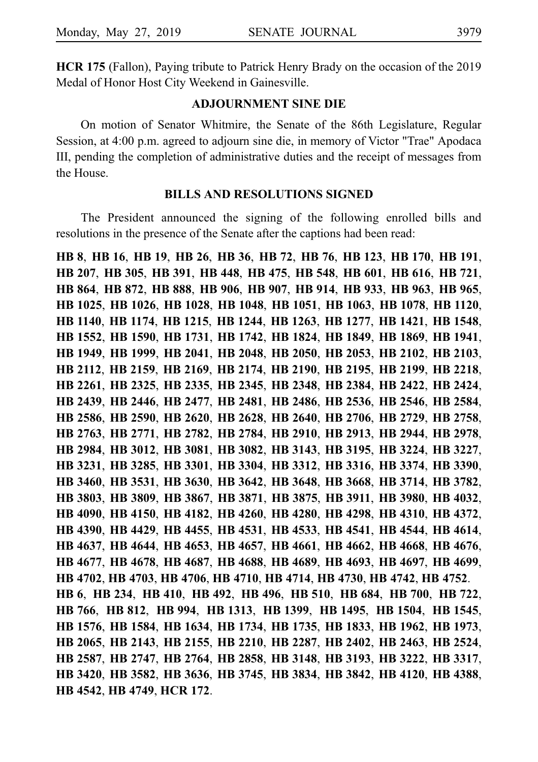**HCR 175** (Fallon), Paying tribute to Patrick Henry Brady on the occasion of the 2019 Medal of Honor Host City Weekend in Gainesville.

## ADJOURNMENT SINE DIE

On motion of Senator Whitmire, the Senate of the 86th Legislature, Regular Session, at 4:00 p.m. agreed to adjourn sine die, in memory of Victor "Trae" Apodaca III, pending the completion of administrative duties and the receipt of messages from the House.

## BILLS AND RESOLUTIONS SIGNED

The President announced the signing of the following enrolled bills and resolutions in the presence of the Senate after the captions had been read:

**HB 8**, **HB 16**, **HB 19**, **HB 26**, **HB 36**, **HB 72**, **HB 76**, **HB 123**, **HB 170**, **HB 191**, **HB 207**, **HB 305**, **HB 391**, **HB 448**, **HB 475**, **HB 548**, **HB 601**, **HB 616**, **HB 721**, **HB 864**, **HB 872**, **HB 888**, **HB 906**, **HB 907**, **HB 914**, **HB 933**, **HB 963**, **HB 965**, **HB 1025**, **HB 1026**, **HB 1028**, **HB 1048**, **HB 1051**, **HB 1063**, **HB 1078**, **HB 1120**, **HB 1140**, **HB 1174**, **HB 1215**, **HB 1244**, **HB 1263**, **HB 1277**, **HB 1421**, **HB 1548**, **HB 1552**, **HB 1590**, **HB 1731**, **HB 1742**, **HB 1824**, **HB 1849**, **HB 1869**, **HB 1941**, **HB 1949**, **HB 1999**, **HB 2041**, **HB 2048**, **HB 2050**, **HB 2053**, **HB 2102**, **HB 2103**, **HB 2112**, **HB 2159**, **HB 2169**, **HB 2174**, **HB 2190**, **HB 2195**, **HB 2199**, **HB 2218**, **HB 2261**, **HB 2325**, **HB 2335**, **HB 2345**, **HB 2348**, **HB 2384**, **HB 2422**, **HB 2424**, **HB 2439**, **HB 2446**, **HB 2477**, **HB 2481**, **HB 2486**, **HB 2536**, **HB 2546**, **HB 2584**, **HB 2586**, **HB 2590**, **HB 2620**, **HB 2628**, **HB 2640**, **HB 2706**, **HB 2729**, **HB 2758**, **HB 2763**, **HB 2771**, **HB 2782**, **HB 2784**, **HB 2910**, **HB 2913**, **HB 2944**, **HB 2978**, **HB 2984**, **HB 3012**, **HB 3081**, **HB 3082**, **HB 3143**, **HB 3195**, **HB 3224**, **HB 3227**, **HB 3231**, **HB 3285**, **HB 3301**, **HB 3304**, **HB 3312**, **HB 3316**, **HB 3374**, **HB 3390**, **HB 3460**, **HB 3531**, **HB 3630**, **HB 3642**, **HB 3648**, **HB 3668**, **HB 3714**, **HB 3782**, **HB 3803**, **HB 3809**, **HB 3867**, **HB 3871**, **HB 3875**, **HB 3911**, **HB 3980**, **HB 4032**, **HB 4090**, **HB 4150**, **HB 4182**, **HB 4260**, **HB 4280**, **HB 4298**, **HB 4310**, **HB 4372**, **HB 4390**, **HB 4429**, **HB 4455**, **HB 4531**, **HB 4533**, **HB 4541**, **HB 4544**, **HB 4614**, **HB 4637**, **HB 4644**, **HB 4653**, **HB 4657**, **HB 4661**, **HB 4662**, **HB 4668**, **HB 4676**, **HB 4677**, **HB 4678**, **HB 4687**, **HB 4688**, **HB 4689**, **HB 4693**, **HB 4697**, **HB 4699**, **HB 4702**, **HB 4703**, **HB 4706**, **HB 4710**, **HB 4714**, **HB 4730**, **HB 4742**, **HB 4752**.

**HB 6**, **HB 234**, **HB 410**, **HB 492**, **HB 496**, **HB 510**, **HB 684**, **HB 700**, **HB 722**, **HB 766**, **HB 812**, **HB 994**, **HB 1313**, **HB 1399**, **HB 1495**, **HB 1504**, **HB 1545**, **HB 1576**, **HB 1584**, **HB 1634**, **HB 1734**, **HB 1735**, **HB 1833**, **HB 1962**, **HB 1973**, **HB 2065**, **HB 2143**, **HB 2155**, **HB 2210**, **HB 2287**, **HB 2402**, **HB 2463**, **HB 2524**, **HB 2587**, **HB 2747**, **HB 2764**, **HB 2858**, **HB 3148**, **HB 3193**, **HB 3222**, **HB 3317**, **HB 3420**, **HB 3582**, **HB 3636**, **HB 3745**, **HB 3834**, **HB 3842**, **HB 4120**, **HB 4388**, **HB 4542**, **HB 4749**, **HCR 172**.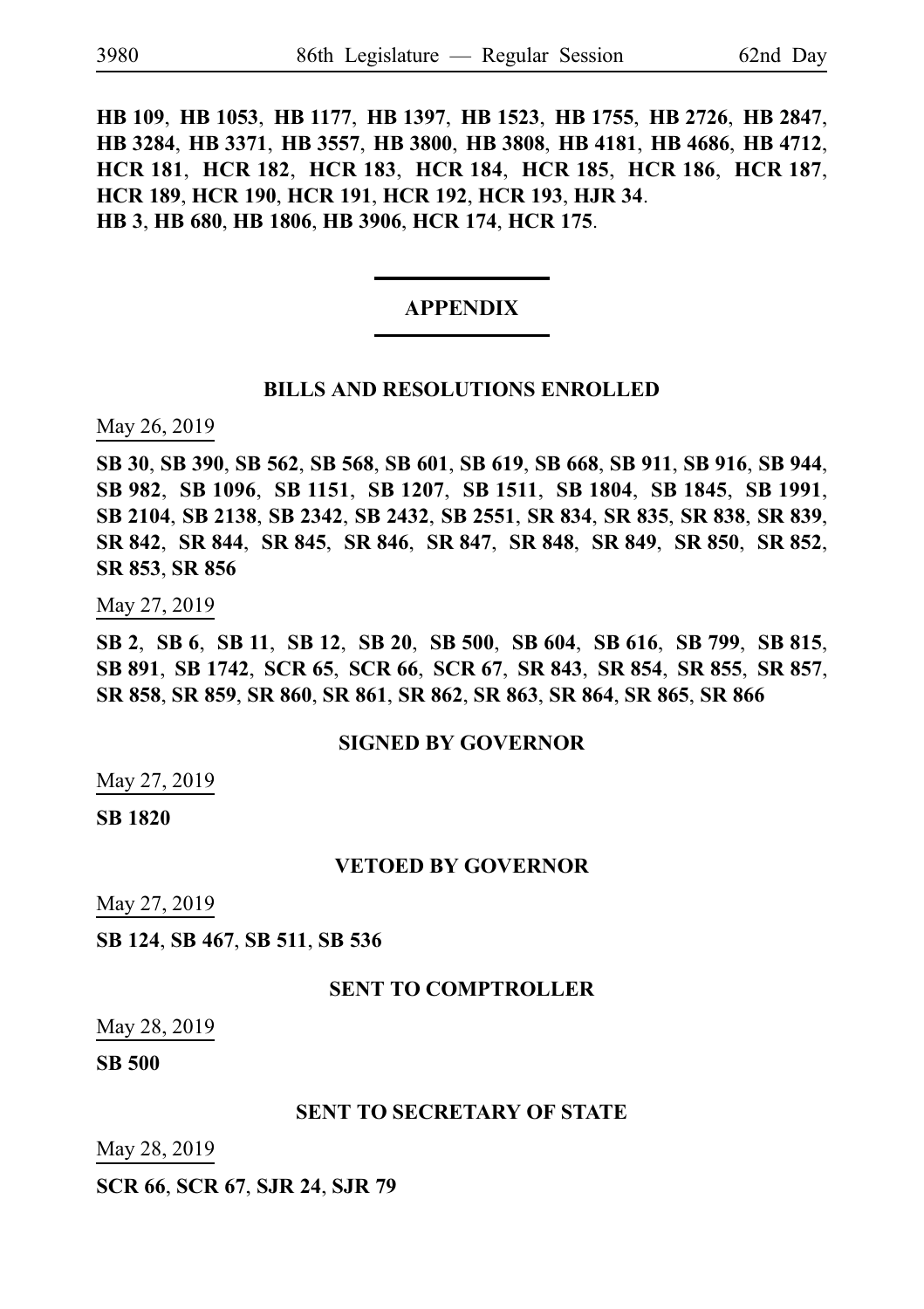**HB 109**, **HB 1053**, **HB 1177**, **HB 1397**, **HB 1523**, **HB 1755**, **HB 2726**, **HB 2847**, **HB 3284**, **HB 3371**, **HB 3557**, **HB 3800**, **HB 3808**, **HB 4181**, **HB 4686**, **HB 4712**, **HCR 181**, **HCR 182**, **HCR 183**, **HCR 184**, **HCR 185**, **HCR 186**, **HCR 187**, **HCR 189**, **HCR 190**, **HCR 191**, **HCR 192**, **HCR 193**, **HJR 34**.
**HB 3**, **HB 680**, **HB 1806**, **HB 3906**, **HCR 174**, **HCR 175**.

## APPENDIX

### BILLS AND RESOLUTIONS ENROLLED

May 26, 2019

**SB 30**, **SB 390**, **SB 562**, **SB 568**, **SB 601**, **SB 619**, **SB 668**, **SB 911**, **SB 916**, **SB 944**, **SB 982**, **SB 1096**, **SB 1151**, **SB 1207**, **SB 1511**, **SB 1804**, **SB 1845**, **SB 1991**, **SB 2104**, **SB 2138**, **SB 2342**, **SB 2432**, **SB 2551**, **SR 834**, **SR 835**, **SR 838**, **SR 839**, **SR 842**, **SR 844**, **SR 845**, **SR 846**, **SR 847**, **SR 848**, **SR 849**, **SR 850**, **SR 852**, **SR 853**, **SR 856**

May 27, 2019

**SB 2**, **SB 6**, **SB 11**, **SB 12**, **SB 20**, **SB 500**, **SB 604**, **SB 616**, **SB 799**, **SB 815**, **SB 891**, **SB 1742**, **SCR 65**, **SCR 66**, **SCR 67**, **SR 843**, **SR 854**, **SR 855**, **SR 857**, **SR 858**, **SR 859**, **SR 860**, **SR 861**, **SR 862**, **SR 863**, **SR 864**, **SR 865**, **SR 866**

### SIGNED BY GOVERNOR

May 27, 2019

**SB 1820**

### VETOED BY GOVERNOR

May 27, 2019

**SB 124**, **SB 467**, **SB 511**, **SB 536**

### SENT TO COMPTROLLER

May 28, 2019

**SB 500**

### SENT TO SECRETARY OF STATE

May 28, 2019

**SCR 66**, **SCR 67**, **SJR 24**, **SJR 79**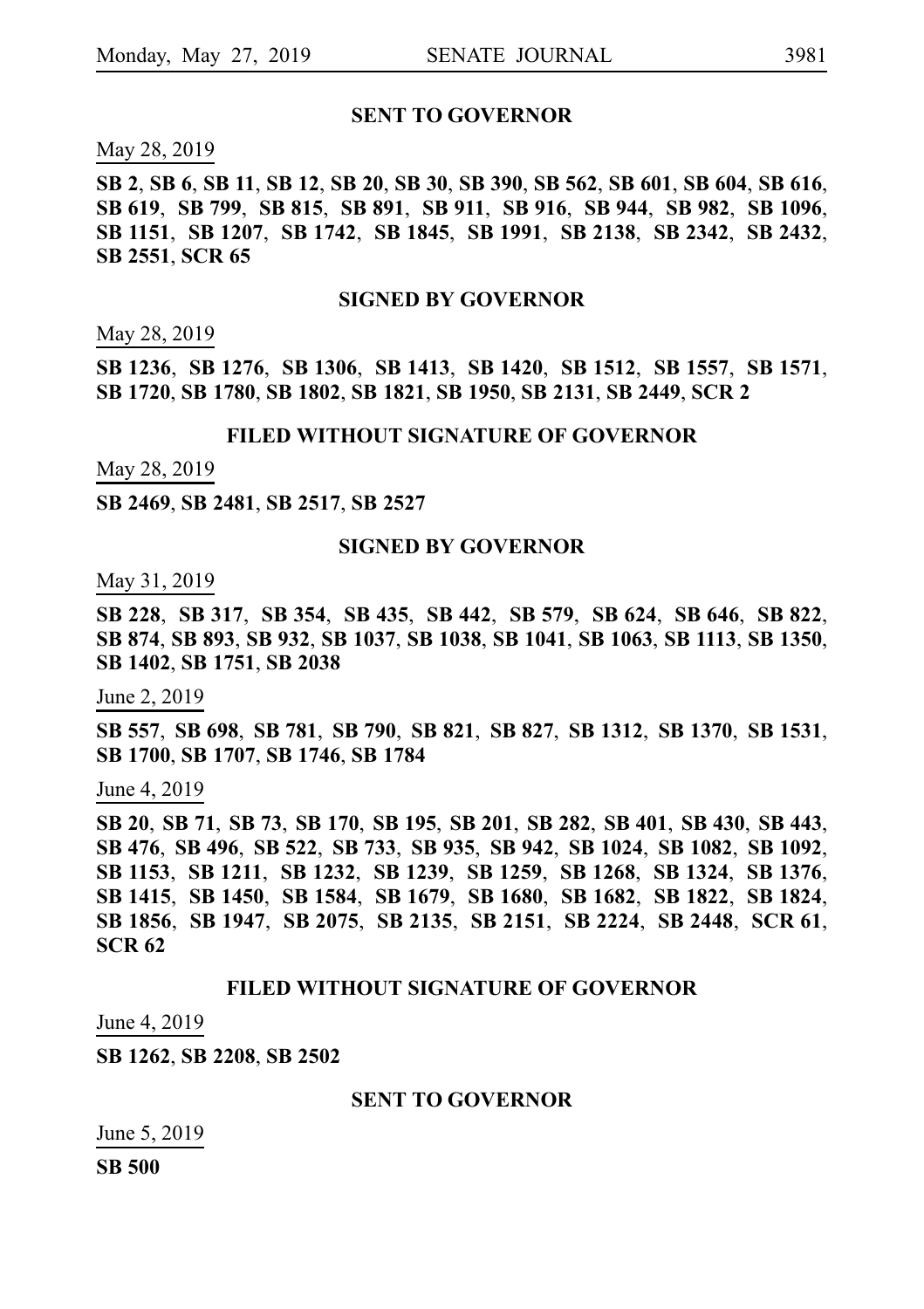## SENT TO GOVERNOR

May 28, 2019

**SB 2**, **SB 6**, **SB 11**, **SB 12**, **SB 20**, **SB 30**, **SB 390**, **SB 562**, **SB 601**, **SB 604**, **SB 616**, **SB 619**, **SB 799**, **SB 815**, **SB 891**, **SB 911**, **SB 916**, **SB 944**, **SB 982**, **SB 1096**, **SB 1151**, **SB 1207**, **SB 1742**, **SB 1845**, **SB 1991**, **SB 2138**, **SB 2342**, **SB 2432**, **SB 2551**, **SCR 65**

## SIGNED BY GOVERNOR

May 28, 2019

**SB 1236**, **SB 1276**, **SB 1306**, **SB 1413**, **SB 1420**, **SB 1512**, **SB 1557**, **SB 1571**, **SB 1720**, **SB 1780**, **SB 1802**, **SB 1821**, **SB 1950**, **SB 2131**, **SB 2449**, **SCR 2**

## FILED WITHOUT SIGNATURE OF GOVERNOR

May 28, 2019

**SB 2469**, **SB 2481**, **SB 2517**, **SB 2527**

## SIGNED BY GOVERNOR

May 31, 2019

**SB 228**, **SB 317**, **SB 354**, **SB 435**, **SB 442**, **SB 579**, **SB 624**, **SB 646**, **SB 822**, **SB 874**, **SB 893**, **SB 932**, **SB 1037**, **SB 1038**, **SB 1041**, **SB 1063**, **SB 1113**, **SB 1350**, **SB 1402**, **SB 1751**, **SB 2038**

June 2, 2019

**SB 557**, **SB 698**, **SB 781**, **SB 790**, **SB 821**, **SB 827**, **SB 1312**, **SB 1370**, **SB 1531**, **SB 1700**, **SB 1707**, **SB 1746**, **SB 1784**

June 4, 2019

**SB 20**, **SB 71**, **SB 73**, **SB 170**, **SB 195**, **SB 201**, **SB 282**, **SB 401**, **SB 430**, **SB 443**, **SB 476**, **SB 496**, **SB 522**, **SB 733**, **SB 935**, **SB 942**, **SB 1024**, **SB 1082**, **SB 1092**, **SB 1153**, **SB 1211**, **SB 1232**, **SB 1239**, **SB 1259**, **SB 1268**, **SB 1324**, **SB 1376**, **SB 1415**, **SB 1450**, **SB 1584**, **SB 1679**, **SB 1680**, **SB 1682**, **SB 1822**, **SB 1824**, **SB 1856**, **SB 1947**, **SB 2075**, **SB 2135**, **SB 2151**, **SB 2224**, **SB 2448**, **SCR 61**, **SCR 62**

## FILED WITHOUT SIGNATURE OF GOVERNOR

June 4, 2019

**SB 1262**, **SB 2208**, **SB 2502**

## SENT TO GOVERNOR

June 5, 2019

**SB 500**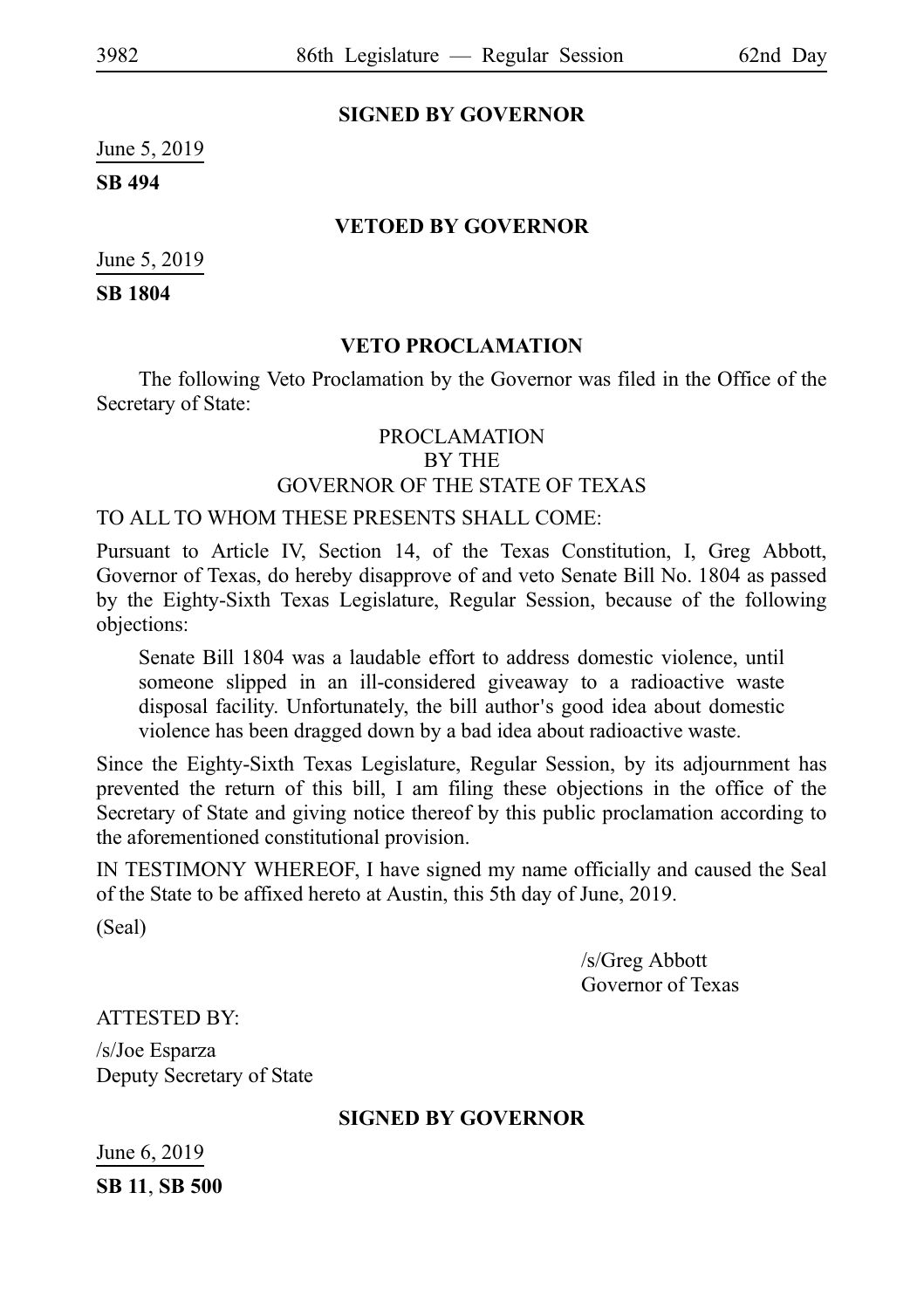### SIGNED BY GOVERNOR

June 5, 2019

**SB 494**

### VETOED BY GOVERNOR

June 5, 2019

**SB 1804**

### VETO PROCLAMATION

The following Veto Proclamation by the Governor was filed in the Office of the Secretary of State:

PROCLAMATION
BY THE
GOVERNOR OF THE STATE OF TEXAS

TO ALL TO WHOM THESE PRESENTS SHALL COME:

Pursuant to Article IV, Section 14, of the Texas Constitution, I, Greg Abbott, Governor of Texas, do hereby disapprove of and veto Senate Bill No. 1804 as passed by the Eighty-Sixth Texas Legislature, Regular Session, because of the following objections:

> Senate Bill 1804 was a laudable effort to address domestic violence, until someone slipped in an ill-considered giveaway to a radioactive waste disposal facility. Unfortunately, the bill author's good idea about domestic violence has been dragged down by a bad idea about radioactive waste.

Since the Eighty-Sixth Texas Legislature, Regular Session, by its adjournment has prevented the return of this bill, I am filing these objections in the office of the Secretary of State and giving notice thereof by this public proclamation according to the aforementioned constitutional provision.

IN TESTIMONY WHEREOF, I have signed my name officially and caused the Seal of the State to be affixed hereto at Austin, this 5th day of June, 2019.

(Seal)

/s/Greg Abbott
Governor of Texas

ATTESTED BY:

/s/Joe Esparza
Deputy Secretary of State

### SIGNED BY GOVERNOR

June 6, 2019

**SB 11**, **SB 500**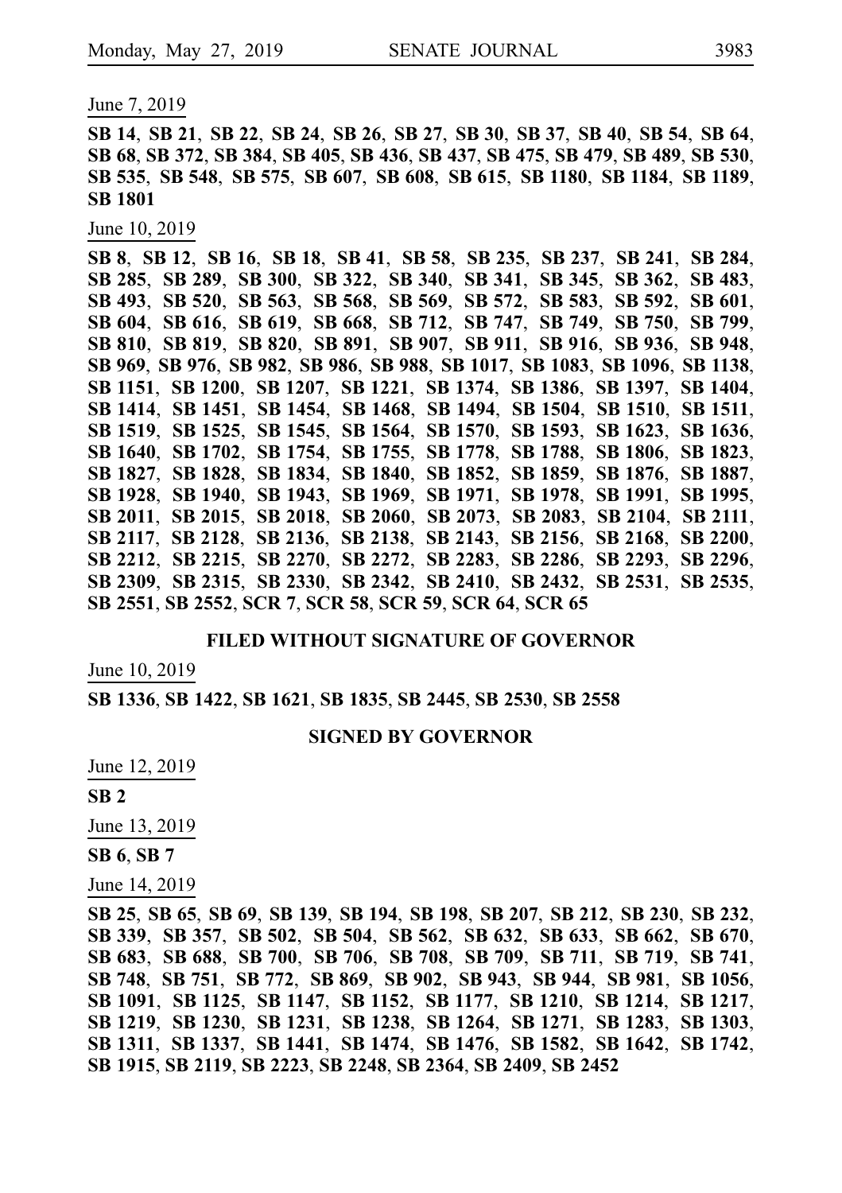June 7, 2019

**SB 14**, **SB 21**, **SB 22**, **SB 24**, **SB 26**, **SB 27**, **SB 30**, **SB 37**, **SB 40**, **SB 54**, **SB 64**, **SB 68**, **SB 372**, **SB 384**, **SB 405**, **SB 436**, **SB 437**, **SB 475**, **SB 479**, **SB 489**, **SB 530**, **SB 535**, **SB 548**, **SB 575**, **SB 607**, **SB 608**, **SB 615**, **SB 1180**, **SB 1184**, **SB 1189**, **SB 1801**

June 10, 2019

**SB 8**, **SB 12**, **SB 16**, **SB 18**, **SB 41**, **SB 58**, **SB 235**, **SB 237**, **SB 241**, **SB 284**, **SB 285**, **SB 289**, **SB 300**, **SB 322**, **SB 340**, **SB 341**, **SB 345**, **SB 362**, **SB 483**, **SB 493**, **SB 520**, **SB 563**, **SB 568**, **SB 569**, **SB 572**, **SB 583**, **SB 592**, **SB 601**, **SB 604**, **SB 616**, **SB 619**, **SB 668**, **SB 712**, **SB 747**, **SB 749**, **SB 750**, **SB 799**, **SB 810**, **SB 819**, **SB 820**, **SB 891**, **SB 907**, **SB 911**, **SB 916**, **SB 936**, **SB 948**, **SB 969**, **SB 976**, **SB 982**, **SB 986**, **SB 988**, **SB 1017**, **SB 1083**, **SB 1096**, **SB 1138**, **SB 1151**, **SB 1200**, **SB 1207**, **SB 1221**, **SB 1374**, **SB 1386**, **SB 1397**, **SB 1404**, **SB 1414**, **SB 1451**, **SB 1454**, **SB 1468**, **SB 1494**, **SB 1504**, **SB 1510**, **SB 1511**, **SB 1519**, **SB 1525**, **SB 1545**, **SB 1564**, **SB 1570**, **SB 1593**, **SB 1623**, **SB 1636**, **SB 1640**, **SB 1702**, **SB 1754**, **SB 1755**, **SB 1778**, **SB 1788**, **SB 1806**, **SB 1823**, **SB 1827**, **SB 1828**, **SB 1834**, **SB 1840**, **SB 1852**, **SB 1859**, **SB 1876**, **SB 1887**, **SB 1928**, **SB 1940**, **SB 1943**, **SB 1969**, **SB 1971**, **SB 1978**, **SB 1991**, **SB 1995**, **SB 2011**, **SB 2015**, **SB 2018**, **SB 2060**, **SB 2073**, **SB 2083**, **SB 2104**, **SB 2111**, **SB 2117**, **SB 2128**, **SB 2136**, **SB 2138**, **SB 2143**, **SB 2156**, **SB 2168**, **SB 2200**, **SB 2212**, **SB 2215**, **SB 2270**, **SB 2272**, **SB 2283**, **SB 2286**, **SB 2293**, **SB 2296**, **SB 2309**, **SB 2315**, **SB 2330**, **SB 2342**, **SB 2410**, **SB 2432**, **SB 2531**, **SB 2535**, **SB 2551**, **SB 2552**, **SCR 7**, **SCR 58**, **SCR 59**, **SCR 64**, **SCR 65**

## FILED WITHOUT SIGNATURE OF GOVERNOR

June 10, 2019

**SB 1336**, **SB 1422**, **SB 1621**, **SB 1835**, **SB 2445**, **SB 2530**, **SB 2558**

## SIGNED BY GOVERNOR

June 12, 2019

**SB 2**

June 13, 2019

**SB 6**, **SB 7**

June 14, 2019

**SB 25**, **SB 65**, **SB 69**, **SB 139**, **SB 194**, **SB 198**, **SB 207**, **SB 212**, **SB 230**, **SB 232**, **SB 339**, **SB 357**, **SB 502**, **SB 504**, **SB 562**, **SB 632**, **SB 633**, **SB 662**, **SB 670**, **SB 683**, **SB 688**, **SB 700**, **SB 706**, **SB 708**, **SB 709**, **SB 711**, **SB 719**, **SB 741**, **SB 748**, **SB 751**, **SB 772**, **SB 869**, **SB 902**, **SB 943**, **SB 944**, **SB 981**, **SB 1056**, **SB 1091**, **SB 1125**, **SB 1147**, **SB 1152**, **SB 1177**, **SB 1210**, **SB 1214**, **SB 1217**, **SB 1219**, **SB 1230**, **SB 1231**, **SB 1238**, **SB 1264**, **SB 1271**, **SB 1283**, **SB 1303**, **SB 1311**, **SB 1337**, **SB 1441**, **SB 1474**, **SB 1476**, **SB 1582**, **SB 1642**, **SB 1742**, **SB 1915**, **SB 2119**, **SB 2223**, **SB 2248**, **SB 2364**, **SB 2409**, **SB 2452**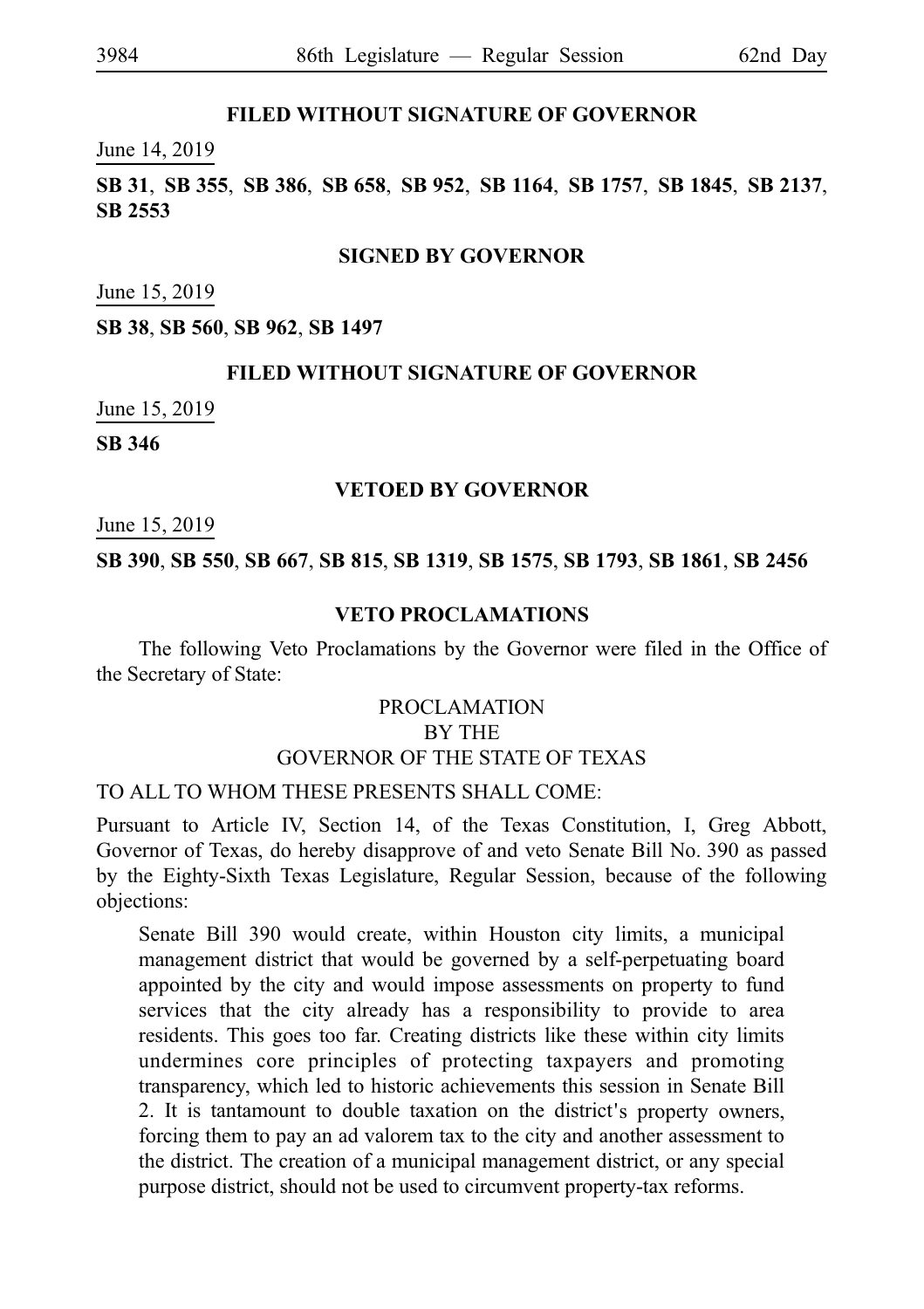### FILED WITHOUT SIGNATURE OF GOVERNOR

June 14, 2019

**SB 31**, **SB 355**, **SB 386**, **SB 658**, **SB 952**, **SB 1164**, **SB 1757**, **SB 1845**, **SB 2137**, **SB 2553**

### SIGNED BY GOVERNOR

June 15, 2019

**SB 38**, **SB 560**, **SB 962**, **SB 1497**

### FILED WITHOUT SIGNATURE OF GOVERNOR

June 15, 2019

**SB 346**

### VETOED BY GOVERNOR

June 15, 2019

**SB 390**, **SB 550**, **SB 667**, **SB 815**, **SB 1319**, **SB 1575**, **SB 1793**, **SB 1861**, **SB 2456**

### VETO PROCLAMATIONS

The following Veto Proclamations by the Governor were filed in the Office of the Secretary of State:

PROCLAMATION
BY THE
GOVERNOR OF THE STATE OF TEXAS

TO ALL TO WHOM THESE PRESENTS SHALL COME:

Pursuant to Article IV, Section 14, of the Texas Constitution, I, Greg Abbott, Governor of Texas, do hereby disapprove of and veto Senate Bill No. 390 as passed by the Eighty-Sixth Texas Legislature, Regular Session, because of the following objections:

> Senate Bill 390 would create, within Houston city limits, a municipal management district that would be governed by a self-perpetuating board appointed by the city and would impose assessments on property to fund services that the city already has a responsibility to provide to area residents. This goes too far. Creating districts like these within city limits undermines core principles of protecting taxpayers and promoting transparency, which led to historic achievements this session in Senate Bill 2. It is tantamount to double taxation on the district's property owners, forcing them to pay an ad valorem tax to the city and another assessment to the district. The creation of a municipal management district, or any special purpose district, should not be used to circumvent property-tax reforms.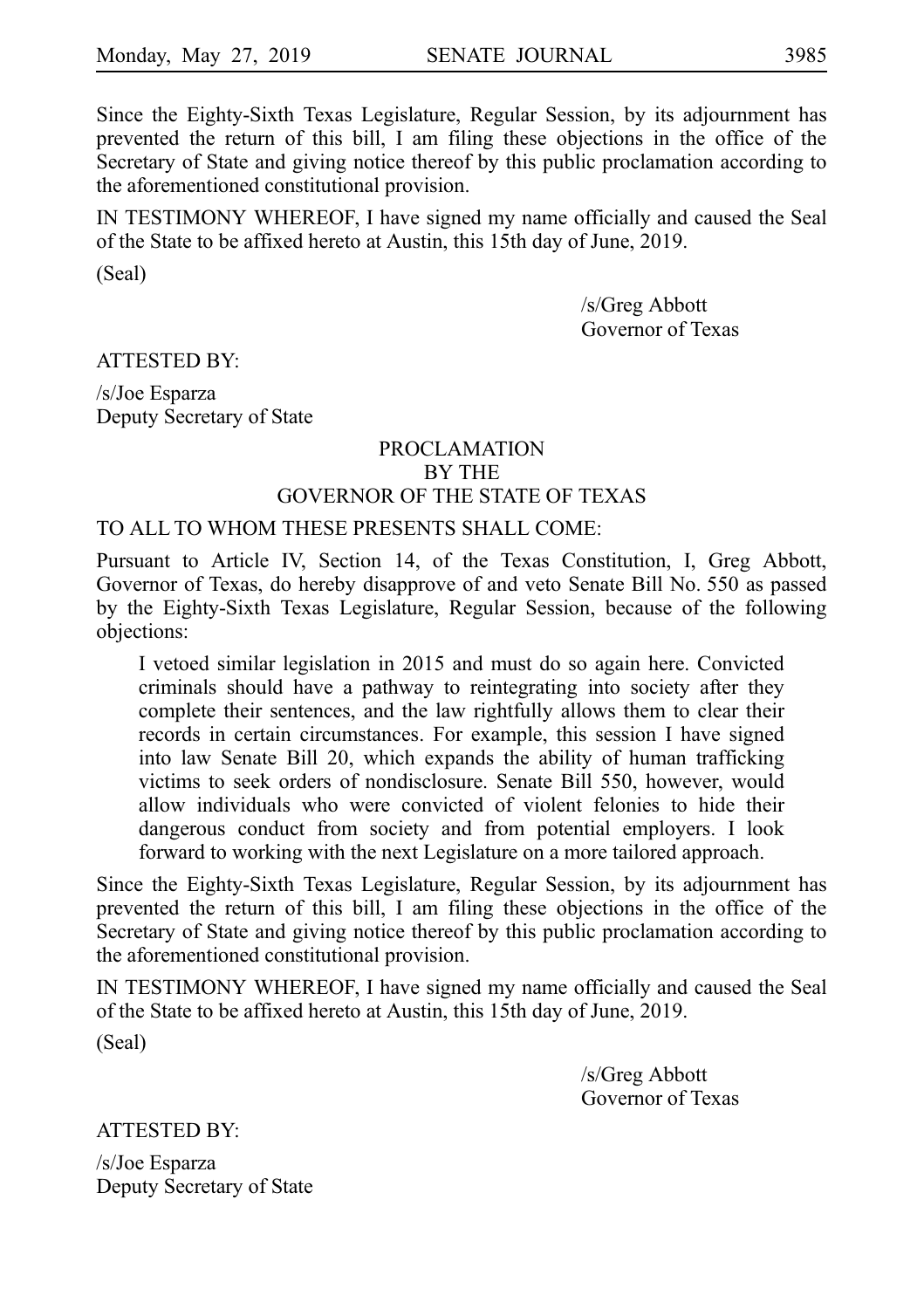Since the Eighty-Sixth Texas Legislature, Regular Session, by its adjournment has prevented the return of this bill, I am filing these objections in the office of the Secretary of State and giving notice thereof by this public proclamation according to the aforementioned constitutional provision.

IN TESTIMONY WHEREOF, I have signed my name officially and caused the Seal of the State to be affixed hereto at Austin, this 15th day of June, 2019.

(Seal)

/s/Greg Abbott
Governor of Texas

ATTESTED BY:

/s/Joe Esparza
Deputy Secretary of State

PROCLAMATION
BY THE
GOVERNOR OF THE STATE OF TEXAS

TO ALL TO WHOM THESE PRESENTS SHALL COME:

Pursuant to Article IV, Section 14, of the Texas Constitution, I, Greg Abbott, Governor of Texas, do hereby disapprove of and veto Senate Bill No. 550 as passed by the Eighty-Sixth Texas Legislature, Regular Session, because of the following objections:

> I vetoed similar legislation in 2015 and must do so again here. Convicted criminals should have a pathway to reintegrating into society after they complete their sentences, and the law rightfully allows them to clear their records in certain circumstances. For example, this session I have signed into law Senate Bill 20, which expands the ability of human trafficking victims to seek orders of nondisclosure. Senate Bill 550, however, would allow individuals who were convicted of violent felonies to hide their dangerous conduct from society and from potential employers. I look forward to working with the next Legislature on a more tailored approach.

Since the Eighty-Sixth Texas Legislature, Regular Session, by its adjournment has prevented the return of this bill, I am filing these objections in the office of the Secretary of State and giving notice thereof by this public proclamation according to the aforementioned constitutional provision.

IN TESTIMONY WHEREOF, I have signed my name officially and caused the Seal of the State to be affixed hereto at Austin, this 15th day of June, 2019.

(Seal)

/s/Greg Abbott
Governor of Texas

ATTESTED BY:

/s/Joe Esparza
Deputy Secretary of State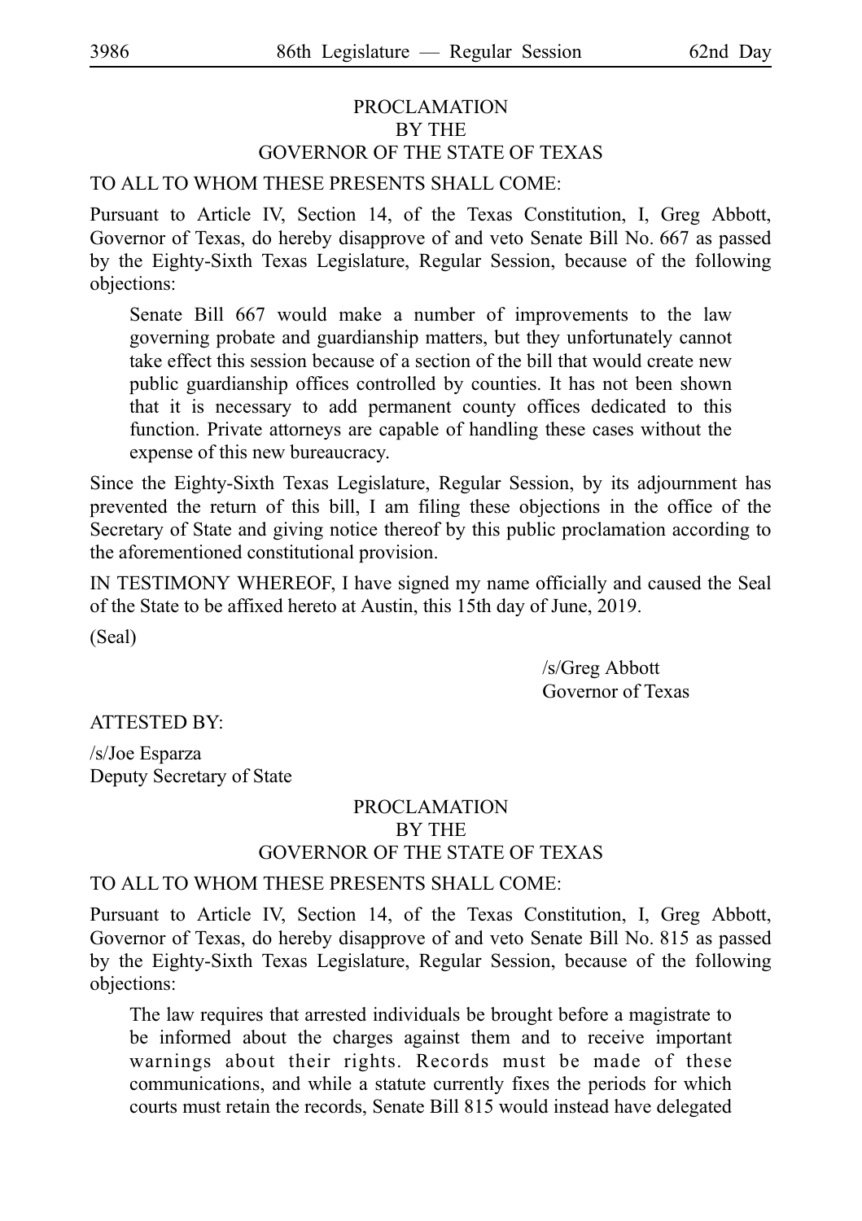PROCLAMATION
BY THE
GOVERNOR OF THE STATE OF TEXAS

TO ALL TO WHOM THESE PRESENTS SHALL COME:

Pursuant to Article IV, Section 14, of the Texas Constitution, I, Greg Abbott, Governor of Texas, do hereby disapprove of and veto Senate Bill No. 667 as passed by the Eighty-Sixth Texas Legislature, Regular Session, because of the following objections:

> Senate Bill 667 would make a number of improvements to the law governing probate and guardianship matters, but they unfortunately cannot take effect this session because of a section of the bill that would create new public guardianship offices controlled by counties. It has not been shown that it is necessary to add permanent county offices dedicated to this function. Private attorneys are capable of handling these cases without the expense of this new bureaucracy.

Since the Eighty-Sixth Texas Legislature, Regular Session, by its adjournment has prevented the return of this bill, I am filing these objections in the office of the Secretary of State and giving notice thereof by this public proclamation according to the aforementioned constitutional provision.

IN TESTIMONY WHEREOF, I have signed my name officially and caused the Seal of the State to be affixed hereto at Austin, this 15th day of June, 2019.

(Seal)

/s/Greg Abbott
Governor of Texas

ATTESTED BY:

/s/Joe Esparza
Deputy Secretary of State

PROCLAMATION
BY THE
GOVERNOR OF THE STATE OF TEXAS

TO ALL TO WHOM THESE PRESENTS SHALL COME:

Pursuant to Article IV, Section 14, of the Texas Constitution, I, Greg Abbott, Governor of Texas, do hereby disapprove of and veto Senate Bill No. 815 as passed by the Eighty-Sixth Texas Legislature, Regular Session, because of the following objections:

> The law requires that arrested individuals be brought before a magistrate to be informed about the charges against them and to receive important warnings about their rights. Records must be made of these communications, and while a statute currently fixes the periods for which courts must retain the records, Senate Bill 815 would instead have delegated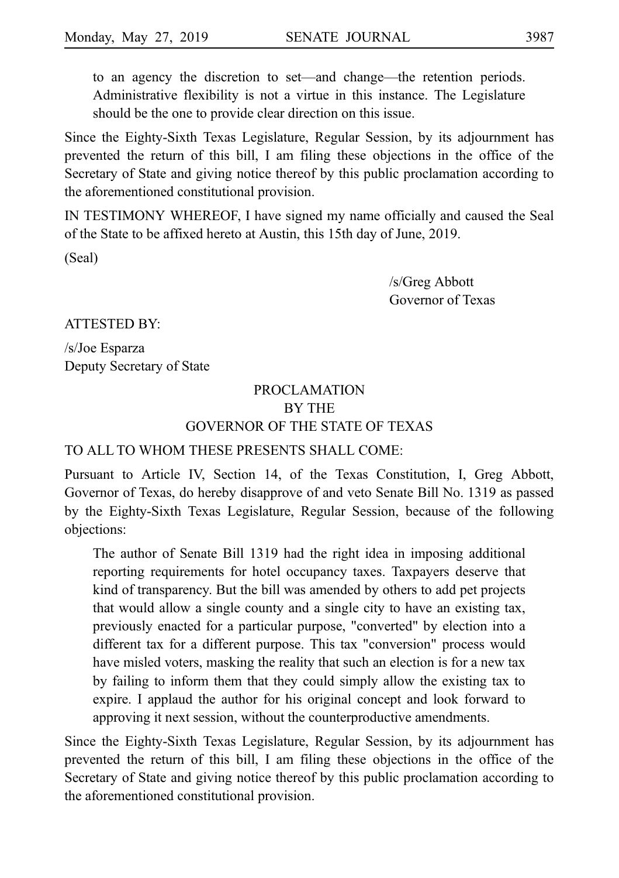> to an agency the discretion to set—and change—the retention periods. Administrative flexibility is not a virtue in this instance. The Legislature should be the one to provide clear direction on this issue.

Since the Eighty-Sixth Texas Legislature, Regular Session, by its adjournment has prevented the return of this bill, I am filing these objections in the office of the Secretary of State and giving notice thereof by this public proclamation according to the aforementioned constitutional provision.

IN TESTIMONY WHEREOF, I have signed my name officially and caused the Seal of the State to be affixed hereto at Austin, this 15th day of June, 2019.

(Seal)

/s/Greg Abbott
Governor of Texas

ATTESTED BY:

/s/Joe Esparza
Deputy Secretary of State

PROCLAMATION
BY THE
GOVERNOR OF THE STATE OF TEXAS

TO ALL TO WHOM THESE PRESENTS SHALL COME:

Pursuant to Article IV, Section 14, of the Texas Constitution, I, Greg Abbott, Governor of Texas, do hereby disapprove of and veto Senate Bill No. 1319 as passed by the Eighty-Sixth Texas Legislature, Regular Session, because of the following objections:

> The author of Senate Bill 1319 had the right idea in imposing additional reporting requirements for hotel occupancy taxes. Taxpayers deserve that kind of transparency. But the bill was amended by others to add pet projects that would allow a single county and a single city to have an existing tax, previously enacted for a particular purpose, "converted" by election into a different tax for a different purpose. This tax "conversion" process would have misled voters, masking the reality that such an election is for a new tax by failing to inform them that they could simply allow the existing tax to expire. I applaud the author for his original concept and look forward to approving it next session, without the counterproductive amendments.

Since the Eighty-Sixth Texas Legislature, Regular Session, by its adjournment has prevented the return of this bill, I am filing these objections in the office of the Secretary of State and giving notice thereof by this public proclamation according to the aforementioned constitutional provision.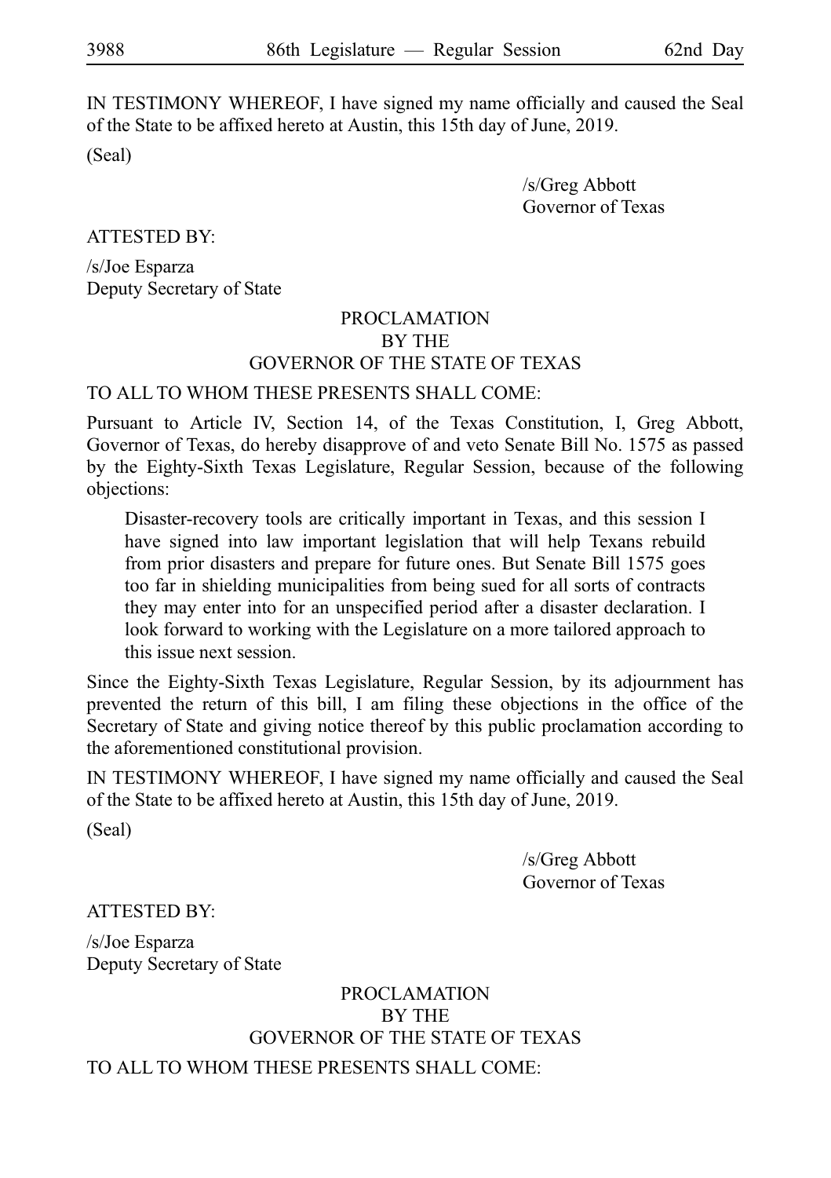IN TESTIMONY WHEREOF, I have signed my name officially and caused the Seal of the State to be affixed hereto at Austin, this 15th day of June, 2019.

(Seal)

/s/Greg Abbott
Governor of Texas

ATTESTED BY:

/s/Joe Esparza
Deputy Secretary of State

PROCLAMATION
BY THE
GOVERNOR OF THE STATE OF TEXAS

TO ALL TO WHOM THESE PRESENTS SHALL COME:

Pursuant to Article IV, Section 14, of the Texas Constitution, I, Greg Abbott, Governor of Texas, do hereby disapprove of and veto Senate Bill No. 1575 as passed by the Eighty-Sixth Texas Legislature, Regular Session, because of the following objections:

> Disaster-recovery tools are critically important in Texas, and this session I have signed into law important legislation that will help Texans rebuild from prior disasters and prepare for future ones. But Senate Bill 1575 goes too far in shielding municipalities from being sued for all sorts of contracts they may enter into for an unspecified period after a disaster declaration. I look forward to working with the Legislature on a more tailored approach to this issue next session.

Since the Eighty-Sixth Texas Legislature, Regular Session, by its adjournment has prevented the return of this bill, I am filing these objections in the office of the Secretary of State and giving notice thereof by this public proclamation according to the aforementioned constitutional provision.

IN TESTIMONY WHEREOF, I have signed my name officially and caused the Seal of the State to be affixed hereto at Austin, this 15th day of June, 2019.

(Seal)

/s/Greg Abbott
Governor of Texas

ATTESTED BY:

/s/Joe Esparza
Deputy Secretary of State

PROCLAMATION
BY THE
GOVERNOR OF THE STATE OF TEXAS

TO ALL TO WHOM THESE PRESENTS SHALL COME: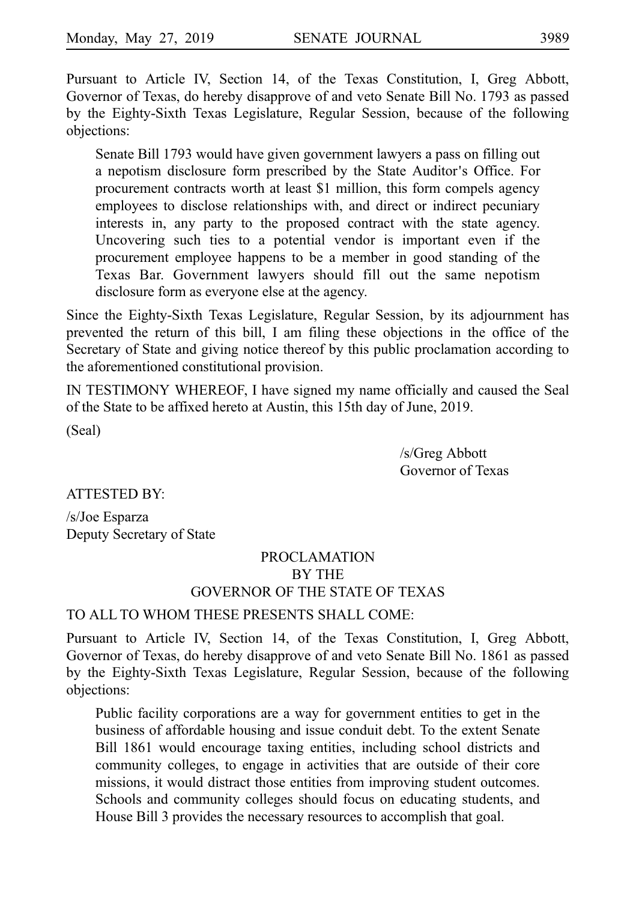Pursuant to Article IV, Section 14, of the Texas Constitution, I, Greg Abbott, Governor of Texas, do hereby disapprove of and veto Senate Bill No. 1793 as passed by the Eighty-Sixth Texas Legislature, Regular Session, because of the following objections:

> Senate Bill 1793 would have given government lawyers a pass on filling out a nepotism disclosure form prescribed by the State Auditor's Office. For procurement contracts worth at least $1 million, this form compels agency employees to disclose relationships with, and direct or indirect pecuniary interests in, any party to the proposed contract with the state agency. Uncovering such ties to a potential vendor is important even if the procurement employee happens to be a member in good standing of the Texas Bar. Government lawyers should fill out the same nepotism disclosure form as everyone else at the agency.

Since the Eighty-Sixth Texas Legislature, Regular Session, by its adjournment has prevented the return of this bill, I am filing these objections in the office of the Secretary of State and giving notice thereof by this public proclamation according to the aforementioned constitutional provision.

IN TESTIMONY WHEREOF, I have signed my name officially and caused the Seal of the State to be affixed hereto at Austin, this 15th day of June, 2019.

(Seal)

/s/Greg Abbott
Governor of Texas

ATTESTED BY:

/s/Joe Esparza
Deputy Secretary of State

PROCLAMATION
BY THE
GOVERNOR OF THE STATE OF TEXAS

TO ALL TO WHOM THESE PRESENTS SHALL COME:

Pursuant to Article IV, Section 14, of the Texas Constitution, I, Greg Abbott, Governor of Texas, do hereby disapprove of and veto Senate Bill No. 1861 as passed by the Eighty-Sixth Texas Legislature, Regular Session, because of the following objections:

> Public facility corporations are a way for government entities to get in the business of affordable housing and issue conduit debt. To the extent Senate Bill 1861 would encourage taxing entities, including school districts and community colleges, to engage in activities that are outside of their core missions, it would distract those entities from improving student outcomes. Schools and community colleges should focus on educating students, and House Bill 3 provides the necessary resources to accomplish that goal.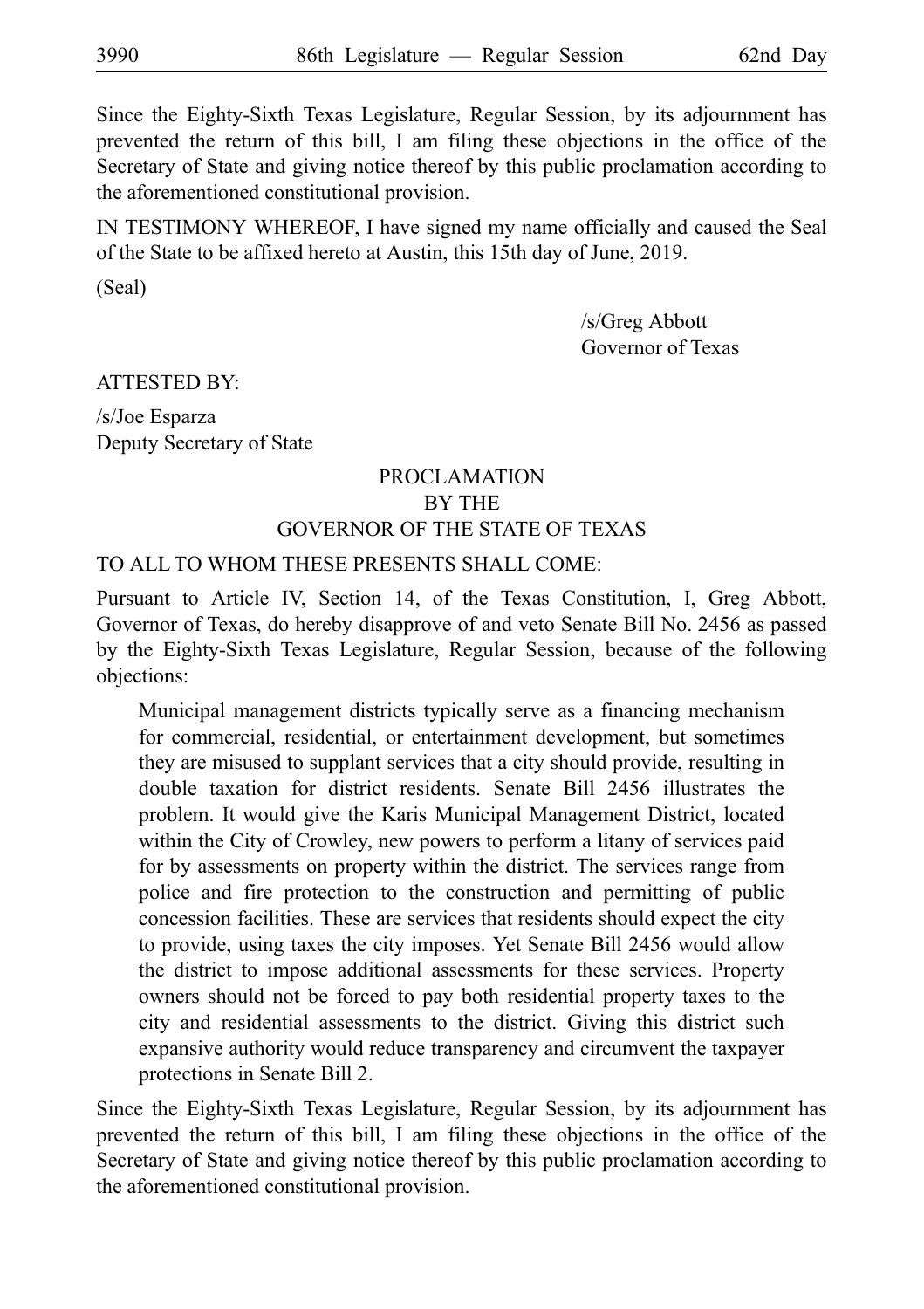Since the Eighty-Sixth Texas Legislature, Regular Session, by its adjournment has prevented the return of this bill, I am filing these objections in the office of the Secretary of State and giving notice thereof by this public proclamation according to the aforementioned constitutional provision.

IN TESTIMONY WHEREOF, I have signed my name officially and caused the Seal of the State to be affixed hereto at Austin, this 15th day of June, 2019.

(Seal)

/s/Greg Abbott
Governor of Texas

ATTESTED BY:

/s/Joe Esparza
Deputy Secretary of State

PROCLAMATION
BY THE
GOVERNOR OF THE STATE OF TEXAS

TO ALL TO WHOM THESE PRESENTS SHALL COME:

Pursuant to Article IV, Section 14, of the Texas Constitution, I, Greg Abbott, Governor of Texas, do hereby disapprove of and veto Senate Bill No. 2456 as passed by the Eighty-Sixth Texas Legislature, Regular Session, because of the following objections:

> Municipal management districts typically serve as a financing mechanism for commercial, residential, or entertainment development, but sometimes they are misused to supplant services that a city should provide, resulting in double taxation for district residents. Senate Bill 2456 illustrates the problem. It would give the Karis Municipal Management District, located within the City of Crowley, new powers to perform a litany of services paid for by assessments on property within the district. The services range from police and fire protection to the construction and permitting of public concession facilities. These are services that residents should expect the city to provide, using taxes the city imposes. Yet Senate Bill 2456 would allow the district to impose additional assessments for these services. Property owners should not be forced to pay both residential property taxes to the city and residential assessments to the district. Giving this district such expansive authority would reduce transparency and circumvent the taxpayer protections in Senate Bill 2.

Since the Eighty-Sixth Texas Legislature, Regular Session, by its adjournment has prevented the return of this bill, I am filing these objections in the office of the Secretary of State and giving notice thereof by this public proclamation according to the aforementioned constitutional provision.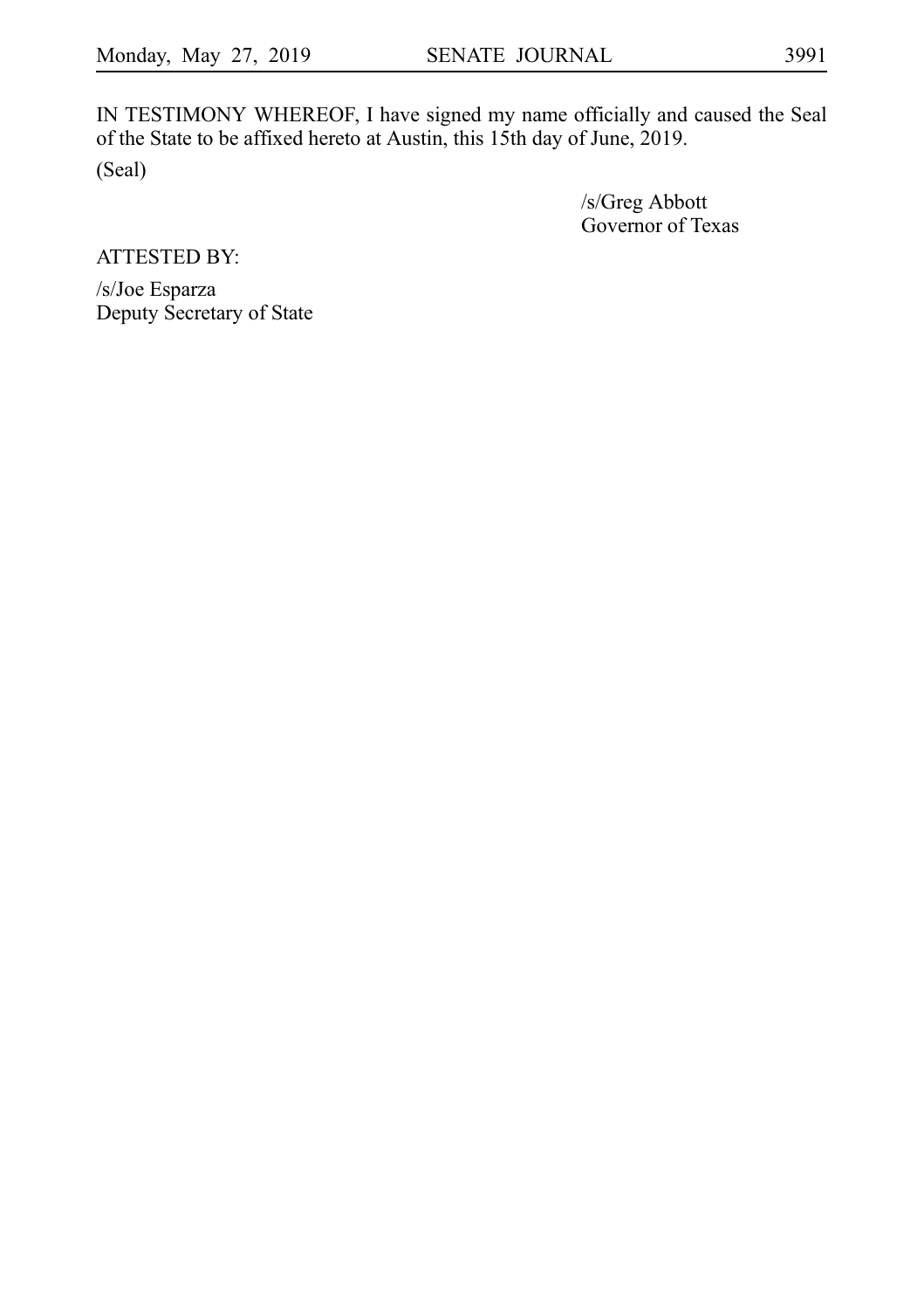IN TESTIMONY WHEREOF, I have signed my name officially and caused the Seal of the State to be affixed hereto at Austin, this 15th day of June, 2019.

(Seal)

/s/Greg Abbott
Governor of Texas

ATTESTED BY:

/s/Joe Esparza
Deputy Secretary of State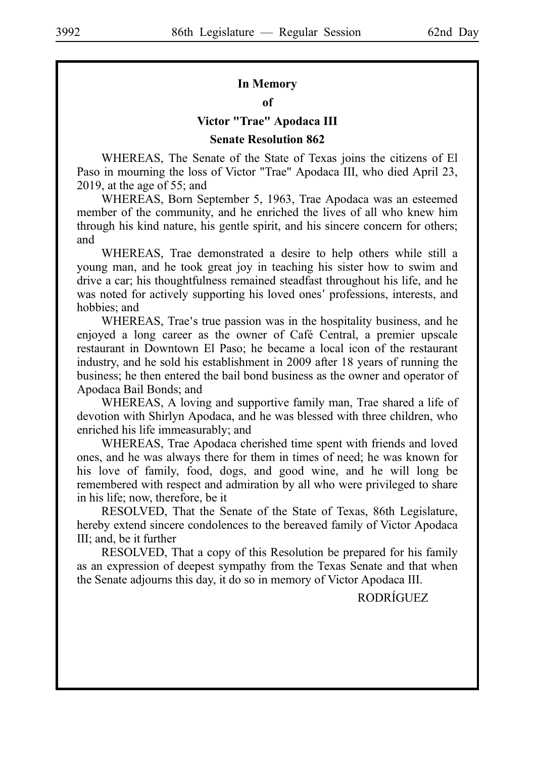**In Memory**

**of**

**Victor "Trae" Apodaca III**

**Senate Resolution 862**

WHEREAS, The Senate of the State of Texas joins the citizens of El Paso in mourning the loss of Victor "Trae" Apodaca III, who died April 23, 2019, at the age of 55; and

WHEREAS, Born September 5, 1963, Trae Apodaca was an esteemed member of the community, and he enriched the lives of all who knew him through his kind nature, his gentle spirit, and his sincere concern for others; and

WHEREAS, Trae demonstrated a desire to help others while still a young man, and he took great joy in teaching his sister how to swim and drive a car; his thoughtfulness remained steadfast throughout his life, and he was noted for actively supporting his loved ones' professions, interests, and hobbies; and

WHEREAS, Trae's true passion was in the hospitality business, and he enjoyed a long career as the owner of Café Central, a premier upscale restaurant in Downtown El Paso; he became a local icon of the restaurant industry, and he sold his establishment in 2009 after 18 years of running the business; he then entered the bail bond business as the owner and operator of Apodaca Bail Bonds; and

WHEREAS, A loving and supportive family man, Trae shared a life of devotion with Shirlyn Apodaca, and he was blessed with three children, who enriched his life immeasurably; and

WHEREAS, Trae Apodaca cherished time spent with friends and loved ones, and he was always there for them in times of need; he was known for his love of family, food, dogs, and good wine, and he will long be remembered with respect and admiration by all who were privileged to share in his life; now, therefore, be it

RESOLVED, That the Senate of the State of Texas, 86th Legislature, hereby extend sincere condolences to the bereaved family of Victor Apodaca III; and, be it further

RESOLVED, That a copy of this Resolution be prepared for his family as an expression of deepest sympathy from the Texas Senate and that when the Senate adjourns this day, it do so in memory of Victor Apodaca III.

RODRÍGUEZ